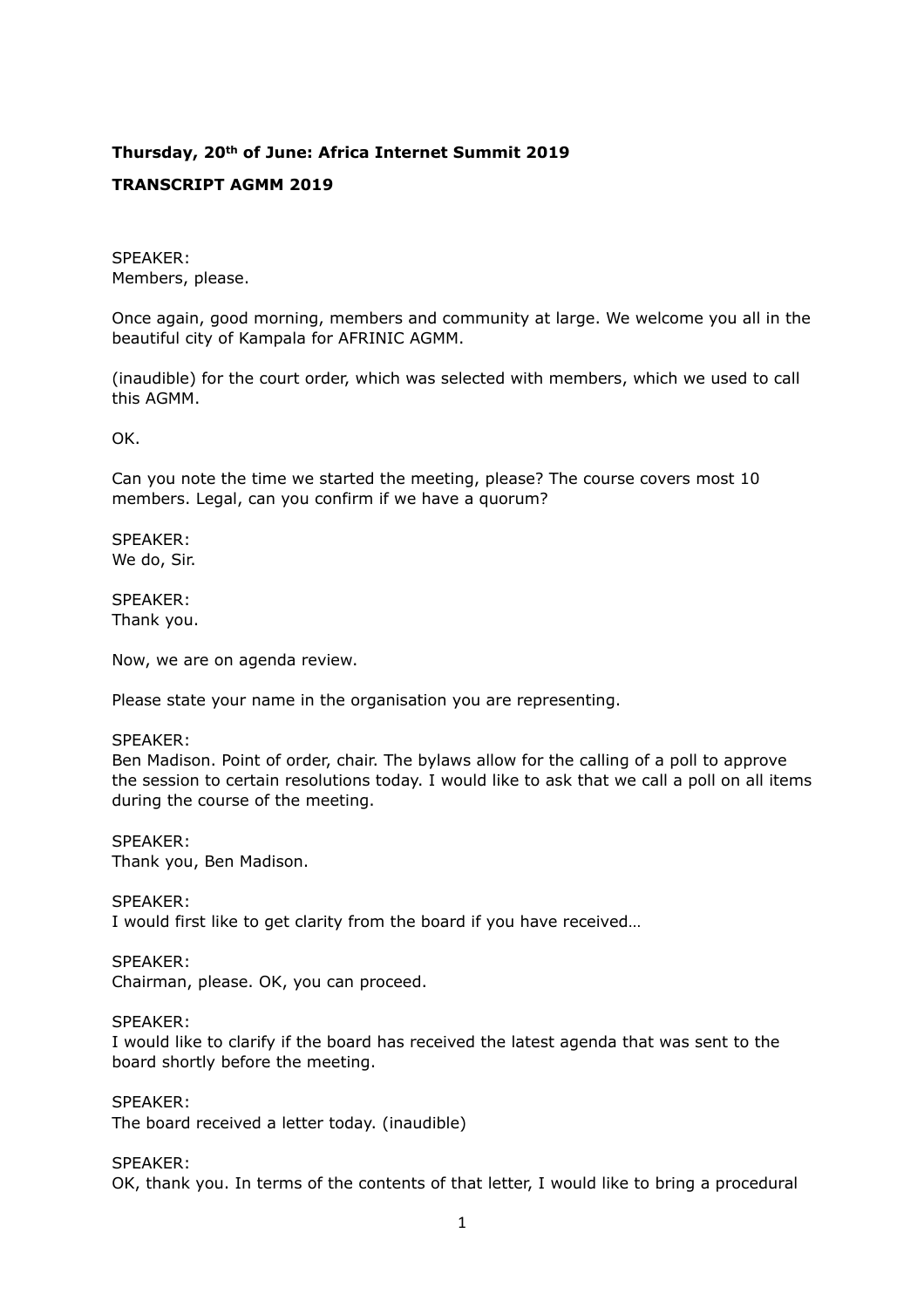**Thursday, 20th of June: Africa Internet Summit 2019**

**TRANSCRIPT AGMM 2019**

SPEAKER:
Members, please.

Once again, good morning, members and community at large. We welcome you all in the beautiful city of Kampala for AFRINIC AGMM.

(inaudible) for the court order, which was selected with members, which we used to call this AGMM.

OK.

Can you note the time we started the meeting, please? The course covers most 10 members. Legal, can you confirm if we have a quorum?

SPEAKER:
We do, Sir.

SPEAKER:
Thank you.

Now, we are on agenda review.

Please state your name in the organisation you are representing.

SPEAKER:
Ben Madison. Point of order, chair. The bylaws allow for the calling of a poll to approve the session to certain resolutions today. I would like to ask that we call a poll on all items during the course of the meeting.

SPEAKER:
Thank you, Ben Madison.

SPEAKER:
I would first like to get clarity from the board if you have received…

SPEAKER:
Chairman, please. OK, you can proceed.

SPEAKER:
I would like to clarify if the board has received the latest agenda that was sent to the board shortly before the meeting.

SPEAKER:
The board received a letter today. (inaudible)

SPEAKER:
OK, thank you. In terms of the contents of that letter, I would like to bring a procedural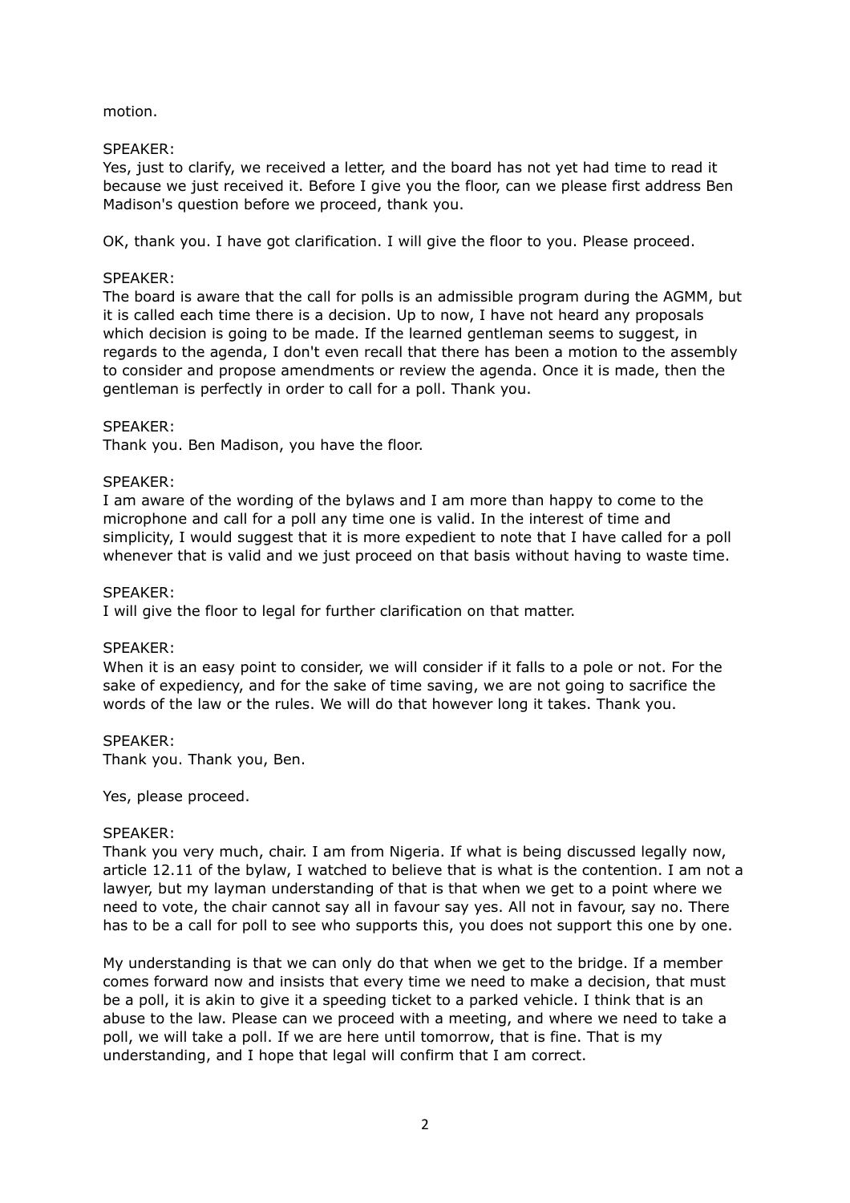motion.

SPEAKER:
Yes, just to clarify, we received a letter, and the board has not yet had time to read it because we just received it. Before I give you the floor, can we please first address Ben Madison's question before we proceed, thank you.

OK, thank you. I have got clarification. I will give the floor to you. Please proceed.

SPEAKER:
The board is aware that the call for polls is an admissible program during the AGMM, but it is called each time there is a decision. Up to now, I have not heard any proposals which decision is going to be made. If the learned gentleman seems to suggest, in regards to the agenda, I don't even recall that there has been a motion to the assembly to consider and propose amendments or review the agenda. Once it is made, then the gentleman is perfectly in order to call for a poll. Thank you.

SPEAKER:
Thank you. Ben Madison, you have the floor.

SPEAKER:
I am aware of the wording of the bylaws and I am more than happy to come to the microphone and call for a poll any time one is valid. In the interest of time and simplicity, I would suggest that it is more expedient to note that I have called for a poll whenever that is valid and we just proceed on that basis without having to waste time.

SPEAKER:
I will give the floor to legal for further clarification on that matter.

SPEAKER:
When it is an easy point to consider, we will consider if it falls to a pole or not. For the sake of expediency, and for the sake of time saving, we are not going to sacrifice the words of the law or the rules. We will do that however long it takes. Thank you.

SPEAKER:
Thank you. Thank you, Ben.

Yes, please proceed.

SPEAKER:
Thank you very much, chair. I am from Nigeria. If what is being discussed legally now, article 12.11 of the bylaw, I watched to believe that is what is the contention. I am not a lawyer, but my layman understanding of that is that when we get to a point where we need to vote, the chair cannot say all in favour say yes. All not in favour, say no. There has to be a call for poll to see who supports this, you does not support this one by one.

My understanding is that we can only do that when we get to the bridge. If a member comes forward now and insists that every time we need to make a decision, that must be a poll, it is akin to give it a speeding ticket to a parked vehicle. I think that is an abuse to the law. Please can we proceed with a meeting, and where we need to take a poll, we will take a poll. If we are here until tomorrow, that is fine. That is my understanding, and I hope that legal will confirm that I am correct.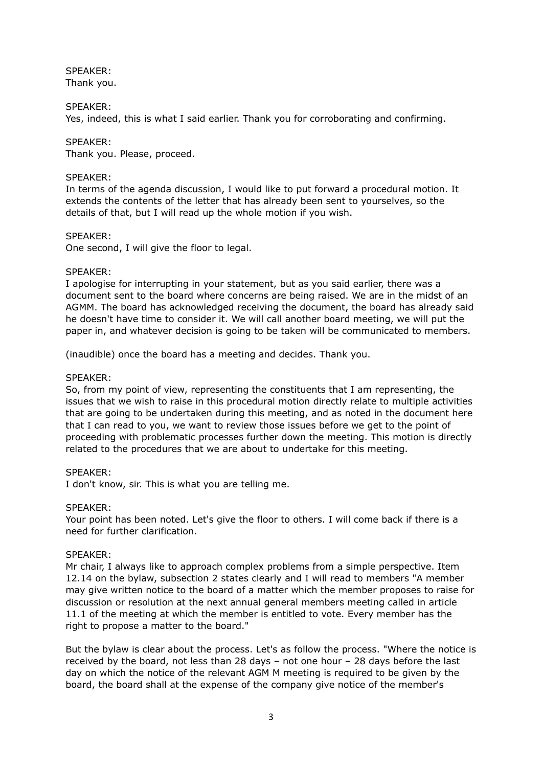SPEAKER:
Thank you.

SPEAKER:
Yes, indeed, this is what I said earlier. Thank you for corroborating and confirming.

SPEAKER:
Thank you. Please, proceed.

SPEAKER:
In terms of the agenda discussion, I would like to put forward a procedural motion. It extends the contents of the letter that has already been sent to yourselves, so the details of that, but I will read up the whole motion if you wish.

SPEAKER:
One second, I will give the floor to legal.

SPEAKER:
I apologise for interrupting in your statement, but as you said earlier, there was a document sent to the board where concerns are being raised. We are in the midst of an AGMM. The board has acknowledged receiving the document, the board has already said he doesn't have time to consider it. We will call another board meeting, we will put the paper in, and whatever decision is going to be taken will be communicated to members.

(inaudible) once the board has a meeting and decides. Thank you.

SPEAKER:
So, from my point of view, representing the constituents that I am representing, the issues that we wish to raise in this procedural motion directly relate to multiple activities that are going to be undertaken during this meeting, and as noted in the document here that I can read to you, we want to review those issues before we get to the point of proceeding with problematic processes further down the meeting. This motion is directly related to the procedures that we are about to undertake for this meeting.

SPEAKER:
I don't know, sir. This is what you are telling me.

SPEAKER:
Your point has been noted. Let's give the floor to others. I will come back if there is a need for further clarification.

SPEAKER:
Mr chair, I always like to approach complex problems from a simple perspective. Item 12.14 on the bylaw, subsection 2 states clearly and I will read to members "A member may give written notice to the board of a matter which the member proposes to raise for discussion or resolution at the next annual general members meeting called in article 11.1 of the meeting at which the member is entitled to vote. Every member has the right to propose a matter to the board."

But the bylaw is clear about the process. Let's as follow the process. "Where the notice is received by the board, not less than 28 days – not one hour – 28 days before the last day on which the notice of the relevant AGM M meeting is required to be given by the board, the board shall at the expense of the company give notice of the member's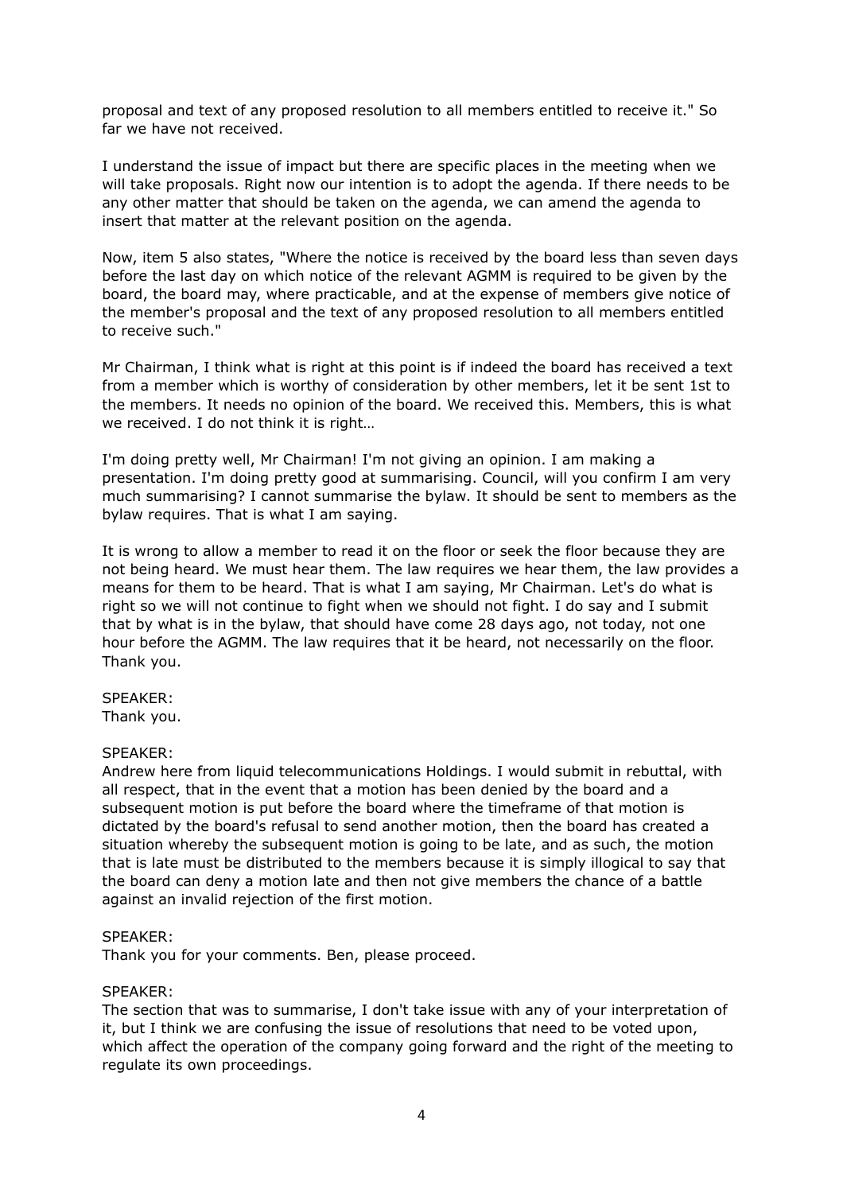proposal and text of any proposed resolution to all members entitled to receive it." So far we have not received.

I understand the issue of impact but there are specific places in the meeting when we will take proposals. Right now our intention is to adopt the agenda. If there needs to be any other matter that should be taken on the agenda, we can amend the agenda to insert that matter at the relevant position on the agenda.

Now, item 5 also states, "Where the notice is received by the board less than seven days before the last day on which notice of the relevant AGMM is required to be given by the board, the board may, where practicable, and at the expense of members give notice of the member's proposal and the text of any proposed resolution to all members entitled to receive such."

Mr Chairman, I think what is right at this point is if indeed the board has received a text from a member which is worthy of consideration by other members, let it be sent 1st to the members. It needs no opinion of the board. We received this. Members, this is what we received. I do not think it is right…

I'm doing pretty well, Mr Chairman! I'm not giving an opinion. I am making a presentation. I'm doing pretty good at summarising. Council, will you confirm I am very much summarising? I cannot summarise the bylaw. It should be sent to members as the bylaw requires. That is what I am saying.

It is wrong to allow a member to read it on the floor or seek the floor because they are not being heard. We must hear them. The law requires we hear them, the law provides a means for them to be heard. That is what I am saying, Mr Chairman. Let's do what is right so we will not continue to fight when we should not fight. I do say and I submit that by what is in the bylaw, that should have come 28 days ago, not today, not one hour before the AGMM. The law requires that it be heard, not necessarily on the floor. Thank you.

SPEAKER:
Thank you.

SPEAKER:
Andrew here from liquid telecommunications Holdings. I would submit in rebuttal, with all respect, that in the event that a motion has been denied by the board and a subsequent motion is put before the board where the timeframe of that motion is dictated by the board's refusal to send another motion, then the board has created a situation whereby the subsequent motion is going to be late, and as such, the motion that is late must be distributed to the members because it is simply illogical to say that the board can deny a motion late and then not give members the chance of a battle against an invalid rejection of the first motion.

SPEAKER:
Thank you for your comments. Ben, please proceed.

SPEAKER:
The section that was to summarise, I don't take issue with any of your interpretation of it, but I think we are confusing the issue of resolutions that need to be voted upon, which affect the operation of the company going forward and the right of the meeting to regulate its own proceedings.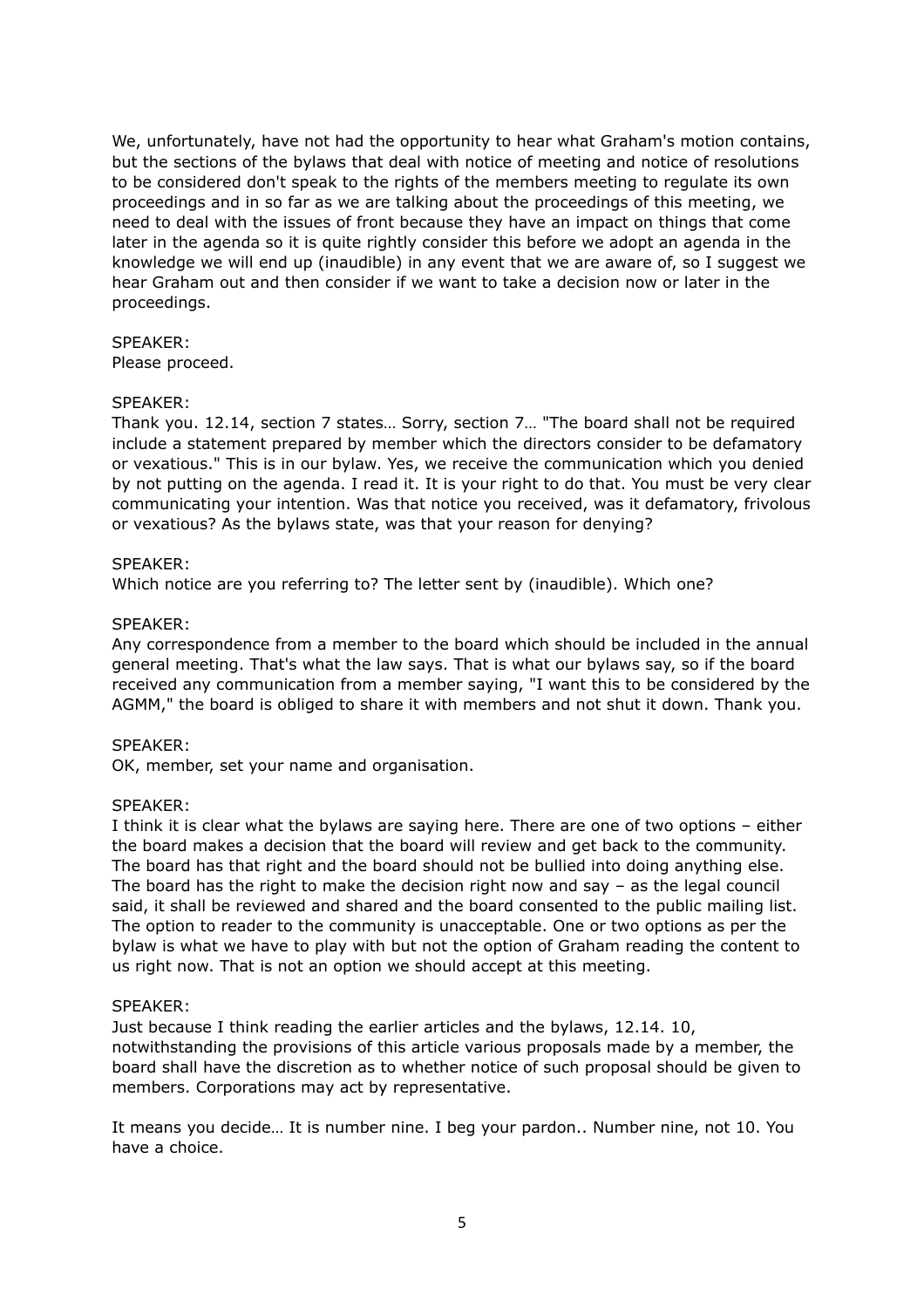We, unfortunately, have not had the opportunity to hear what Graham's motion contains, but the sections of the bylaws that deal with notice of meeting and notice of resolutions to be considered don't speak to the rights of the members meeting to regulate its own proceedings and in so far as we are talking about the proceedings of this meeting, we need to deal with the issues of front because they have an impact on things that come later in the agenda so it is quite rightly consider this before we adopt an agenda in the knowledge we will end up (inaudible) in any event that we are aware of, so I suggest we hear Graham out and then consider if we want to take a decision now or later in the proceedings.

SPEAKER:
Please proceed.

SPEAKER:
Thank you. 12.14, section 7 states… Sorry, section 7… "The board shall not be required include a statement prepared by member which the directors consider to be defamatory or vexatious." This is in our bylaw. Yes, we receive the communication which you denied by not putting on the agenda. I read it. It is your right to do that. You must be very clear communicating your intention. Was that notice you received, was it defamatory, frivolous or vexatious? As the bylaws state, was that your reason for denying?

SPEAKER:
Which notice are you referring to? The letter sent by (inaudible). Which one?

SPEAKER:
Any correspondence from a member to the board which should be included in the annual general meeting. That's what the law says. That is what our bylaws say, so if the board received any communication from a member saying, "I want this to be considered by the AGMM," the board is obliged to share it with members and not shut it down. Thank you.

SPEAKER:
OK, member, set your name and organisation.

SPEAKER:
I think it is clear what the bylaws are saying here. There are one of two options – either the board makes a decision that the board will review and get back to the community. The board has that right and the board should not be bullied into doing anything else. The board has the right to make the decision right now and say – as the legal council said, it shall be reviewed and shared and the board consented to the public mailing list. The option to reader to the community is unacceptable. One or two options as per the bylaw is what we have to play with but not the option of Graham reading the content to us right now. That is not an option we should accept at this meeting.

SPEAKER:
Just because I think reading the earlier articles and the bylaws, 12.14. 10, notwithstanding the provisions of this article various proposals made by a member, the board shall have the discretion as to whether notice of such proposal should be given to members. Corporations may act by representative.

It means you decide… It is number nine. I beg your pardon.. Number nine, not 10. You have a choice.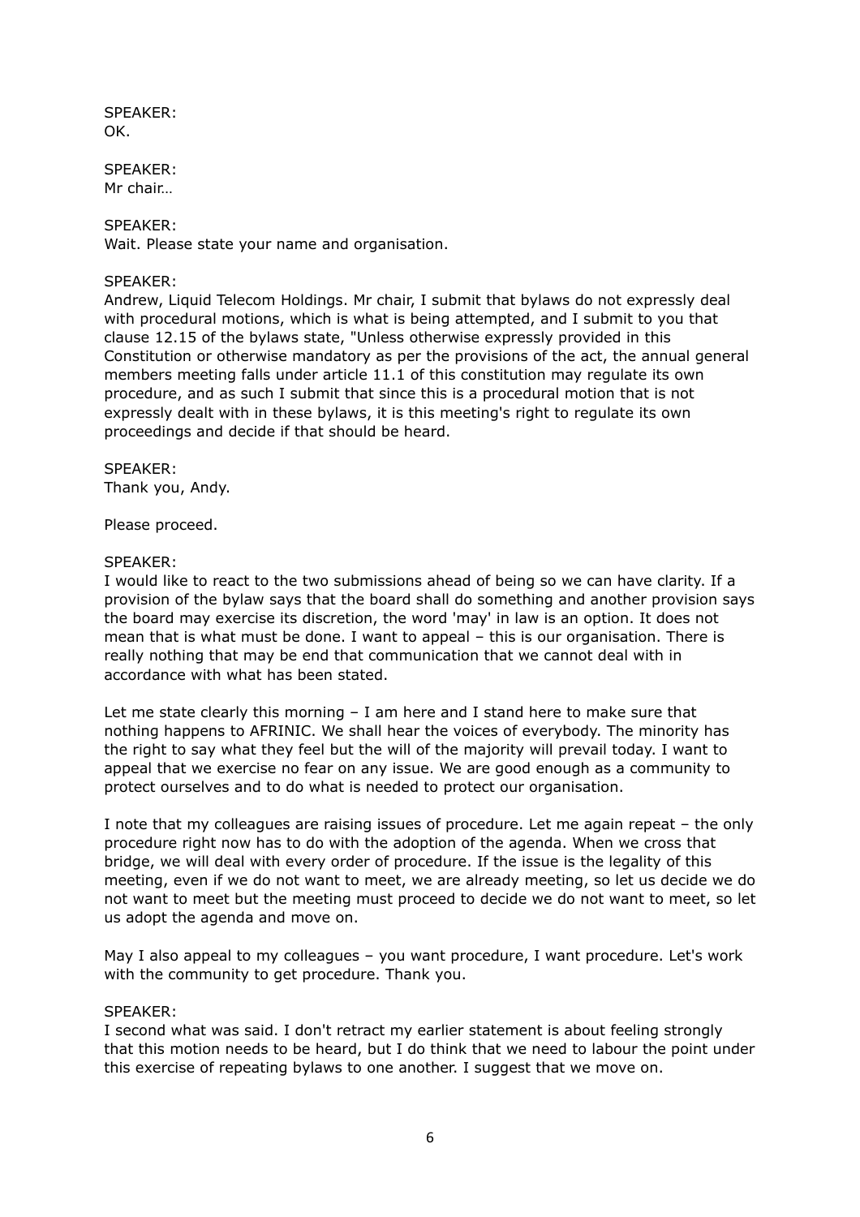SPEAKER:
OK.

SPEAKER:
Mr chair…

SPEAKER:
Wait. Please state your name and organisation.

SPEAKER:
Andrew, Liquid Telecom Holdings. Mr chair, I submit that bylaws do not expressly deal with procedural motions, which is what is being attempted, and I submit to you that clause 12.15 of the bylaws state, "Unless otherwise expressly provided in this Constitution or otherwise mandatory as per the provisions of the act, the annual general members meeting falls under article 11.1 of this constitution may regulate its own procedure, and as such I submit that since this is a procedural motion that is not expressly dealt with in these bylaws, it is this meeting's right to regulate its own proceedings and decide if that should be heard.

SPEAKER:
Thank you, Andy.

Please proceed.

SPEAKER:
I would like to react to the two submissions ahead of being so we can have clarity. If a provision of the bylaw says that the board shall do something and another provision says the board may exercise its discretion, the word 'may' in law is an option. It does not mean that is what must be done. I want to appeal – this is our organisation. There is really nothing that may be end that communication that we cannot deal with in accordance with what has been stated.

Let me state clearly this morning – I am here and I stand here to make sure that nothing happens to AFRINIC. We shall hear the voices of everybody. The minority has the right to say what they feel but the will of the majority will prevail today. I want to appeal that we exercise no fear on any issue. We are good enough as a community to protect ourselves and to do what is needed to protect our organisation.

I note that my colleagues are raising issues of procedure. Let me again repeat – the only procedure right now has to do with the adoption of the agenda. When we cross that bridge, we will deal with every order of procedure. If the issue is the legality of this meeting, even if we do not want to meet, we are already meeting, so let us decide we do not want to meet but the meeting must proceed to decide we do not want to meet, so let us adopt the agenda and move on.

May I also appeal to my colleagues – you want procedure, I want procedure. Let's work with the community to get procedure. Thank you.

SPEAKER:
I second what was said. I don't retract my earlier statement is about feeling strongly that this motion needs to be heard, but I do think that we need to labour the point under this exercise of repeating bylaws to one another. I suggest that we move on.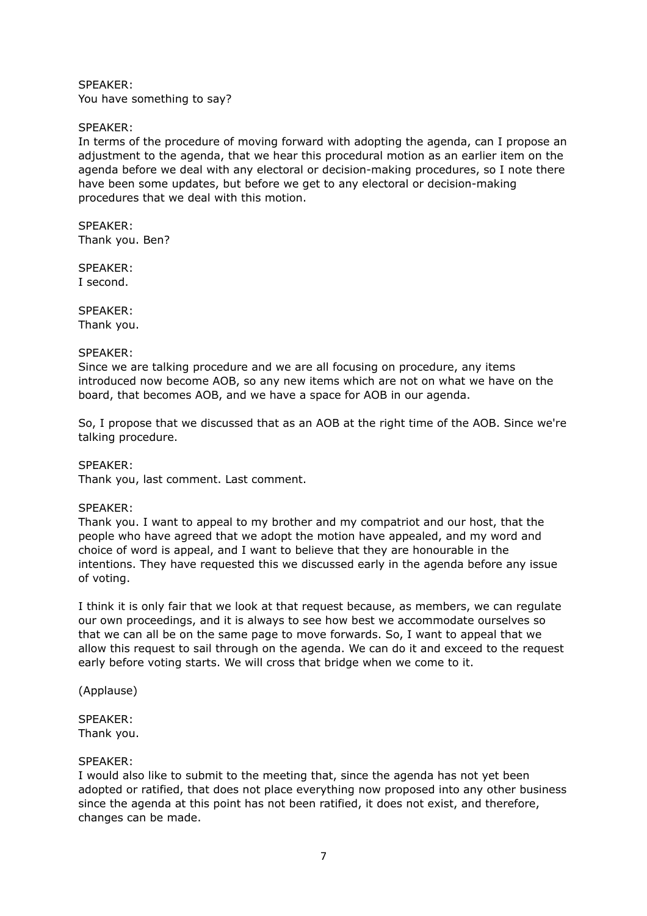SPEAKER:
You have something to say?

SPEAKER:
In terms of the procedure of moving forward with adopting the agenda, can I propose an adjustment to the agenda, that we hear this procedural motion as an earlier item on the agenda before we deal with any electoral or decision-making procedures, so I note there have been some updates, but before we get to any electoral or decision-making procedures that we deal with this motion.

SPEAKER:
Thank you. Ben?

SPEAKER:
I second.

SPEAKER:
Thank you.

SPEAKER:
Since we are talking procedure and we are all focusing on procedure, any items introduced now become AOB, so any new items which are not on what we have on the board, that becomes AOB, and we have a space for AOB in our agenda.

So, I propose that we discussed that as an AOB at the right time of the AOB. Since we're talking procedure.

SPEAKER:
Thank you, last comment. Last comment.

SPEAKER:
Thank you. I want to appeal to my brother and my compatriot and our host, that the people who have agreed that we adopt the motion have appealed, and my word and choice of word is appeal, and I want to believe that they are honourable in the intentions. They have requested this we discussed early in the agenda before any issue of voting.

I think it is only fair that we look at that request because, as members, we can regulate our own proceedings, and it is always to see how best we accommodate ourselves so that we can all be on the same page to move forwards. So, I want to appeal that we allow this request to sail through on the agenda. We can do it and exceed to the request early before voting starts. We will cross that bridge when we come to it.

(Applause)

SPEAKER:
Thank you.

SPEAKER:
I would also like to submit to the meeting that, since the agenda has not yet been adopted or ratified, that does not place everything now proposed into any other business since the agenda at this point has not been ratified, it does not exist, and therefore, changes can be made.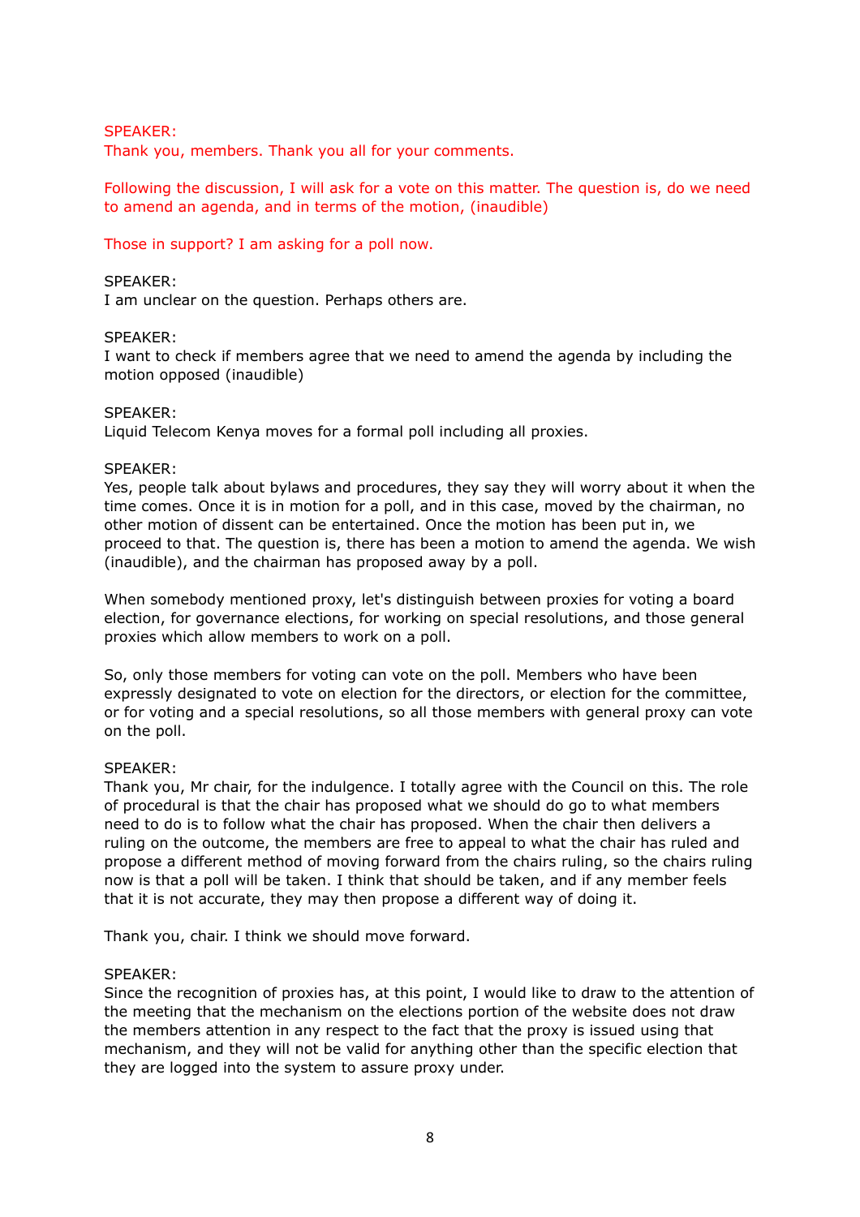SPEAKER:
Thank you, members. Thank you all for your comments.

Following the discussion, I will ask for a vote on this matter. The question is, do we need to amend an agenda, and in terms of the motion, (inaudible)

Those in support? I am asking for a poll now.

SPEAKER:
I am unclear on the question. Perhaps others are.

SPEAKER:
I want to check if members agree that we need to amend the agenda by including the motion opposed (inaudible)

SPEAKER:
Liquid Telecom Kenya moves for a formal poll including all proxies.

SPEAKER:
Yes, people talk about bylaws and procedures, they say they will worry about it when the time comes. Once it is in motion for a poll, and in this case, moved by the chairman, no other motion of dissent can be entertained. Once the motion has been put in, we proceed to that. The question is, there has been a motion to amend the agenda. We wish (inaudible), and the chairman has proposed away by a poll.

When somebody mentioned proxy, let's distinguish between proxies for voting a board election, for governance elections, for working on special resolutions, and those general proxies which allow members to work on a poll.

So, only those members for voting can vote on the poll. Members who have been expressly designated to vote on election for the directors, or election for the committee, or for voting and a special resolutions, so all those members with general proxy can vote on the poll.

SPEAKER:
Thank you, Mr chair, for the indulgence. I totally agree with the Council on this. The role of procedural is that the chair has proposed what we should do go to what members need to do is to follow what the chair has proposed. When the chair then delivers a ruling on the outcome, the members are free to appeal to what the chair has ruled and propose a different method of moving forward from the chairs ruling, so the chairs ruling now is that a poll will be taken. I think that should be taken, and if any member feels that it is not accurate, they may then propose a different way of doing it.

Thank you, chair. I think we should move forward.

SPEAKER:
Since the recognition of proxies has, at this point, I would like to draw to the attention of the meeting that the mechanism on the elections portion of the website does not draw the members attention in any respect to the fact that the proxy is issued using that mechanism, and they will not be valid for anything other than the specific election that they are logged into the system to assure proxy under.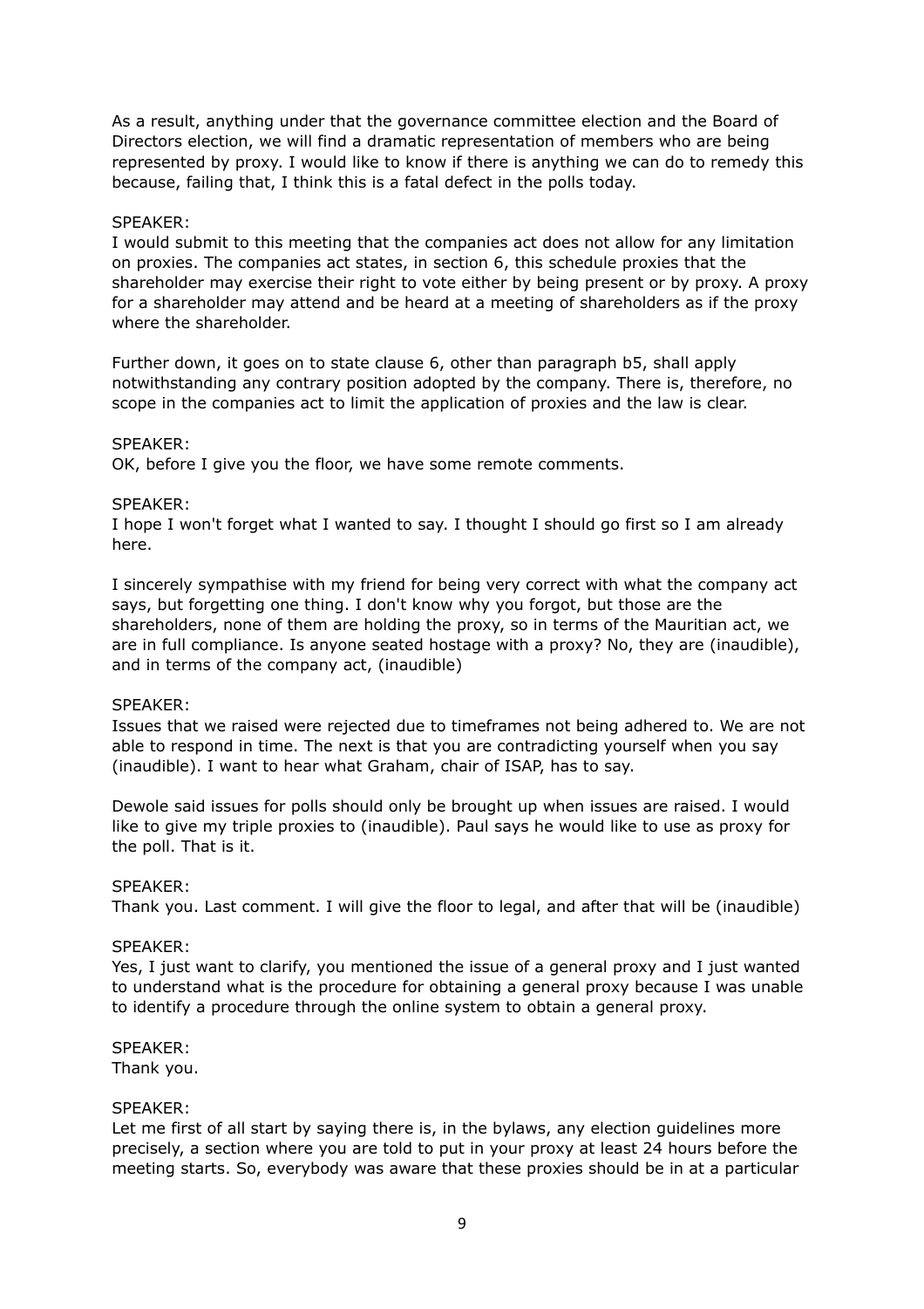As a result, anything under that the governance committee election and the Board of Directors election, we will find a dramatic representation of members who are being represented by proxy. I would like to know if there is anything we can do to remedy this because, failing that, I think this is a fatal defect in the polls today.

SPEAKER:
I would submit to this meeting that the companies act does not allow for any limitation on proxies. The companies act states, in section 6, this schedule proxies that the shareholder may exercise their right to vote either by being present or by proxy. A proxy for a shareholder may attend and be heard at a meeting of shareholders as if the proxy where the shareholder.

Further down, it goes on to state clause 6, other than paragraph b5, shall apply notwithstanding any contrary position adopted by the company. There is, therefore, no scope in the companies act to limit the application of proxies and the law is clear.

SPEAKER:
OK, before I give you the floor, we have some remote comments.

SPEAKER:
I hope I won't forget what I wanted to say. I thought I should go first so I am already here.

I sincerely sympathise with my friend for being very correct with what the company act says, but forgetting one thing. I don't know why you forgot, but those are the shareholders, none of them are holding the proxy, so in terms of the Mauritian act, we are in full compliance. Is anyone seated hostage with a proxy? No, they are (inaudible), and in terms of the company act, (inaudible)

SPEAKER:
Issues that we raised were rejected due to timeframes not being adhered to. We are not able to respond in time. The next is that you are contradicting yourself when you say (inaudible). I want to hear what Graham, chair of ISAP, has to say.

Dewole said issues for polls should only be brought up when issues are raised. I would like to give my triple proxies to (inaudible). Paul says he would like to use as proxy for the poll. That is it.

SPEAKER:
Thank you. Last comment. I will give the floor to legal, and after that will be (inaudible)

SPEAKER:
Yes, I just want to clarify, you mentioned the issue of a general proxy and I just wanted to understand what is the procedure for obtaining a general proxy because I was unable to identify a procedure through the online system to obtain a general proxy.

SPEAKER:
Thank you.

SPEAKER:
Let me first of all start by saying there is, in the bylaws, any election guidelines more precisely, a section where you are told to put in your proxy at least 24 hours before the meeting starts. So, everybody was aware that these proxies should be in at a particular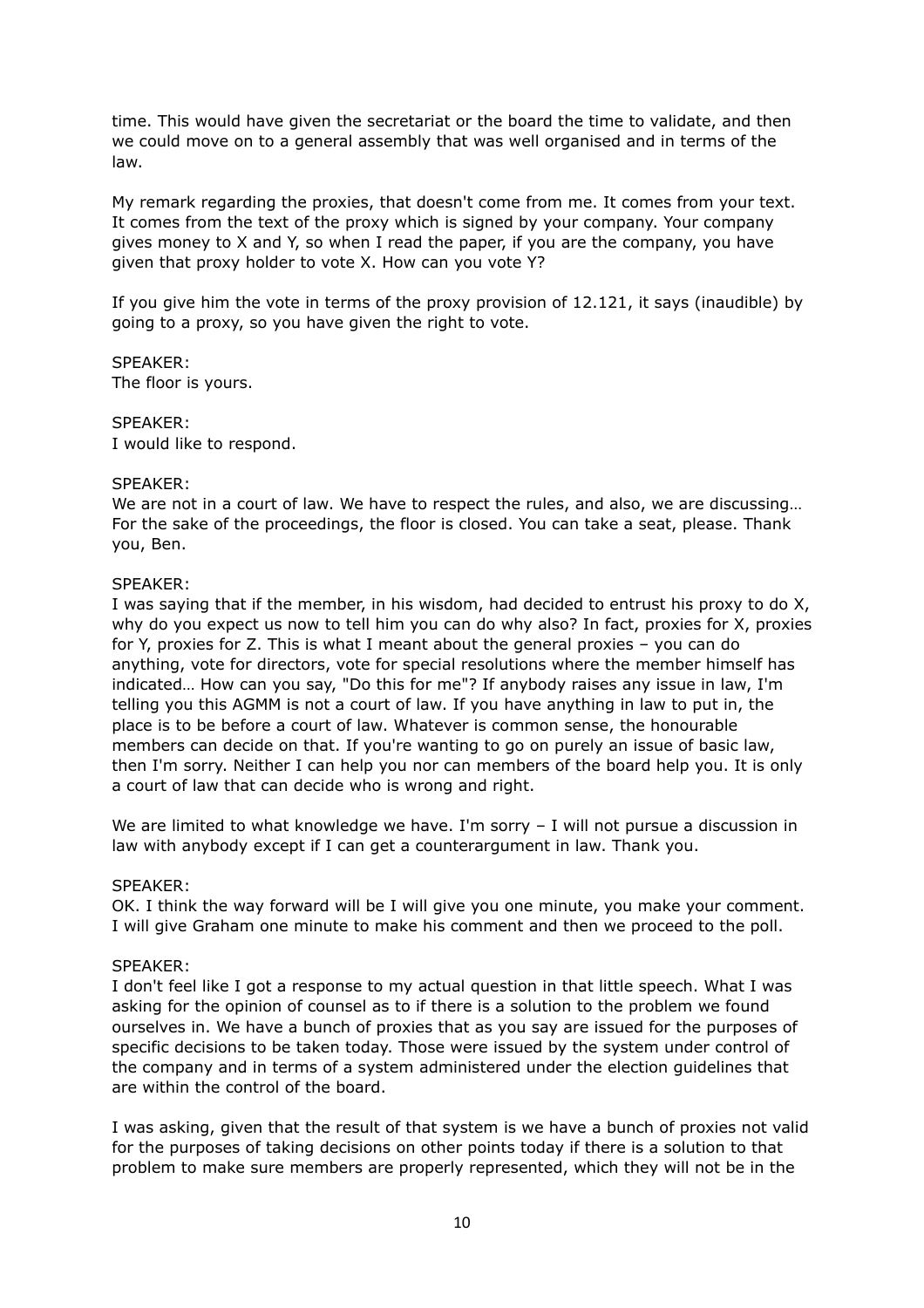time. This would have given the secretariat or the board the time to validate, and then we could move on to a general assembly that was well organised and in terms of the law.

My remark regarding the proxies, that doesn't come from me. It comes from your text. It comes from the text of the proxy which is signed by your company. Your company gives money to X and Y, so when I read the paper, if you are the company, you have given that proxy holder to vote X. How can you vote Y?

If you give him the vote in terms of the proxy provision of 12.121, it says (inaudible) by going to a proxy, so you have given the right to vote.

SPEAKER:
The floor is yours.

SPEAKER:
I would like to respond.

SPEAKER:
We are not in a court of law. We have to respect the rules, and also, we are discussing… For the sake of the proceedings, the floor is closed. You can take a seat, please. Thank you, Ben.

SPEAKER:
I was saying that if the member, in his wisdom, had decided to entrust his proxy to do X, why do you expect us now to tell him you can do why also? In fact, proxies for X, proxies for Y, proxies for Z. This is what I meant about the general proxies – you can do anything, vote for directors, vote for special resolutions where the member himself has indicated… How can you say, "Do this for me"? If anybody raises any issue in law, I'm telling you this AGMM is not a court of law. If you have anything in law to put in, the place is to be before a court of law. Whatever is common sense, the honourable members can decide on that. If you're wanting to go on purely an issue of basic law, then I'm sorry. Neither I can help you nor can members of the board help you. It is only a court of law that can decide who is wrong and right.

We are limited to what knowledge we have. I'm sorry – I will not pursue a discussion in law with anybody except if I can get a counterargument in law. Thank you.

SPEAKER:
OK. I think the way forward will be I will give you one minute, you make your comment. I will give Graham one minute to make his comment and then we proceed to the poll.

SPEAKER:
I don't feel like I got a response to my actual question in that little speech. What I was asking for the opinion of counsel as to if there is a solution to the problem we found ourselves in. We have a bunch of proxies that as you say are issued for the purposes of specific decisions to be taken today. Those were issued by the system under control of the company and in terms of a system administered under the election guidelines that are within the control of the board.

I was asking, given that the result of that system is we have a bunch of proxies not valid for the purposes of taking decisions on other points today if there is a solution to that problem to make sure members are properly represented, which they will not be in the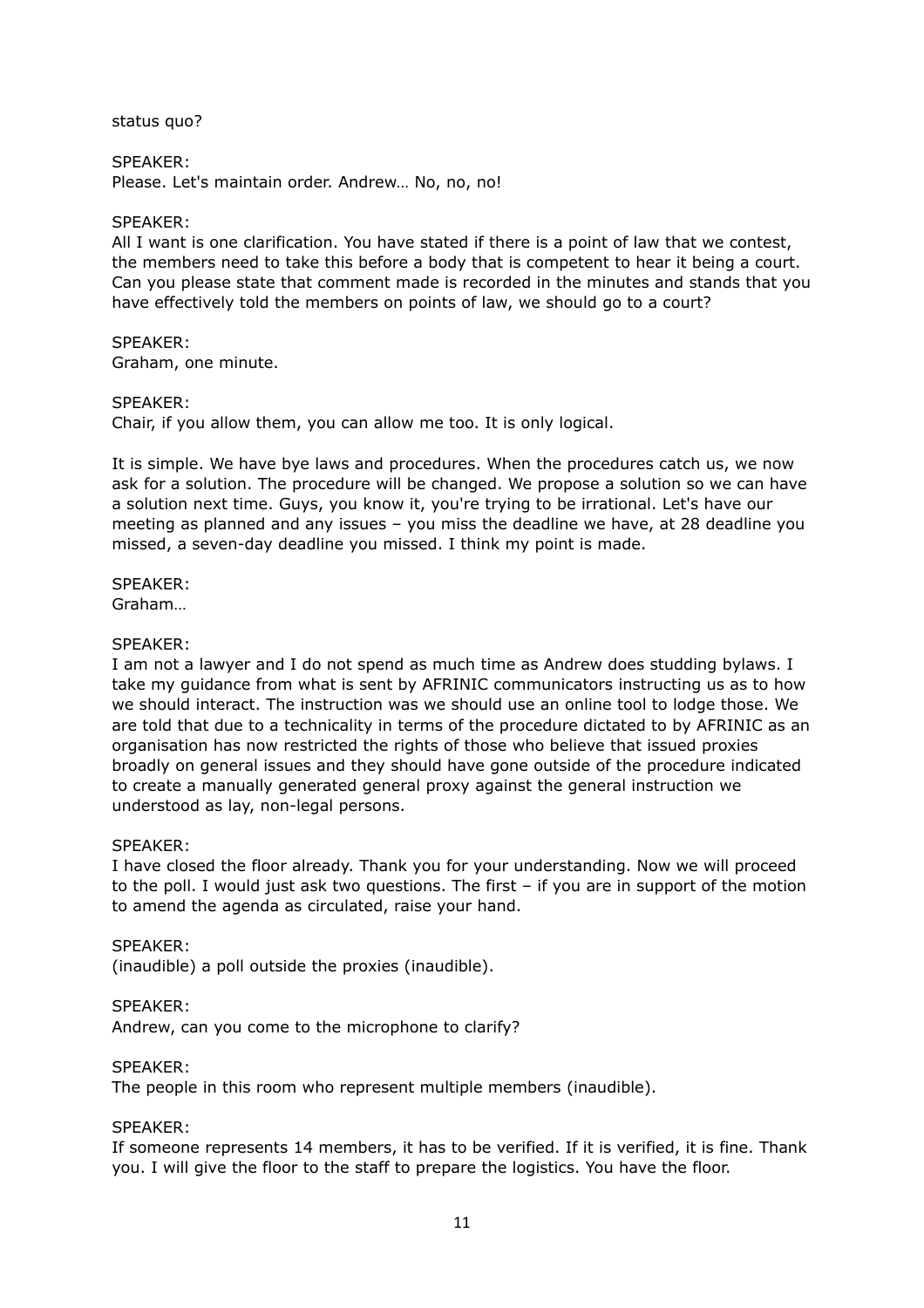status quo?

SPEAKER:
Please. Let's maintain order. Andrew… No, no, no!

SPEAKER:
All I want is one clarification. You have stated if there is a point of law that we contest, the members need to take this before a body that is competent to hear it being a court. Can you please state that comment made is recorded in the minutes and stands that you have effectively told the members on points of law, we should go to a court?

SPEAKER:
Graham, one minute.

SPEAKER:
Chair, if you allow them, you can allow me too. It is only logical.

It is simple. We have bye laws and procedures. When the procedures catch us, we now ask for a solution. The procedure will be changed. We propose a solution so we can have a solution next time. Guys, you know it, you're trying to be irrational. Let's have our meeting as planned and any issues – you miss the deadline we have, at 28 deadline you missed, a seven-day deadline you missed. I think my point is made.

SPEAKER:
Graham…

SPEAKER:
I am not a lawyer and I do not spend as much time as Andrew does studding bylaws. I take my guidance from what is sent by AFRINIC communicators instructing us as to how we should interact. The instruction was we should use an online tool to lodge those. We are told that due to a technicality in terms of the procedure dictated to by AFRINIC as an organisation has now restricted the rights of those who believe that issued proxies broadly on general issues and they should have gone outside of the procedure indicated to create a manually generated general proxy against the general instruction we understood as lay, non-legal persons.

SPEAKER:
I have closed the floor already. Thank you for your understanding. Now we will proceed to the poll. I would just ask two questions. The first – if you are in support of the motion to amend the agenda as circulated, raise your hand.

SPEAKER:
(inaudible) a poll outside the proxies (inaudible).

SPEAKER:
Andrew, can you come to the microphone to clarify?

SPEAKER:
The people in this room who represent multiple members (inaudible).

SPEAKER:
If someone represents 14 members, it has to be verified. If it is verified, it is fine. Thank you. I will give the floor to the staff to prepare the logistics. You have the floor.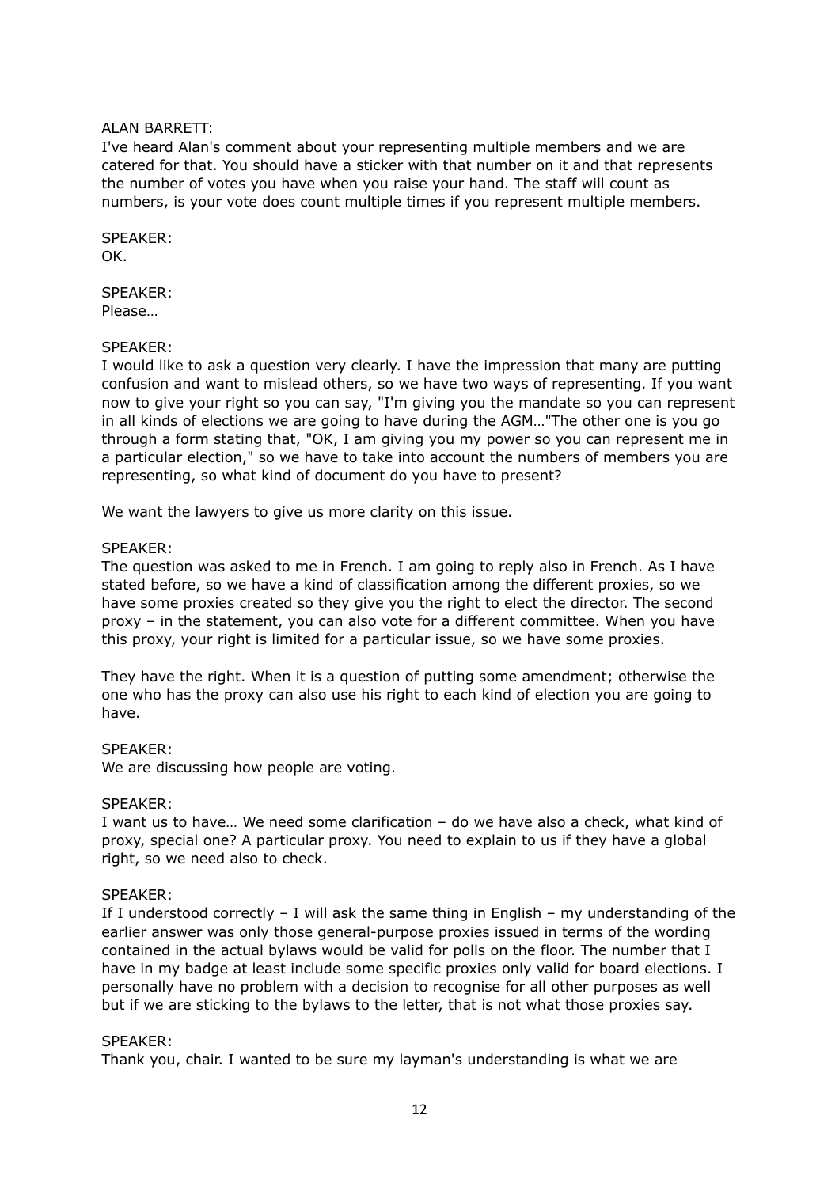ALAN BARRETT:
I've heard Alan's comment about your representing multiple members and we are catered for that. You should have a sticker with that number on it and that represents the number of votes you have when you raise your hand. The staff will count as numbers, is your vote does count multiple times if you represent multiple members.

SPEAKER:
OK.

SPEAKER:
Please…

SPEAKER:
I would like to ask a question very clearly. I have the impression that many are putting confusion and want to mislead others, so we have two ways of representing. If you want now to give your right so you can say, "I'm giving you the mandate so you can represent in all kinds of elections we are going to have during the AGM…"The other one is you go through a form stating that, "OK, I am giving you my power so you can represent me in a particular election," so we have to take into account the numbers of members you are representing, so what kind of document do you have to present?

We want the lawyers to give us more clarity on this issue.

SPEAKER:
The question was asked to me in French. I am going to reply also in French. As I have stated before, so we have a kind of classification among the different proxies, so we have some proxies created so they give you the right to elect the director. The second proxy – in the statement, you can also vote for a different committee. When you have this proxy, your right is limited for a particular issue, so we have some proxies.

They have the right. When it is a question of putting some amendment; otherwise the one who has the proxy can also use his right to each kind of election you are going to have.

SPEAKER:
We are discussing how people are voting.

SPEAKER:
I want us to have… We need some clarification – do we have also a check, what kind of proxy, special one? A particular proxy. You need to explain to us if they have a global right, so we need also to check.

SPEAKER:
If I understood correctly – I will ask the same thing in English – my understanding of the earlier answer was only those general-purpose proxies issued in terms of the wording contained in the actual bylaws would be valid for polls on the floor. The number that I have in my badge at least include some specific proxies only valid for board elections. I personally have no problem with a decision to recognise for all other purposes as well but if we are sticking to the bylaws to the letter, that is not what those proxies say.

SPEAKER:
Thank you, chair. I wanted to be sure my layman's understanding is what we are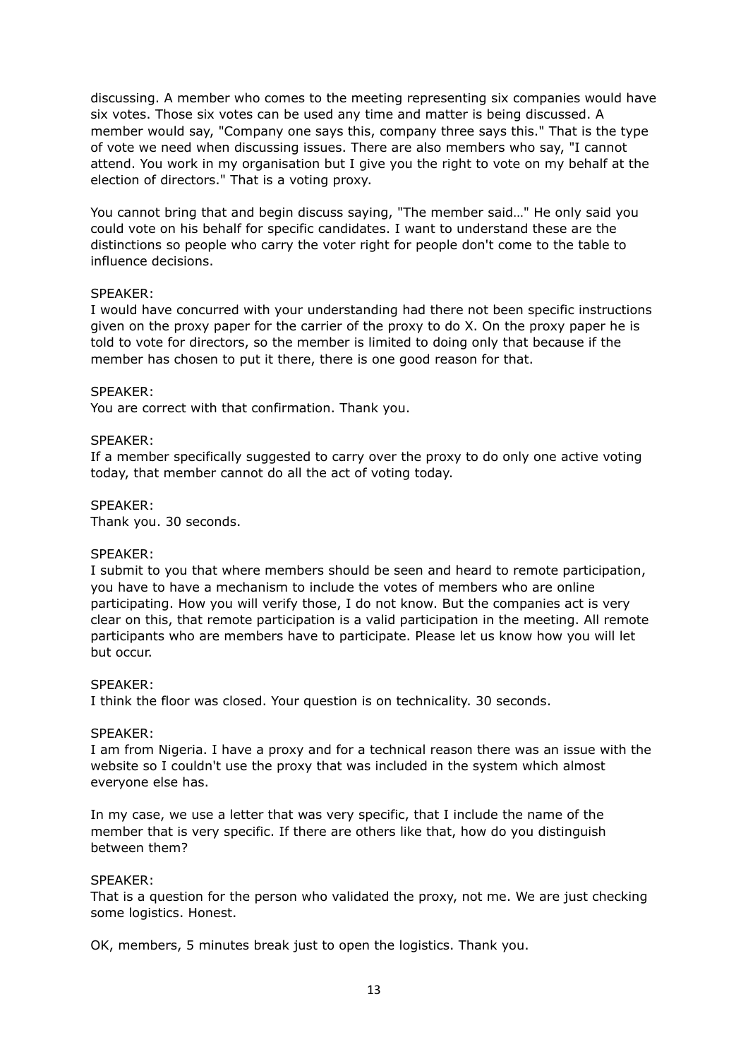discussing. A member who comes to the meeting representing six companies would have six votes. Those six votes can be used any time and matter is being discussed. A member would say, "Company one says this, company three says this." That is the type of vote we need when discussing issues. There are also members who say, "I cannot attend. You work in my organisation but I give you the right to vote on my behalf at the election of directors." That is a voting proxy.

You cannot bring that and begin discuss saying, "The member said…" He only said you could vote on his behalf for specific candidates. I want to understand these are the distinctions so people who carry the voter right for people don't come to the table to influence decisions.

SPEAKER:
I would have concurred with your understanding had there not been specific instructions given on the proxy paper for the carrier of the proxy to do X. On the proxy paper he is told to vote for directors, so the member is limited to doing only that because if the member has chosen to put it there, there is one good reason for that.

SPEAKER:
You are correct with that confirmation. Thank you.

SPEAKER:
If a member specifically suggested to carry over the proxy to do only one active voting today, that member cannot do all the act of voting today.

SPEAKER:
Thank you. 30 seconds.

SPEAKER:
I submit to you that where members should be seen and heard to remote participation, you have to have a mechanism to include the votes of members who are online participating. How you will verify those, I do not know. But the companies act is very clear on this, that remote participation is a valid participation in the meeting. All remote participants who are members have to participate. Please let us know how you will let but occur.

SPEAKER:
I think the floor was closed. Your question is on technicality. 30 seconds.

SPEAKER:
I am from Nigeria. I have a proxy and for a technical reason there was an issue with the website so I couldn't use the proxy that was included in the system which almost everyone else has.

In my case, we use a letter that was very specific, that I include the name of the member that is very specific. If there are others like that, how do you distinguish between them?

SPEAKER:
That is a question for the person who validated the proxy, not me. We are just checking some logistics. Honest.

OK, members, 5 minutes break just to open the logistics. Thank you.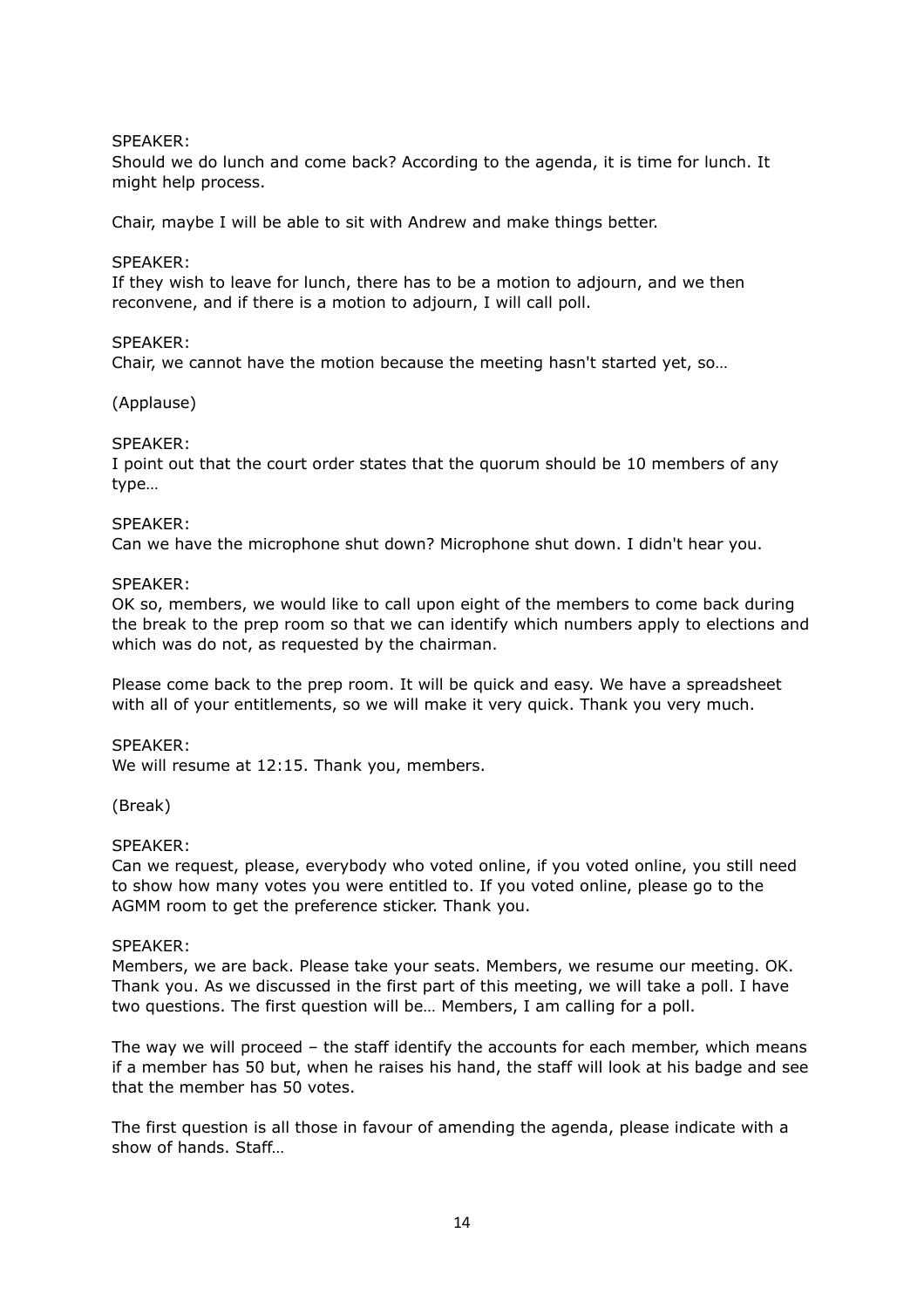SPEAKER:
Should we do lunch and come back? According to the agenda, it is time for lunch. It might help process.

Chair, maybe I will be able to sit with Andrew and make things better.

SPEAKER:
If they wish to leave for lunch, there has to be a motion to adjourn, and we then reconvene, and if there is a motion to adjourn, I will call poll.

SPEAKER:
Chair, we cannot have the motion because the meeting hasn't started yet, so…

(Applause)

SPEAKER:
I point out that the court order states that the quorum should be 10 members of any type…

SPEAKER:
Can we have the microphone shut down? Microphone shut down. I didn't hear you.

SPEAKER:
OK so, members, we would like to call upon eight of the members to come back during the break to the prep room so that we can identify which numbers apply to elections and which was do not, as requested by the chairman.

Please come back to the prep room. It will be quick and easy. We have a spreadsheet with all of your entitlements, so we will make it very quick. Thank you very much.

SPEAKER:
We will resume at 12:15. Thank you, members.

(Break)

SPEAKER:
Can we request, please, everybody who voted online, if you voted online, you still need to show how many votes you were entitled to. If you voted online, please go to the AGMM room to get the preference sticker. Thank you.

SPEAKER:
Members, we are back. Please take your seats. Members, we resume our meeting. OK. Thank you. As we discussed in the first part of this meeting, we will take a poll. I have two questions. The first question will be… Members, I am calling for a poll.

The way we will proceed – the staff identify the accounts for each member, which means if a member has 50 but, when he raises his hand, the staff will look at his badge and see that the member has 50 votes.

The first question is all those in favour of amending the agenda, please indicate with a show of hands. Staff…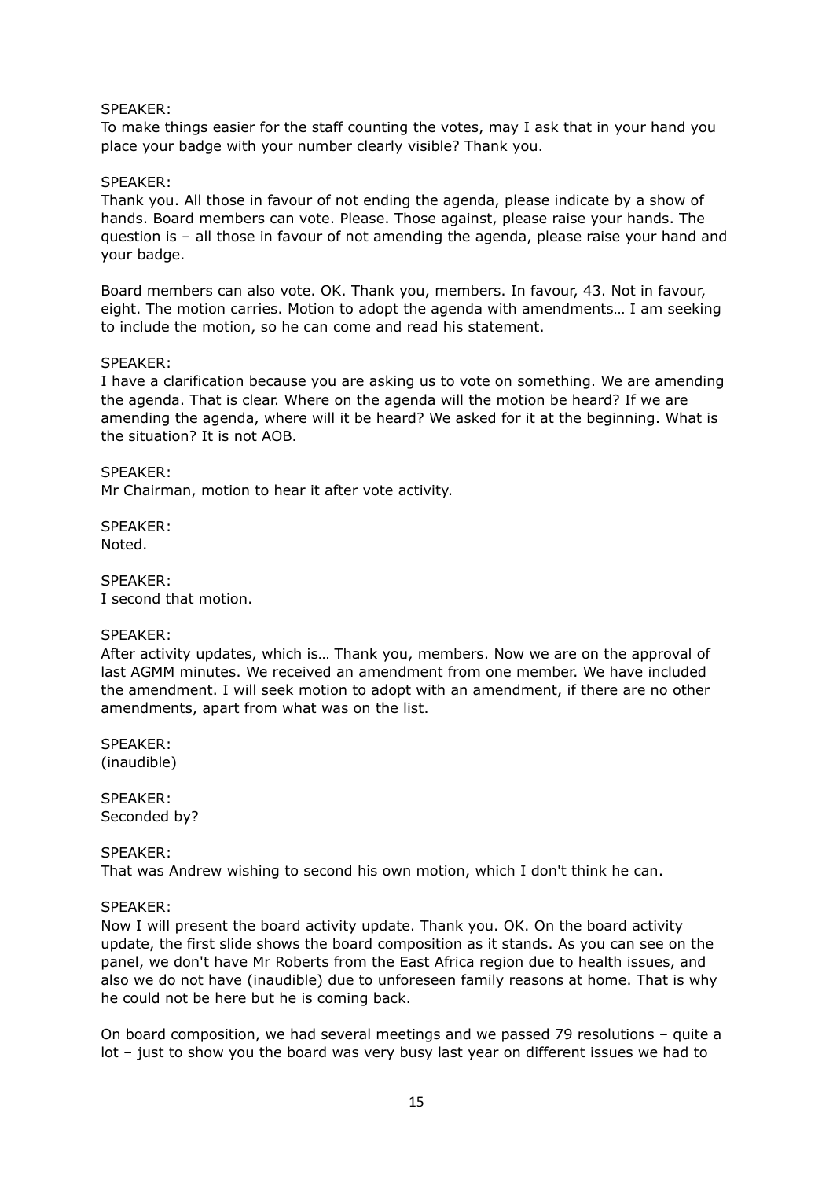SPEAKER:
To make things easier for the staff counting the votes, may I ask that in your hand you place your badge with your number clearly visible? Thank you.

SPEAKER:
Thank you. All those in favour of not ending the agenda, please indicate by a show of hands. Board members can vote. Please. Those against, please raise your hands. The question is – all those in favour of not amending the agenda, please raise your hand and your badge.

Board members can also vote. OK. Thank you, members. In favour, 43. Not in favour, eight. The motion carries. Motion to adopt the agenda with amendments… I am seeking to include the motion, so he can come and read his statement.

SPEAKER:
I have a clarification because you are asking us to vote on something. We are amending the agenda. That is clear. Where on the agenda will the motion be heard? If we are amending the agenda, where will it be heard? We asked for it at the beginning. What is the situation? It is not AOB.

SPEAKER:
Mr Chairman, motion to hear it after vote activity.

SPEAKER:
Noted.

SPEAKER:
I second that motion.

SPEAKER:
After activity updates, which is… Thank you, members. Now we are on the approval of last AGMM minutes. We received an amendment from one member. We have included the amendment. I will seek motion to adopt with an amendment, if there are no other amendments, apart from what was on the list.

SPEAKER:
(inaudible)

SPEAKER:
Seconded by?

SPEAKER:
That was Andrew wishing to second his own motion, which I don't think he can.

SPEAKER:
Now I will present the board activity update. Thank you. OK. On the board activity update, the first slide shows the board composition as it stands. As you can see on the panel, we don't have Mr Roberts from the East Africa region due to health issues, and also we do not have (inaudible) due to unforeseen family reasons at home. That is why he could not be here but he is coming back.

On board composition, we had several meetings and we passed 79 resolutions – quite a lot – just to show you the board was very busy last year on different issues we had to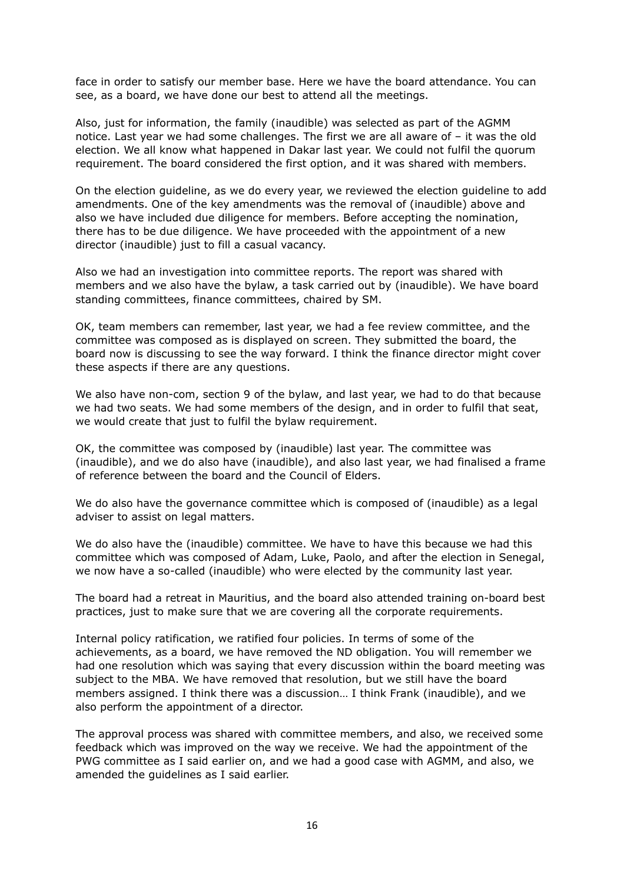face in order to satisfy our member base. Here we have the board attendance. You can see, as a board, we have done our best to attend all the meetings.

Also, just for information, the family (inaudible) was selected as part of the AGMM notice. Last year we had some challenges. The first we are all aware of – it was the old election. We all know what happened in Dakar last year. We could not fulfil the quorum requirement. The board considered the first option, and it was shared with members.

On the election guideline, as we do every year, we reviewed the election guideline to add amendments. One of the key amendments was the removal of (inaudible) above and also we have included due diligence for members. Before accepting the nomination, there has to be due diligence. We have proceeded with the appointment of a new director (inaudible) just to fill a casual vacancy.

Also we had an investigation into committee reports. The report was shared with members and we also have the bylaw, a task carried out by (inaudible). We have board standing committees, finance committees, chaired by SM.

OK, team members can remember, last year, we had a fee review committee, and the committee was composed as is displayed on screen. They submitted the board, the board now is discussing to see the way forward. I think the finance director might cover these aspects if there are any questions.

We also have non-com, section 9 of the bylaw, and last year, we had to do that because we had two seats. We had some members of the design, and in order to fulfil that seat, we would create that just to fulfil the bylaw requirement.

OK, the committee was composed by (inaudible) last year. The committee was (inaudible), and we do also have (inaudible), and also last year, we had finalised a frame of reference between the board and the Council of Elders.

We do also have the governance committee which is composed of (inaudible) as a legal adviser to assist on legal matters.

We do also have the (inaudible) committee. We have to have this because we had this committee which was composed of Adam, Luke, Paolo, and after the election in Senegal, we now have a so-called (inaudible) who were elected by the community last year.

The board had a retreat in Mauritius, and the board also attended training on-board best practices, just to make sure that we are covering all the corporate requirements.

Internal policy ratification, we ratified four policies. In terms of some of the achievements, as a board, we have removed the ND obligation. You will remember we had one resolution which was saying that every discussion within the board meeting was subject to the MBA. We have removed that resolution, but we still have the board members assigned. I think there was a discussion… I think Frank (inaudible), and we also perform the appointment of a director.

The approval process was shared with committee members, and also, we received some feedback which was improved on the way we receive. We had the appointment of the PWG committee as I said earlier on, and we had a good case with AGMM, and also, we amended the guidelines as I said earlier.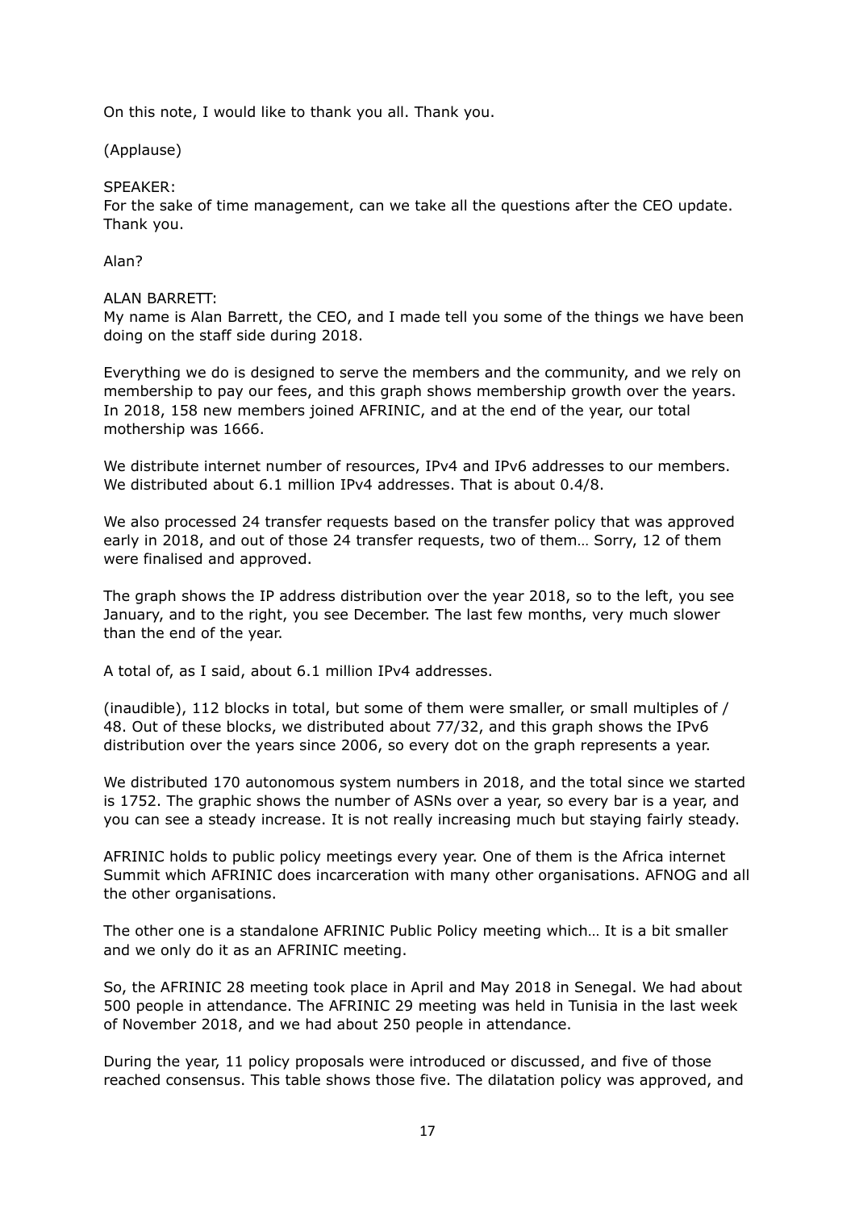On this note, I would like to thank you all. Thank you.

(Applause)

SPEAKER:
For the sake of time management, can we take all the questions after the CEO update. Thank you.

Alan?

ALAN BARRETT:
My name is Alan Barrett, the CEO, and I made tell you some of the things we have been doing on the staff side during 2018.

Everything we do is designed to serve the members and the community, and we rely on membership to pay our fees, and this graph shows membership growth over the years. In 2018, 158 new members joined AFRINIC, and at the end of the year, our total mothership was 1666.

We distribute internet number of resources, IPv4 and IPv6 addresses to our members. We distributed about 6.1 million IPv4 addresses. That is about 0.4/8.

We also processed 24 transfer requests based on the transfer policy that was approved early in 2018, and out of those 24 transfer requests, two of them… Sorry, 12 of them were finalised and approved.

The graph shows the IP address distribution over the year 2018, so to the left, you see January, and to the right, you see December. The last few months, very much slower than the end of the year.

A total of, as I said, about 6.1 million IPv4 addresses.

(inaudible), 112 blocks in total, but some of them were smaller, or small multiples of / 48. Out of these blocks, we distributed about 77/32, and this graph shows the IPv6 distribution over the years since 2006, so every dot on the graph represents a year.

We distributed 170 autonomous system numbers in 2018, and the total since we started is 1752. The graphic shows the number of ASNs over a year, so every bar is a year, and you can see a steady increase. It is not really increasing much but staying fairly steady.

AFRINIC holds to public policy meetings every year. One of them is the Africa internet Summit which AFRINIC does incarceration with many other organisations. AFNOG and all the other organisations.

The other one is a standalone AFRINIC Public Policy meeting which… It is a bit smaller and we only do it as an AFRINIC meeting.

So, the AFRINIC 28 meeting took place in April and May 2018 in Senegal. We had about 500 people in attendance. The AFRINIC 29 meeting was held in Tunisia in the last week of November 2018, and we had about 250 people in attendance.

During the year, 11 policy proposals were introduced or discussed, and five of those reached consensus. This table shows those five. The dilatation policy was approved, and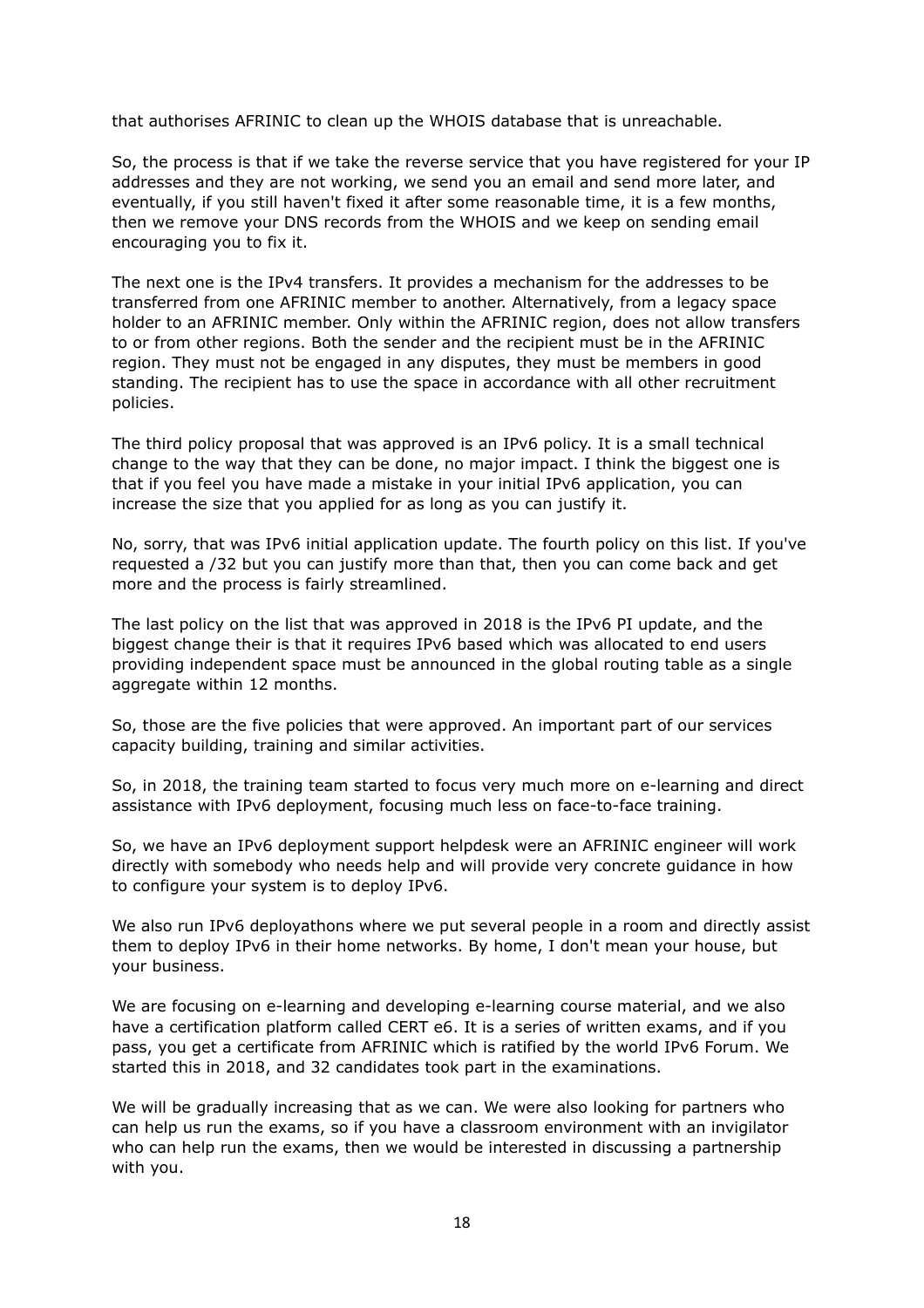that authorises AFRINIC to clean up the WHOIS database that is unreachable.

So, the process is that if we take the reverse service that you have registered for your IP addresses and they are not working, we send you an email and send more later, and eventually, if you still haven't fixed it after some reasonable time, it is a few months, then we remove your DNS records from the WHOIS and we keep on sending email encouraging you to fix it.

The next one is the IPv4 transfers. It provides a mechanism for the addresses to be transferred from one AFRINIC member to another. Alternatively, from a legacy space holder to an AFRINIC member. Only within the AFRINIC region, does not allow transfers to or from other regions. Both the sender and the recipient must be in the AFRINIC region. They must not be engaged in any disputes, they must be members in good standing. The recipient has to use the space in accordance with all other recruitment policies.

The third policy proposal that was approved is an IPv6 policy. It is a small technical change to the way that they can be done, no major impact. I think the biggest one is that if you feel you have made a mistake in your initial IPv6 application, you can increase the size that you applied for as long as you can justify it.

No, sorry, that was IPv6 initial application update. The fourth policy on this list. If you've requested a /32 but you can justify more than that, then you can come back and get more and the process is fairly streamlined.

The last policy on the list that was approved in 2018 is the IPv6 PI update, and the biggest change their is that it requires IPv6 based which was allocated to end users providing independent space must be announced in the global routing table as a single aggregate within 12 months.

So, those are the five policies that were approved. An important part of our services capacity building, training and similar activities.

So, in 2018, the training team started to focus very much more on e-learning and direct assistance with IPv6 deployment, focusing much less on face-to-face training.

So, we have an IPv6 deployment support helpdesk were an AFRINIC engineer will work directly with somebody who needs help and will provide very concrete guidance in how to configure your system is to deploy IPv6.

We also run IPv6 deployathons where we put several people in a room and directly assist them to deploy IPv6 in their home networks. By home, I don't mean your house, but your business.

We are focusing on e-learning and developing e-learning course material, and we also have a certification platform called CERT e6. It is a series of written exams, and if you pass, you get a certificate from AFRINIC which is ratified by the world IPv6 Forum. We started this in 2018, and 32 candidates took part in the examinations.

We will be gradually increasing that as we can. We were also looking for partners who can help us run the exams, so if you have a classroom environment with an invigilator who can help run the exams, then we would be interested in discussing a partnership with you.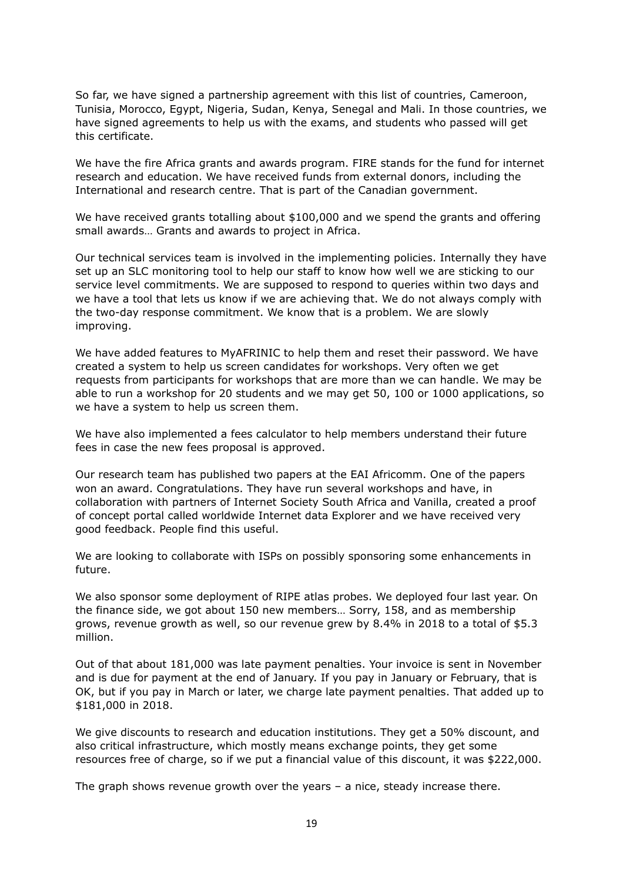So far, we have signed a partnership agreement with this list of countries, Cameroon, Tunisia, Morocco, Egypt, Nigeria, Sudan, Kenya, Senegal and Mali. In those countries, we have signed agreements to help us with the exams, and students who passed will get this certificate.

We have the fire Africa grants and awards program. FIRE stands for the fund for internet research and education. We have received funds from external donors, including the International and research centre. That is part of the Canadian government.

We have received grants totalling about $100,000 and we spend the grants and offering small awards… Grants and awards to project in Africa.

Our technical services team is involved in the implementing policies. Internally they have set up an SLC monitoring tool to help our staff to know how well we are sticking to our service level commitments. We are supposed to respond to queries within two days and we have a tool that lets us know if we are achieving that. We do not always comply with the two-day response commitment. We know that is a problem. We are slowly improving.

We have added features to MyAFRINIC to help them and reset their password. We have created a system to help us screen candidates for workshops. Very often we get requests from participants for workshops that are more than we can handle. We may be able to run a workshop for 20 students and we may get 50, 100 or 1000 applications, so we have a system to help us screen them.

We have also implemented a fees calculator to help members understand their future fees in case the new fees proposal is approved.

Our research team has published two papers at the EAI Africomm. One of the papers won an award. Congratulations. They have run several workshops and have, in collaboration with partners of Internet Society South Africa and Vanilla, created a proof of concept portal called worldwide Internet data Explorer and we have received very good feedback. People find this useful.

We are looking to collaborate with ISPs on possibly sponsoring some enhancements in future.

We also sponsor some deployment of RIPE atlas probes. We deployed four last year. On the finance side, we got about 150 new members… Sorry, 158, and as membership grows, revenue growth as well, so our revenue grew by 8.4% in 2018 to a total of $5.3 million.

Out of that about 181,000 was late payment penalties. Your invoice is sent in November and is due for payment at the end of January. If you pay in January or February, that is OK, but if you pay in March or later, we charge late payment penalties. That added up to $181,000 in 2018.

We give discounts to research and education institutions. They get a 50% discount, and also critical infrastructure, which mostly means exchange points, they get some resources free of charge, so if we put a financial value of this discount, it was $222,000.

The graph shows revenue growth over the years – a nice, steady increase there.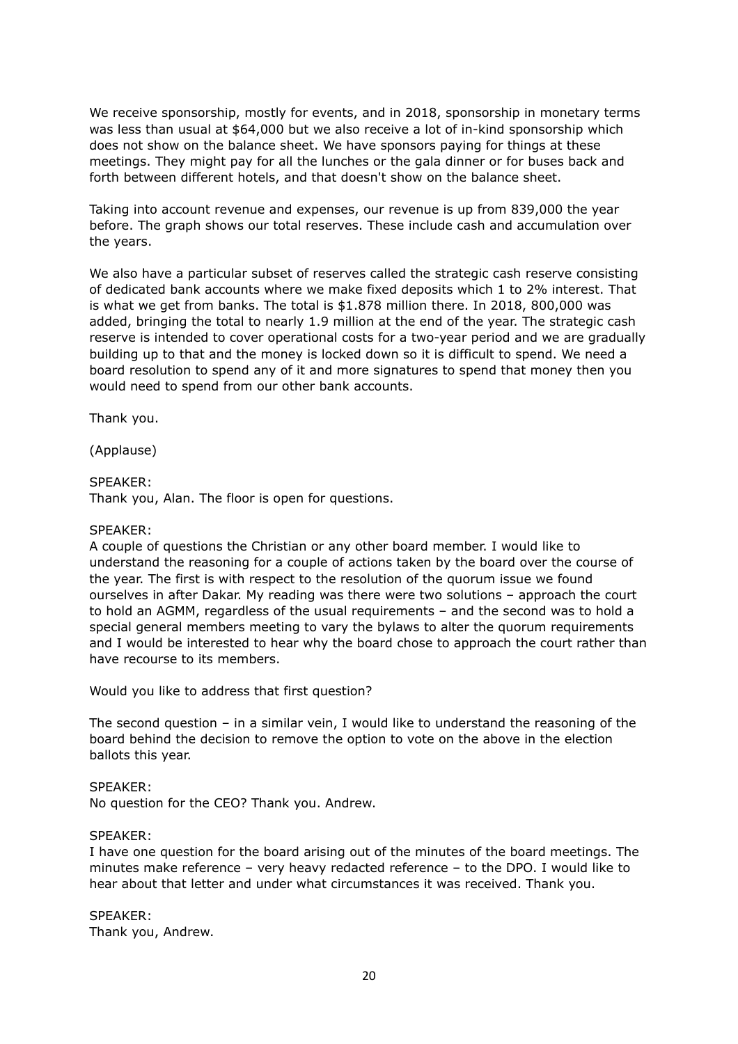We receive sponsorship, mostly for events, and in 2018, sponsorship in monetary terms was less than usual at $64,000 but we also receive a lot of in-kind sponsorship which does not show on the balance sheet. We have sponsors paying for things at these meetings. They might pay for all the lunches or the gala dinner or for buses back and forth between different hotels, and that doesn't show on the balance sheet.

Taking into account revenue and expenses, our revenue is up from 839,000 the year before. The graph shows our total reserves. These include cash and accumulation over the years.

We also have a particular subset of reserves called the strategic cash reserve consisting of dedicated bank accounts where we make fixed deposits which 1 to 2% interest. That is what we get from banks. The total is $1.878 million there. In 2018, 800,000 was added, bringing the total to nearly 1.9 million at the end of the year. The strategic cash reserve is intended to cover operational costs for a two-year period and we are gradually building up to that and the money is locked down so it is difficult to spend. We need a board resolution to spend any of it and more signatures to spend that money then you would need to spend from our other bank accounts.

Thank you.

(Applause)

SPEAKER:
Thank you, Alan. The floor is open for questions.

SPEAKER:
A couple of questions the Christian or any other board member. I would like to understand the reasoning for a couple of actions taken by the board over the course of the year. The first is with respect to the resolution of the quorum issue we found ourselves in after Dakar. My reading was there were two solutions – approach the court to hold an AGMM, regardless of the usual requirements – and the second was to hold a special general members meeting to vary the bylaws to alter the quorum requirements and I would be interested to hear why the board chose to approach the court rather than have recourse to its members.

Would you like to address that first question?

The second question – in a similar vein, I would like to understand the reasoning of the board behind the decision to remove the option to vote on the above in the election ballots this year.

SPEAKER:
No question for the CEO? Thank you. Andrew.

SPEAKER:
I have one question for the board arising out of the minutes of the board meetings. The minutes make reference – very heavy redacted reference – to the DPO. I would like to hear about that letter and under what circumstances it was received. Thank you.

SPEAKER:
Thank you, Andrew.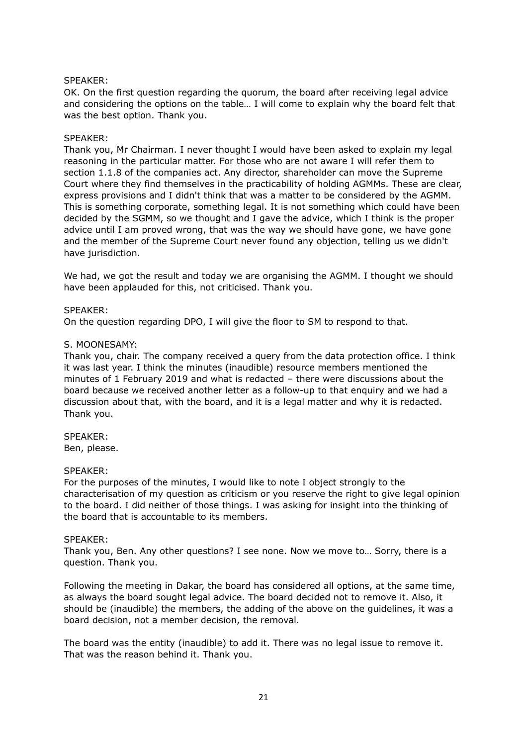SPEAKER:
OK. On the first question regarding the quorum, the board after receiving legal advice and considering the options on the table… I will come to explain why the board felt that was the best option. Thank you.

SPEAKER:
Thank you, Mr Chairman. I never thought I would have been asked to explain my legal reasoning in the particular matter. For those who are not aware I will refer them to section 1.1.8 of the companies act. Any director, shareholder can move the Supreme Court where they find themselves in the practicability of holding AGMMs. These are clear, express provisions and I didn't think that was a matter to be considered by the AGMM. This is something corporate, something legal. It is not something which could have been decided by the SGMM, so we thought and I gave the advice, which I think is the proper advice until I am proved wrong, that was the way we should have gone, we have gone and the member of the Supreme Court never found any objection, telling us we didn't have jurisdiction.

We had, we got the result and today we are organising the AGMM. I thought we should have been applauded for this, not criticised. Thank you.

SPEAKER:
On the question regarding DPO, I will give the floor to SM to respond to that.

S. MOONESAMY:
Thank you, chair. The company received a query from the data protection office. I think it was last year. I think the minutes (inaudible) resource members mentioned the minutes of 1 February 2019 and what is redacted – there were discussions about the board because we received another letter as a follow-up to that enquiry and we had a discussion about that, with the board, and it is a legal matter and why it is redacted. Thank you.

SPEAKER:
Ben, please.

SPEAKER:
For the purposes of the minutes, I would like to note I object strongly to the characterisation of my question as criticism or you reserve the right to give legal opinion to the board. I did neither of those things. I was asking for insight into the thinking of the board that is accountable to its members.

SPEAKER:
Thank you, Ben. Any other questions? I see none. Now we move to… Sorry, there is a question. Thank you.

Following the meeting in Dakar, the board has considered all options, at the same time, as always the board sought legal advice. The board decided not to remove it. Also, it should be (inaudible) the members, the adding of the above on the guidelines, it was a board decision, not a member decision, the removal.

The board was the entity (inaudible) to add it. There was no legal issue to remove it. That was the reason behind it. Thank you.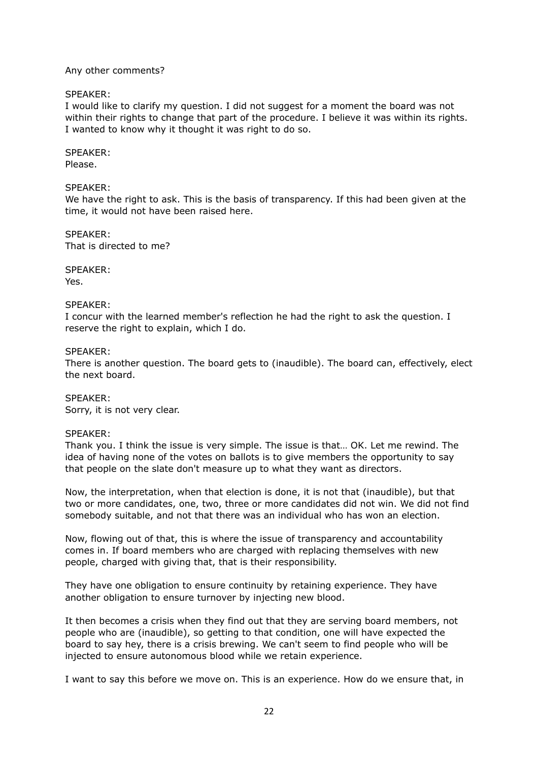Any other comments?

SPEAKER:
I would like to clarify my question. I did not suggest for a moment the board was not within their rights to change that part of the procedure. I believe it was within its rights. I wanted to know why it thought it was right to do so.

SPEAKER:
Please.

SPEAKER:
We have the right to ask. This is the basis of transparency. If this had been given at the time, it would not have been raised here.

SPEAKER:
That is directed to me?

SPEAKER:
Yes.

SPEAKER:
I concur with the learned member's reflection he had the right to ask the question. I reserve the right to explain, which I do.

SPEAKER:
There is another question. The board gets to (inaudible). The board can, effectively, elect the next board.

SPEAKER:
Sorry, it is not very clear.

SPEAKER:
Thank you. I think the issue is very simple. The issue is that… OK. Let me rewind. The idea of having none of the votes on ballots is to give members the opportunity to say that people on the slate don't measure up to what they want as directors.

Now, the interpretation, when that election is done, it is not that (inaudible), but that two or more candidates, one, two, three or more candidates did not win. We did not find somebody suitable, and not that there was an individual who has won an election.

Now, flowing out of that, this is where the issue of transparency and accountability comes in. If board members who are charged with replacing themselves with new people, charged with giving that, that is their responsibility.

They have one obligation to ensure continuity by retaining experience. They have another obligation to ensure turnover by injecting new blood.

It then becomes a crisis when they find out that they are serving board members, not people who are (inaudible), so getting to that condition, one will have expected the board to say hey, there is a crisis brewing. We can't seem to find people who will be injected to ensure autonomous blood while we retain experience.

I want to say this before we move on. This is an experience. How do we ensure that, in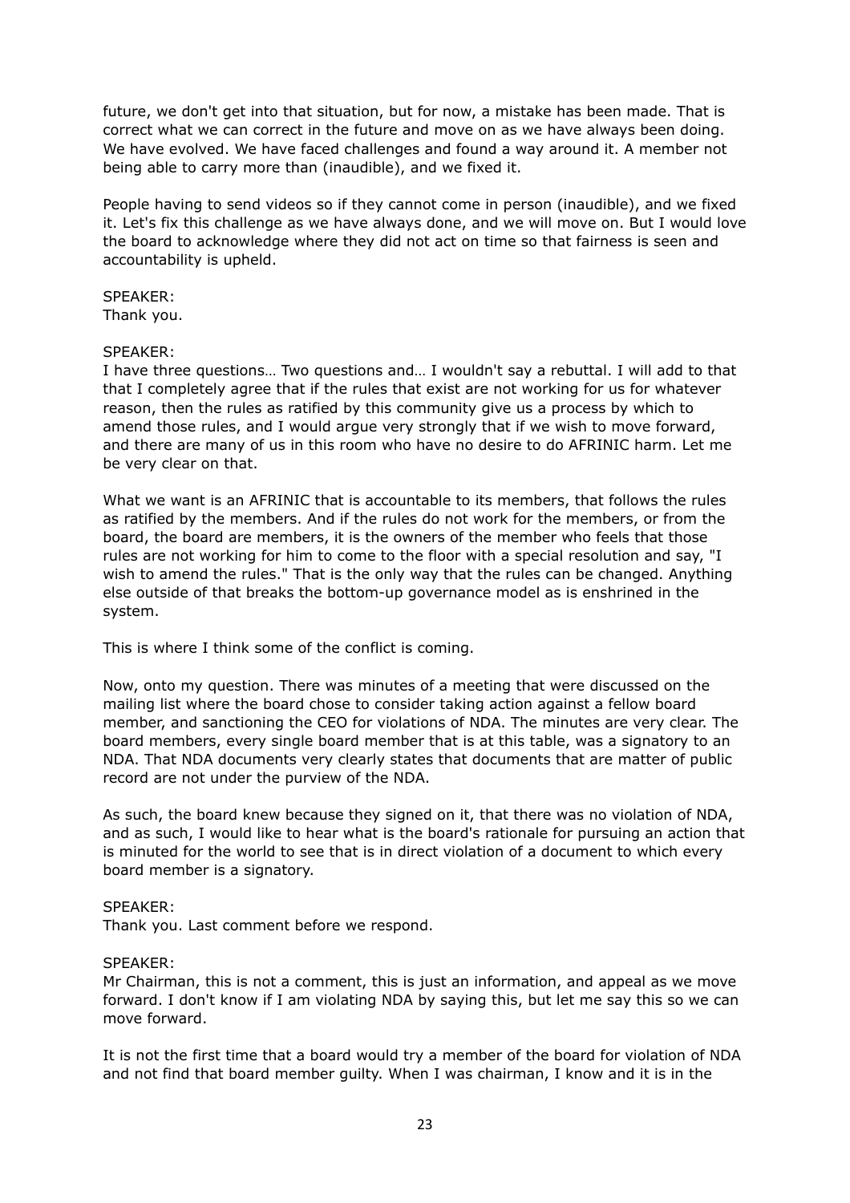future, we don't get into that situation, but for now, a mistake has been made. That is correct what we can correct in the future and move on as we have always been doing. We have evolved. We have faced challenges and found a way around it. A member not being able to carry more than (inaudible), and we fixed it.

People having to send videos so if they cannot come in person (inaudible), and we fixed it. Let's fix this challenge as we have always done, and we will move on. But I would love the board to acknowledge where they did not act on time so that fairness is seen and accountability is upheld.

SPEAKER:
Thank you.

SPEAKER:
I have three questions… Two questions and… I wouldn't say a rebuttal. I will add to that that I completely agree that if the rules that exist are not working for us for whatever reason, then the rules as ratified by this community give us a process by which to amend those rules, and I would argue very strongly that if we wish to move forward, and there are many of us in this room who have no desire to do AFRINIC harm. Let me be very clear on that.

What we want is an AFRINIC that is accountable to its members, that follows the rules as ratified by the members. And if the rules do not work for the members, or from the board, the board are members, it is the owners of the member who feels that those rules are not working for him to come to the floor with a special resolution and say, "I wish to amend the rules." That is the only way that the rules can be changed. Anything else outside of that breaks the bottom-up governance model as is enshrined in the system.

This is where I think some of the conflict is coming.

Now, onto my question. There was minutes of a meeting that were discussed on the mailing list where the board chose to consider taking action against a fellow board member, and sanctioning the CEO for violations of NDA. The minutes are very clear. The board members, every single board member that is at this table, was a signatory to an NDA. That NDA documents very clearly states that documents that are matter of public record are not under the purview of the NDA.

As such, the board knew because they signed on it, that there was no violation of NDA, and as such, I would like to hear what is the board's rationale for pursuing an action that is minuted for the world to see that is in direct violation of a document to which every board member is a signatory.

SPEAKER:
Thank you. Last comment before we respond.

SPEAKER:
Mr Chairman, this is not a comment, this is just an information, and appeal as we move forward. I don't know if I am violating NDA by saying this, but let me say this so we can move forward.

It is not the first time that a board would try a member of the board for violation of NDA and not find that board member guilty. When I was chairman, I know and it is in the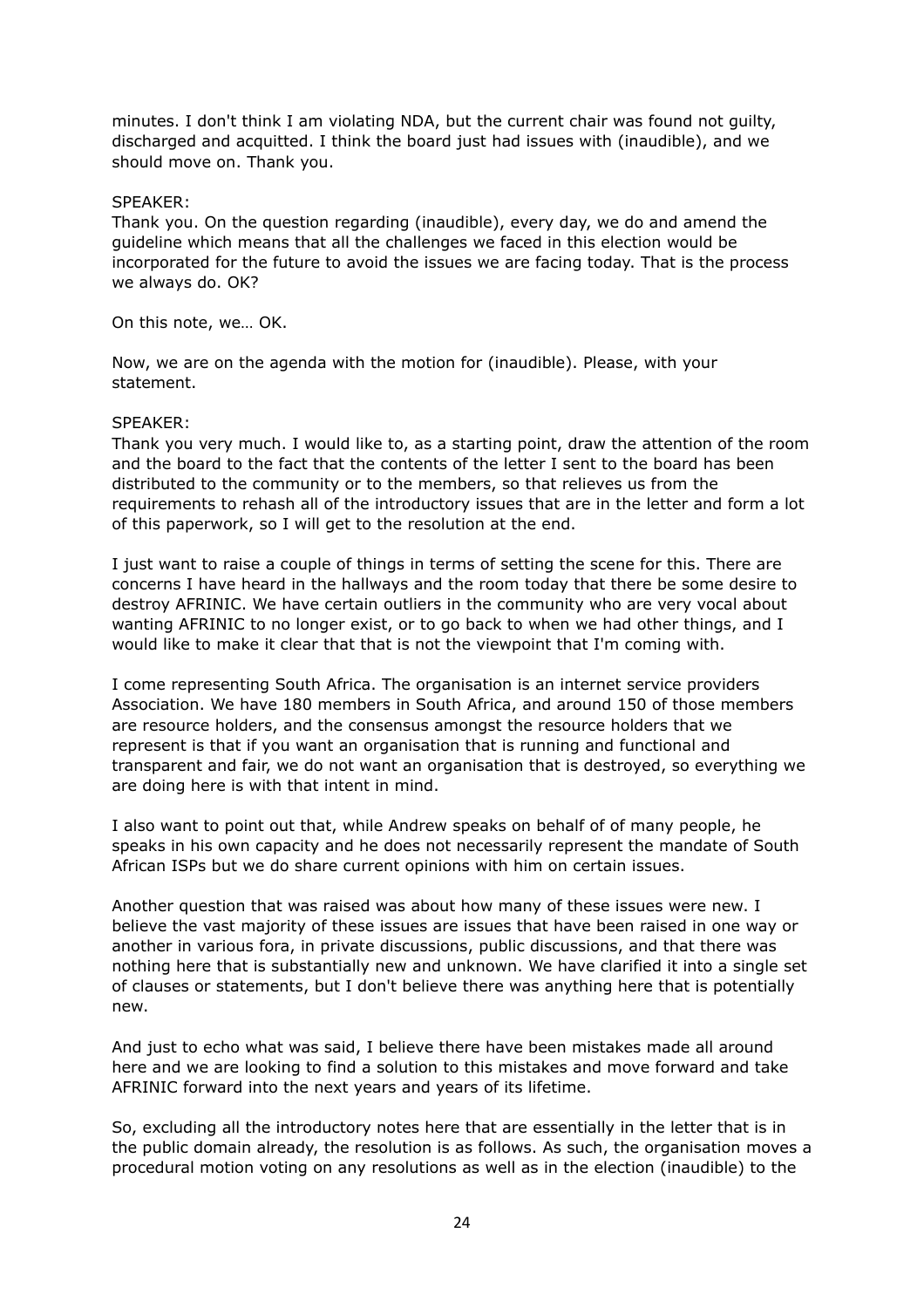minutes. I don't think I am violating NDA, but the current chair was found not guilty, discharged and acquitted. I think the board just had issues with (inaudible), and we should move on. Thank you.

SPEAKER:
Thank you. On the question regarding (inaudible), every day, we do and amend the guideline which means that all the challenges we faced in this election would be incorporated for the future to avoid the issues we are facing today. That is the process we always do. OK?

On this note, we… OK.

Now, we are on the agenda with the motion for (inaudible). Please, with your statement.

SPEAKER:
Thank you very much. I would like to, as a starting point, draw the attention of the room and the board to the fact that the contents of the letter I sent to the board has been distributed to the community or to the members, so that relieves us from the requirements to rehash all of the introductory issues that are in the letter and form a lot of this paperwork, so I will get to the resolution at the end.

I just want to raise a couple of things in terms of setting the scene for this. There are concerns I have heard in the hallways and the room today that there be some desire to destroy AFRINIC. We have certain outliers in the community who are very vocal about wanting AFRINIC to no longer exist, or to go back to when we had other things, and I would like to make it clear that that is not the viewpoint that I'm coming with.

I come representing South Africa. The organisation is an internet service providers Association. We have 180 members in South Africa, and around 150 of those members are resource holders, and the consensus amongst the resource holders that we represent is that if you want an organisation that is running and functional and transparent and fair, we do not want an organisation that is destroyed, so everything we are doing here is with that intent in mind.

I also want to point out that, while Andrew speaks on behalf of of many people, he speaks in his own capacity and he does not necessarily represent the mandate of South African ISPs but we do share current opinions with him on certain issues.

Another question that was raised was about how many of these issues were new. I believe the vast majority of these issues are issues that have been raised in one way or another in various fora, in private discussions, public discussions, and that there was nothing here that is substantially new and unknown. We have clarified it into a single set of clauses or statements, but I don't believe there was anything here that is potentially new.

And just to echo what was said, I believe there have been mistakes made all around here and we are looking to find a solution to this mistakes and move forward and take AFRINIC forward into the next years and years of its lifetime.

So, excluding all the introductory notes here that are essentially in the letter that is in the public domain already, the resolution is as follows. As such, the organisation moves a procedural motion voting on any resolutions as well as in the election (inaudible) to the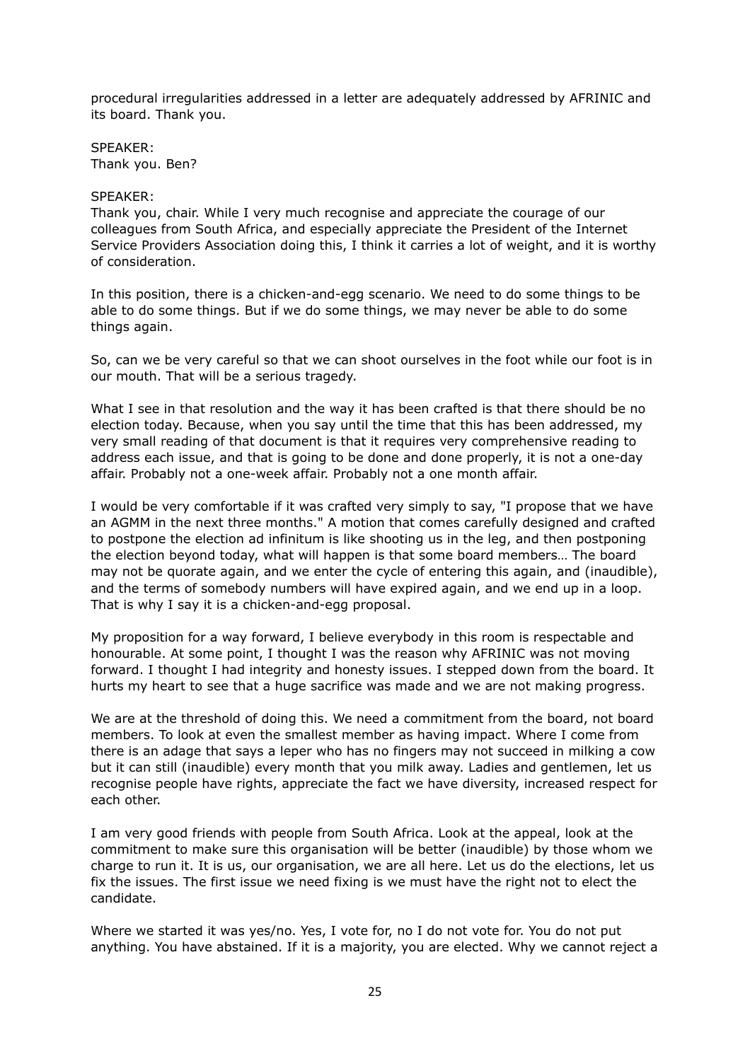procedural irregularities addressed in a letter are adequately addressed by AFRINIC and its board. Thank you.

SPEAKER:
Thank you. Ben?

SPEAKER:
Thank you, chair. While I very much recognise and appreciate the courage of our colleagues from South Africa, and especially appreciate the President of the Internet Service Providers Association doing this, I think it carries a lot of weight, and it is worthy of consideration.

In this position, there is a chicken-and-egg scenario. We need to do some things to be able to do some things. But if we do some things, we may never be able to do some things again.

So, can we be very careful so that we can shoot ourselves in the foot while our foot is in our mouth. That will be a serious tragedy.

What I see in that resolution and the way it has been crafted is that there should be no election today. Because, when you say until the time that this has been addressed, my very small reading of that document is that it requires very comprehensive reading to address each issue, and that is going to be done and done properly, it is not a one-day affair. Probably not a one-week affair. Probably not a one month affair.

I would be very comfortable if it was crafted very simply to say, "I propose that we have an AGMM in the next three months." A motion that comes carefully designed and crafted to postpone the election ad infinitum is like shooting us in the leg, and then postponing the election beyond today, what will happen is that some board members… The board may not be quorate again, and we enter the cycle of entering this again, and (inaudible), and the terms of somebody numbers will have expired again, and we end up in a loop. That is why I say it is a chicken-and-egg proposal.

My proposition for a way forward, I believe everybody in this room is respectable and honourable. At some point, I thought I was the reason why AFRINIC was not moving forward. I thought I had integrity and honesty issues. I stepped down from the board. It hurts my heart to see that a huge sacrifice was made and we are not making progress.

We are at the threshold of doing this. We need a commitment from the board, not board members. To look at even the smallest member as having impact. Where I come from there is an adage that says a leper who has no fingers may not succeed in milking a cow but it can still (inaudible) every month that you milk away. Ladies and gentlemen, let us recognise people have rights, appreciate the fact we have diversity, increased respect for each other.

I am very good friends with people from South Africa. Look at the appeal, look at the commitment to make sure this organisation will be better (inaudible) by those whom we charge to run it. It is us, our organisation, we are all here. Let us do the elections, let us fix the issues. The first issue we need fixing is we must have the right not to elect the candidate.

Where we started it was yes/no. Yes, I vote for, no I do not vote for. You do not put anything. You have abstained. If it is a majority, you are elected. Why we cannot reject a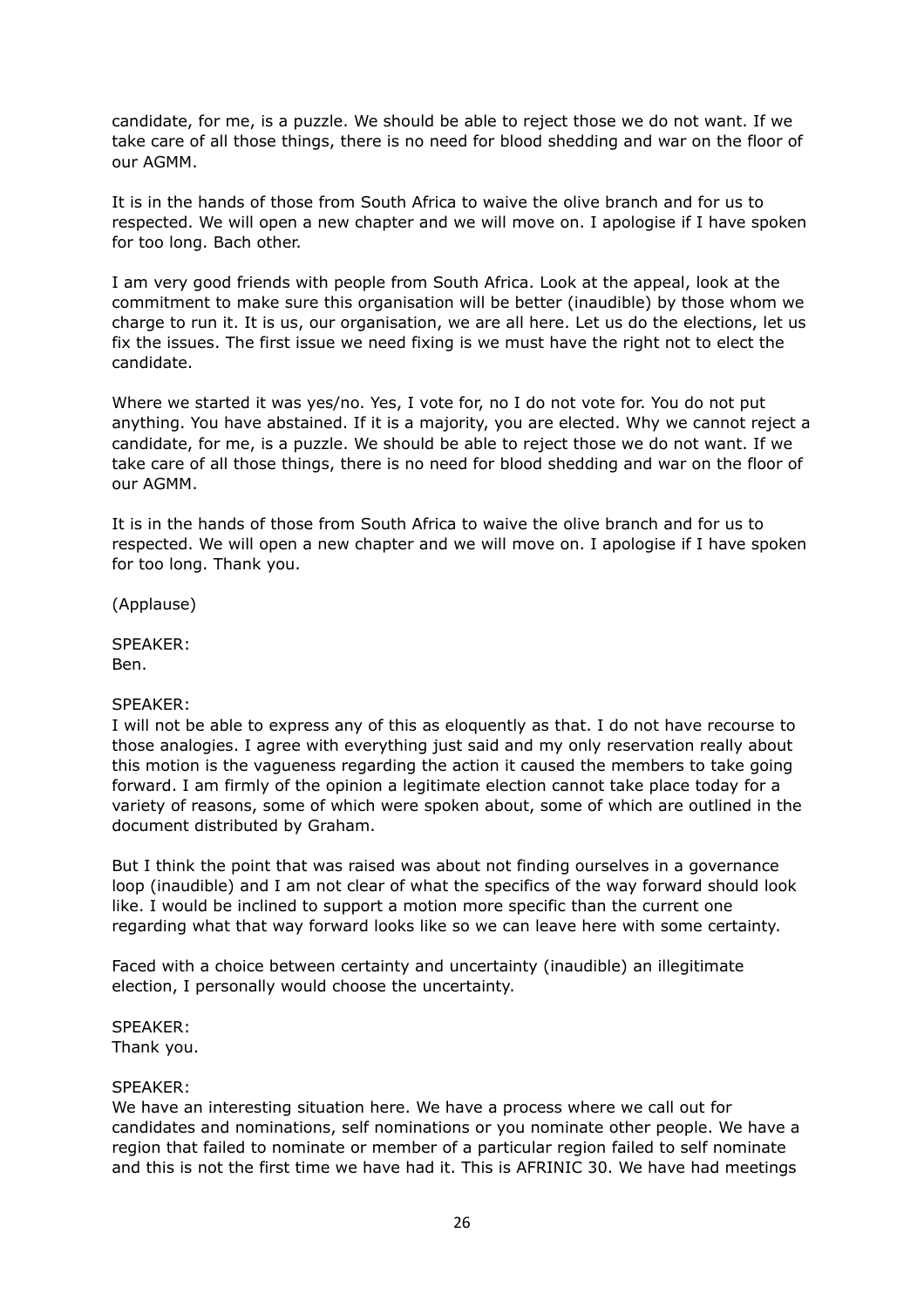candidate, for me, is a puzzle. We should be able to reject those we do not want. If we take care of all those things, there is no need for blood shedding and war on the floor of our AGMM.

It is in the hands of those from South Africa to waive the olive branch and for us to respected. We will open a new chapter and we will move on. I apologise if I have spoken for too long. Bach other.

I am very good friends with people from South Africa. Look at the appeal, look at the commitment to make sure this organisation will be better (inaudible) by those whom we charge to run it. It is us, our organisation, we are all here. Let us do the elections, let us fix the issues. The first issue we need fixing is we must have the right not to elect the candidate.

Where we started it was yes/no. Yes, I vote for, no I do not vote for. You do not put anything. You have abstained. If it is a majority, you are elected. Why we cannot reject a candidate, for me, is a puzzle. We should be able to reject those we do not want. If we take care of all those things, there is no need for blood shedding and war on the floor of our AGMM.

It is in the hands of those from South Africa to waive the olive branch and for us to respected. We will open a new chapter and we will move on. I apologise if I have spoken for too long. Thank you.

(Applause)

SPEAKER:
Ben.

SPEAKER:
I will not be able to express any of this as eloquently as that. I do not have recourse to those analogies. I agree with everything just said and my only reservation really about this motion is the vagueness regarding the action it caused the members to take going forward. I am firmly of the opinion a legitimate election cannot take place today for a variety of reasons, some of which were spoken about, some of which are outlined in the document distributed by Graham.

But I think the point that was raised was about not finding ourselves in a governance loop (inaudible) and I am not clear of what the specifics of the way forward should look like. I would be inclined to support a motion more specific than the current one regarding what that way forward looks like so we can leave here with some certainty.

Faced with a choice between certainty and uncertainty (inaudible) an illegitimate election, I personally would choose the uncertainty.

SPEAKER:
Thank you.

SPEAKER:
We have an interesting situation here. We have a process where we call out for candidates and nominations, self nominations or you nominate other people. We have a region that failed to nominate or member of a particular region failed to self nominate and this is not the first time we have had it. This is AFRINIC 30. We have had meetings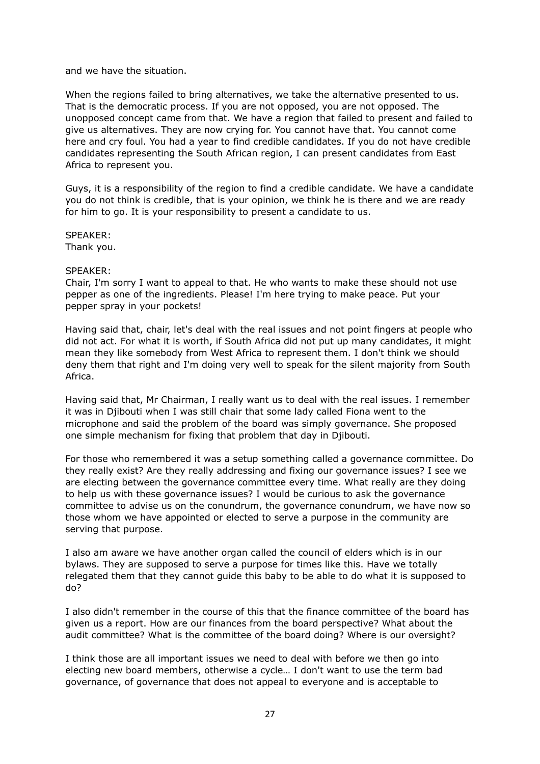and we have the situation.

When the regions failed to bring alternatives, we take the alternative presented to us. That is the democratic process. If you are not opposed, you are not opposed. The unopposed concept came from that. We have a region that failed to present and failed to give us alternatives. They are now crying for. You cannot have that. You cannot come here and cry foul. You had a year to find credible candidates. If you do not have credible candidates representing the South African region, I can present candidates from East Africa to represent you.

Guys, it is a responsibility of the region to find a credible candidate. We have a candidate you do not think is credible, that is your opinion, we think he is there and we are ready for him to go. It is your responsibility to present a candidate to us.

SPEAKER:
Thank you.

SPEAKER:
Chair, I'm sorry I want to appeal to that. He who wants to make these should not use pepper as one of the ingredients. Please! I'm here trying to make peace. Put your pepper spray in your pockets!

Having said that, chair, let's deal with the real issues and not point fingers at people who did not act. For what it is worth, if South Africa did not put up many candidates, it might mean they like somebody from West Africa to represent them. I don't think we should deny them that right and I'm doing very well to speak for the silent majority from South Africa.

Having said that, Mr Chairman, I really want us to deal with the real issues. I remember it was in Djibouti when I was still chair that some lady called Fiona went to the microphone and said the problem of the board was simply governance. She proposed one simple mechanism for fixing that problem that day in Djibouti.

For those who remembered it was a setup something called a governance committee. Do they really exist? Are they really addressing and fixing our governance issues? I see we are electing between the governance committee every time. What really are they doing to help us with these governance issues? I would be curious to ask the governance committee to advise us on the conundrum, the governance conundrum, we have now so those whom we have appointed or elected to serve a purpose in the community are serving that purpose.

I also am aware we have another organ called the council of elders which is in our bylaws. They are supposed to serve a purpose for times like this. Have we totally relegated them that they cannot guide this baby to be able to do what it is supposed to do?

I also didn't remember in the course of this that the finance committee of the board has given us a report. How are our finances from the board perspective? What about the audit committee? What is the committee of the board doing? Where is our oversight?

I think those are all important issues we need to deal with before we then go into electing new board members, otherwise a cycle… I don't want to use the term bad governance, of governance that does not appeal to everyone and is acceptable to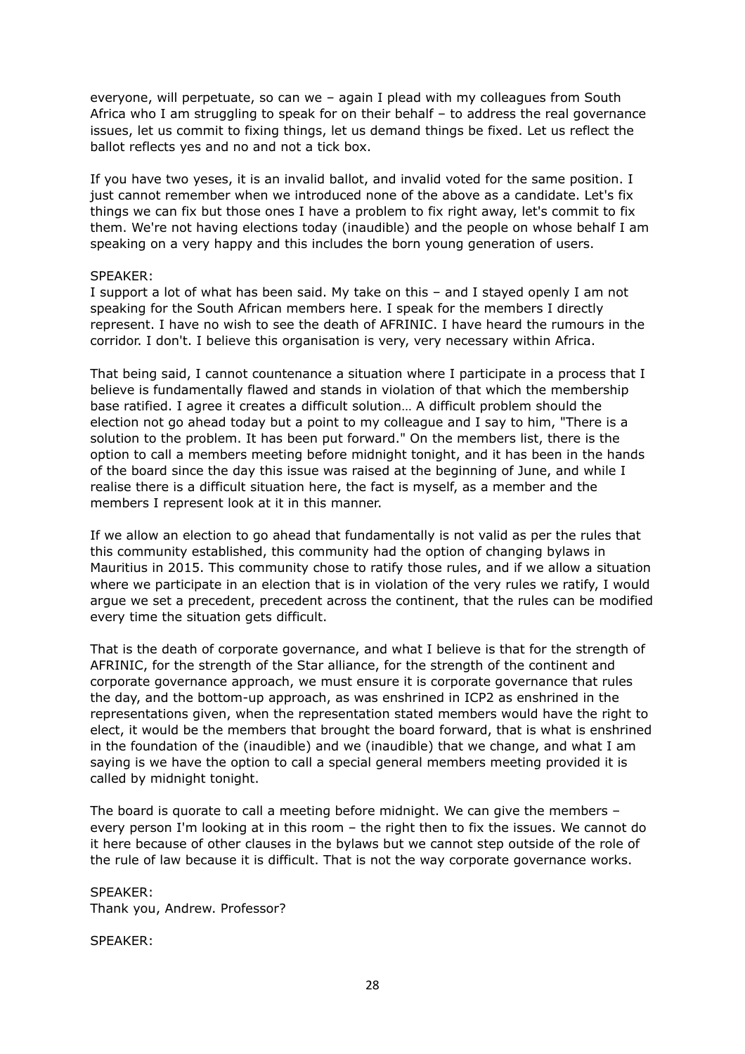everyone, will perpetuate, so can we – again I plead with my colleagues from South Africa who I am struggling to speak for on their behalf – to address the real governance issues, let us commit to fixing things, let us demand things be fixed. Let us reflect the ballot reflects yes and no and not a tick box.

If you have two yeses, it is an invalid ballot, and invalid voted for the same position. I just cannot remember when we introduced none of the above as a candidate. Let's fix things we can fix but those ones I have a problem to fix right away, let's commit to fix them. We're not having elections today (inaudible) and the people on whose behalf I am speaking on a very happy and this includes the born young generation of users.

SPEAKER:
I support a lot of what has been said. My take on this – and I stayed openly I am not speaking for the South African members here. I speak for the members I directly represent. I have no wish to see the death of AFRINIC. I have heard the rumours in the corridor. I don't. I believe this organisation is very, very necessary within Africa.

That being said, I cannot countenance a situation where I participate in a process that I believe is fundamentally flawed and stands in violation of that which the membership base ratified. I agree it creates a difficult solution… A difficult problem should the election not go ahead today but a point to my colleague and I say to him, "There is a solution to the problem. It has been put forward." On the members list, there is the option to call a members meeting before midnight tonight, and it has been in the hands of the board since the day this issue was raised at the beginning of June, and while I realise there is a difficult situation here, the fact is myself, as a member and the members I represent look at it in this manner.

If we allow an election to go ahead that fundamentally is not valid as per the rules that this community established, this community had the option of changing bylaws in Mauritius in 2015. This community chose to ratify those rules, and if we allow a situation where we participate in an election that is in violation of the very rules we ratify, I would argue we set a precedent, precedent across the continent, that the rules can be modified every time the situation gets difficult.

That is the death of corporate governance, and what I believe is that for the strength of AFRINIC, for the strength of the Star alliance, for the strength of the continent and corporate governance approach, we must ensure it is corporate governance that rules the day, and the bottom-up approach, as was enshrined in ICP2 as enshrined in the representations given, when the representation stated members would have the right to elect, it would be the members that brought the board forward, that is what is enshrined in the foundation of the (inaudible) and we (inaudible) that we change, and what I am saying is we have the option to call a special general members meeting provided it is called by midnight tonight.

The board is quorate to call a meeting before midnight. We can give the members – every person I'm looking at in this room – the right then to fix the issues. We cannot do it here because of other clauses in the bylaws but we cannot step outside of the role of the rule of law because it is difficult. That is not the way corporate governance works.

SPEAKER:
Thank you, Andrew. Professor?

SPEAKER: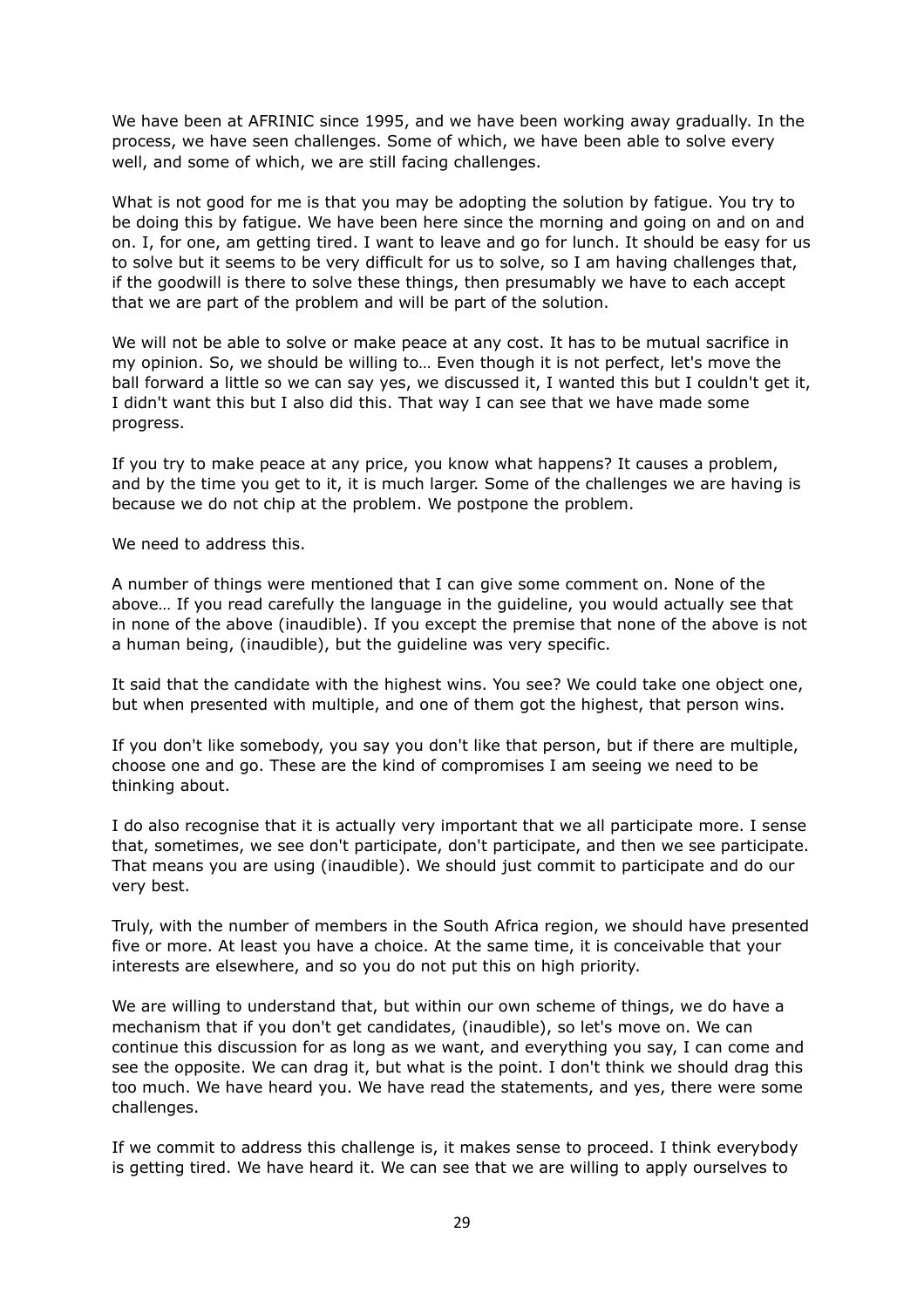We have been at AFRINIC since 1995, and we have been working away gradually. In the process, we have seen challenges. Some of which, we have been able to solve every well, and some of which, we are still facing challenges.

What is not good for me is that you may be adopting the solution by fatigue. You try to be doing this by fatigue. We have been here since the morning and going on and on and on. I, for one, am getting tired. I want to leave and go for lunch. It should be easy for us to solve but it seems to be very difficult for us to solve, so I am having challenges that, if the goodwill is there to solve these things, then presumably we have to each accept that we are part of the problem and will be part of the solution.

We will not be able to solve or make peace at any cost. It has to be mutual sacrifice in my opinion. So, we should be willing to… Even though it is not perfect, let's move the ball forward a little so we can say yes, we discussed it, I wanted this but I couldn't get it, I didn't want this but I also did this. That way I can see that we have made some progress.

If you try to make peace at any price, you know what happens? It causes a problem, and by the time you get to it, it is much larger. Some of the challenges we are having is because we do not chip at the problem. We postpone the problem.

We need to address this.

A number of things were mentioned that I can give some comment on. None of the above… If you read carefully the language in the guideline, you would actually see that in none of the above (inaudible). If you except the premise that none of the above is not a human being, (inaudible), but the guideline was very specific.

It said that the candidate with the highest wins. You see? We could take one object one, but when presented with multiple, and one of them got the highest, that person wins.

If you don't like somebody, you say you don't like that person, but if there are multiple, choose one and go. These are the kind of compromises I am seeing we need to be thinking about.

I do also recognise that it is actually very important that we all participate more. I sense that, sometimes, we see don't participate, don't participate, and then we see participate. That means you are using (inaudible). We should just commit to participate and do our very best.

Truly, with the number of members in the South Africa region, we should have presented five or more. At least you have a choice. At the same time, it is conceivable that your interests are elsewhere, and so you do not put this on high priority.

We are willing to understand that, but within our own scheme of things, we do have a mechanism that if you don't get candidates, (inaudible), so let's move on. We can continue this discussion for as long as we want, and everything you say, I can come and see the opposite. We can drag it, but what is the point. I don't think we should drag this too much. We have heard you. We have read the statements, and yes, there were some challenges.

If we commit to address this challenge is, it makes sense to proceed. I think everybody is getting tired. We have heard it. We can see that we are willing to apply ourselves to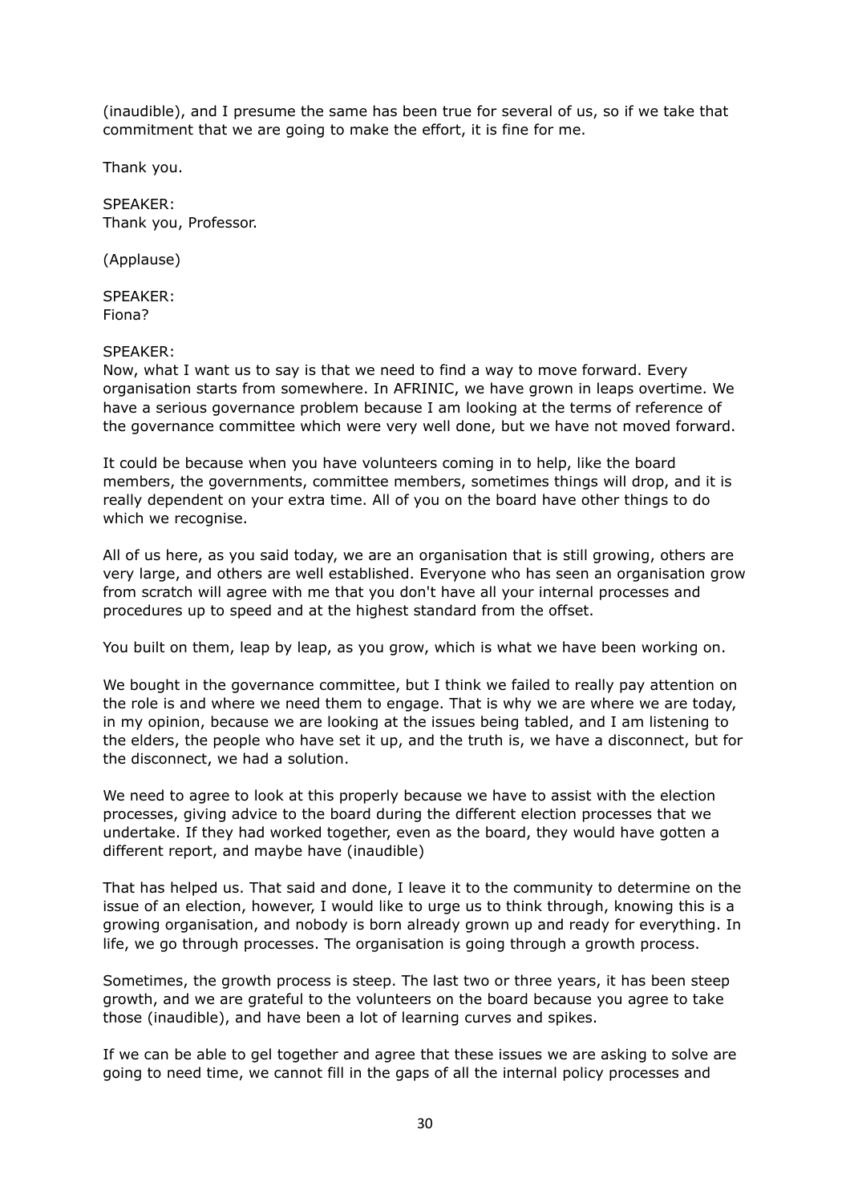(inaudible), and I presume the same has been true for several of us, so if we take that commitment that we are going to make the effort, it is fine for me.

Thank you.

SPEAKER:
Thank you, Professor.

(Applause)

SPEAKER:
Fiona?

SPEAKER:
Now, what I want us to say is that we need to find a way to move forward. Every organisation starts from somewhere. In AFRINIC, we have grown in leaps overtime. We have a serious governance problem because I am looking at the terms of reference of the governance committee which were very well done, but we have not moved forward.

It could be because when you have volunteers coming in to help, like the board members, the governments, committee members, sometimes things will drop, and it is really dependent on your extra time. All of you on the board have other things to do which we recognise.

All of us here, as you said today, we are an organisation that is still growing, others are very large, and others are well established. Everyone who has seen an organisation grow from scratch will agree with me that you don't have all your internal processes and procedures up to speed and at the highest standard from the offset.

You built on them, leap by leap, as you grow, which is what we have been working on.

We bought in the governance committee, but I think we failed to really pay attention on the role is and where we need them to engage. That is why we are where we are today, in my opinion, because we are looking at the issues being tabled, and I am listening to the elders, the people who have set it up, and the truth is, we have a disconnect, but for the disconnect, we had a solution.

We need to agree to look at this properly because we have to assist with the election processes, giving advice to the board during the different election processes that we undertake. If they had worked together, even as the board, they would have gotten a different report, and maybe have (inaudible)

That has helped us. That said and done, I leave it to the community to determine on the issue of an election, however, I would like to urge us to think through, knowing this is a growing organisation, and nobody is born already grown up and ready for everything. In life, we go through processes. The organisation is going through a growth process.

Sometimes, the growth process is steep. The last two or three years, it has been steep growth, and we are grateful to the volunteers on the board because you agree to take those (inaudible), and have been a lot of learning curves and spikes.

If we can be able to gel together and agree that these issues we are asking to solve are going to need time, we cannot fill in the gaps of all the internal policy processes and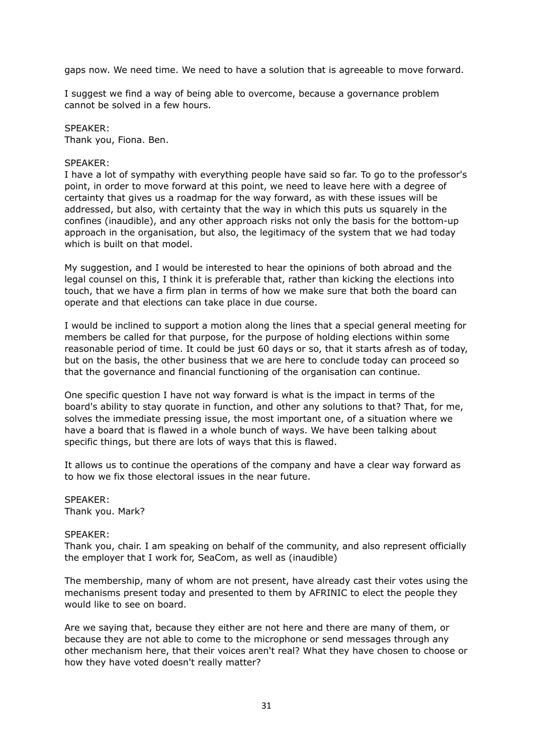gaps now. We need time. We need to have a solution that is agreeable to move forward.

I suggest we find a way of being able to overcome, because a governance problem cannot be solved in a few hours.

SPEAKER:
Thank you, Fiona. Ben.

SPEAKER:
I have a lot of sympathy with everything people have said so far. To go to the professor's point, in order to move forward at this point, we need to leave here with a degree of certainty that gives us a roadmap for the way forward, as with these issues will be addressed, but also, with certainty that the way in which this puts us squarely in the confines (inaudible), and any other approach risks not only the basis for the bottom-up approach in the organisation, but also, the legitimacy of the system that we had today which is built on that model.

My suggestion, and I would be interested to hear the opinions of both abroad and the legal counsel on this, I think it is preferable that, rather than kicking the elections into touch, that we have a firm plan in terms of how we make sure that both the board can operate and that elections can take place in due course.

I would be inclined to support a motion along the lines that a special general meeting for members be called for that purpose, for the purpose of holding elections within some reasonable period of time. It could be just 60 days or so, that it starts afresh as of today, but on the basis, the other business that we are here to conclude today can proceed so that the governance and financial functioning of the organisation can continue.

One specific question I have not way forward is what is the impact in terms of the board's ability to stay quorate in function, and other any solutions to that? That, for me, solves the immediate pressing issue, the most important one, of a situation where we have a board that is flawed in a whole bunch of ways. We have been talking about specific things, but there are lots of ways that this is flawed.

It allows us to continue the operations of the company and have a clear way forward as to how we fix those electoral issues in the near future.

SPEAKER:
Thank you. Mark?

SPEAKER:
Thank you, chair. I am speaking on behalf of the community, and also represent officially the employer that I work for, SeaCom, as well as (inaudible)

The membership, many of whom are not present, have already cast their votes using the mechanisms present today and presented to them by AFRINIC to elect the people they would like to see on board.

Are we saying that, because they either are not here and there are many of them, or because they are not able to come to the microphone or send messages through any other mechanism here, that their voices aren't real? What they have chosen to choose or how they have voted doesn't really matter?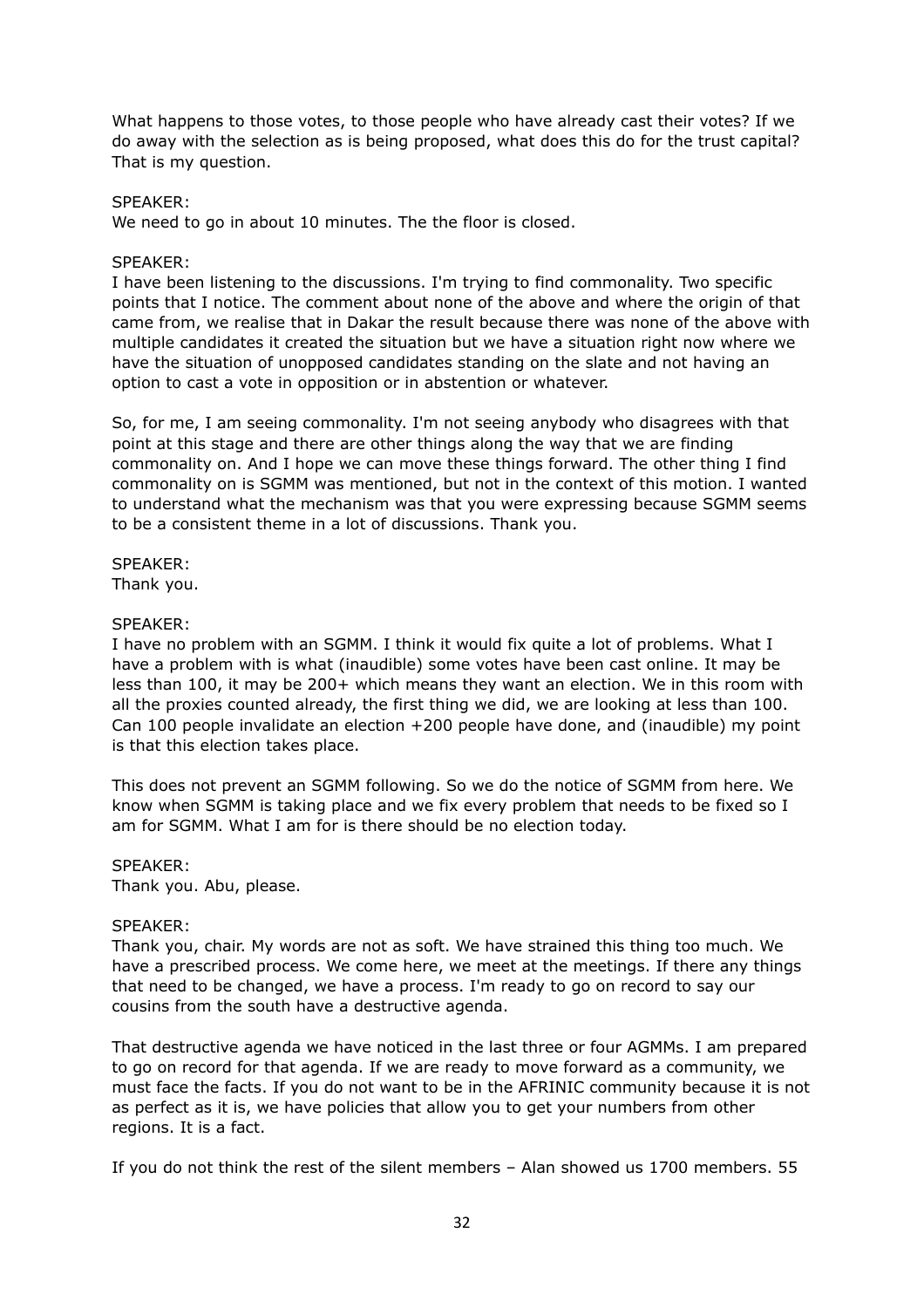What happens to those votes, to those people who have already cast their votes? If we do away with the selection as is being proposed, what does this do for the trust capital? That is my question.

SPEAKER:
We need to go in about 10 minutes. The the floor is closed.

SPEAKER:
I have been listening to the discussions. I'm trying to find commonality. Two specific points that I notice. The comment about none of the above and where the origin of that came from, we realise that in Dakar the result because there was none of the above with multiple candidates it created the situation but we have a situation right now where we have the situation of unopposed candidates standing on the slate and not having an option to cast a vote in opposition or in abstention or whatever.

So, for me, I am seeing commonality. I'm not seeing anybody who disagrees with that point at this stage and there are other things along the way that we are finding commonality on. And I hope we can move these things forward. The other thing I find commonality on is SGMM was mentioned, but not in the context of this motion. I wanted to understand what the mechanism was that you were expressing because SGMM seems to be a consistent theme in a lot of discussions. Thank you.

SPEAKER:
Thank you.

SPEAKER:
I have no problem with an SGMM. I think it would fix quite a lot of problems. What I have a problem with is what (inaudible) some votes have been cast online. It may be less than 100, it may be 200+ which means they want an election. We in this room with all the proxies counted already, the first thing we did, we are looking at less than 100. Can 100 people invalidate an election +200 people have done, and (inaudible) my point is that this election takes place.

This does not prevent an SGMM following. So we do the notice of SGMM from here. We know when SGMM is taking place and we fix every problem that needs to be fixed so I am for SGMM. What I am for is there should be no election today.

SPEAKER:
Thank you. Abu, please.

SPEAKER:
Thank you, chair. My words are not as soft. We have strained this thing too much. We have a prescribed process. We come here, we meet at the meetings. If there any things that need to be changed, we have a process. I'm ready to go on record to say our cousins from the south have a destructive agenda.

That destructive agenda we have noticed in the last three or four AGMMs. I am prepared to go on record for that agenda. If we are ready to move forward as a community, we must face the facts. If you do not want to be in the AFRINIC community because it is not as perfect as it is, we have policies that allow you to get your numbers from other regions. It is a fact.

If you do not think the rest of the silent members – Alan showed us 1700 members. 55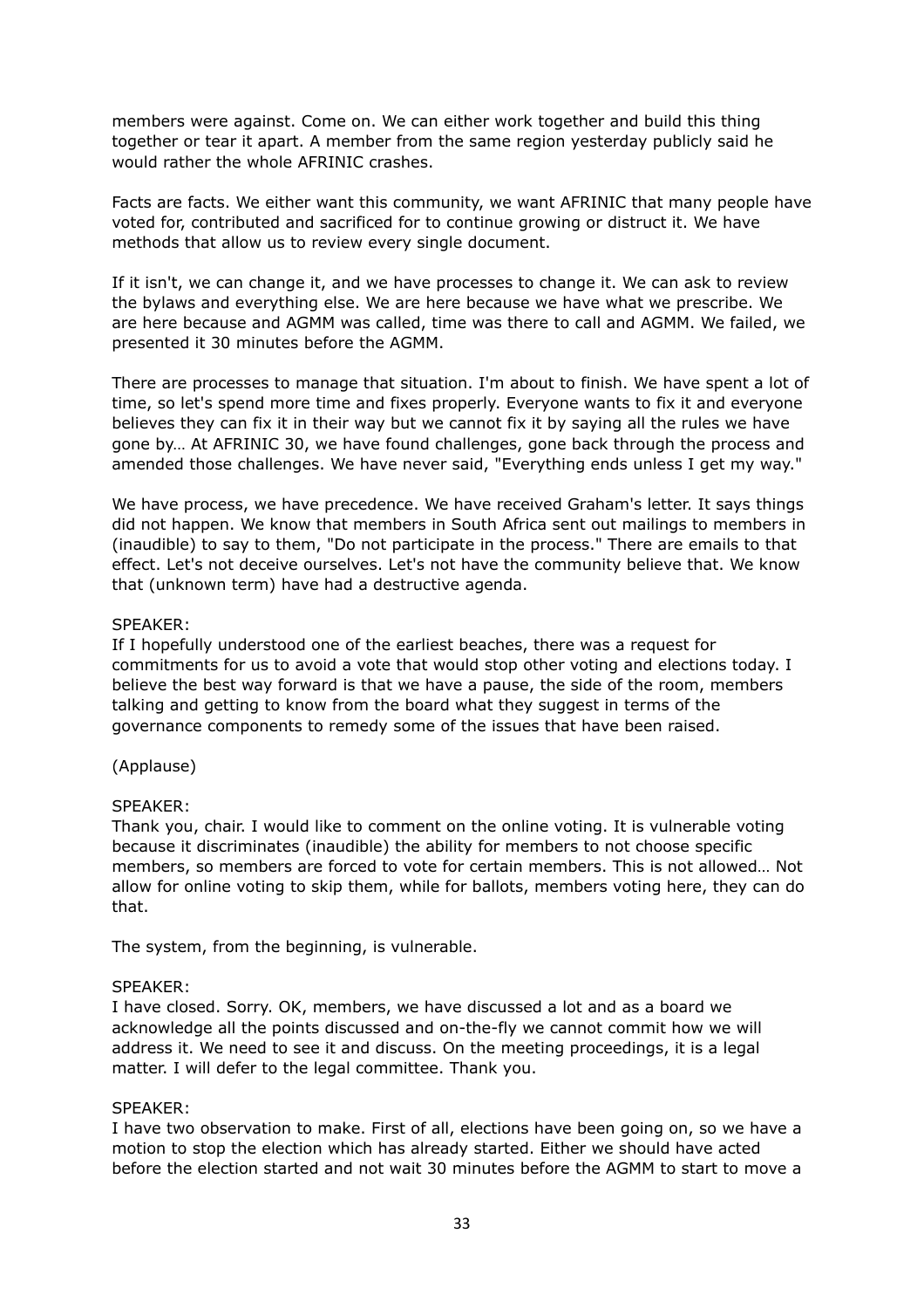members were against. Come on. We can either work together and build this thing together or tear it apart. A member from the same region yesterday publicly said he would rather the whole AFRINIC crashes.

Facts are facts. We either want this community, we want AFRINIC that many people have voted for, contributed and sacrificed for to continue growing or distruct it. We have methods that allow us to review every single document.

If it isn't, we can change it, and we have processes to change it. We can ask to review the bylaws and everything else. We are here because we have what we prescribe. We are here because and AGMM was called, time was there to call and AGMM. We failed, we presented it 30 minutes before the AGMM.

There are processes to manage that situation. I'm about to finish. We have spent a lot of time, so let's spend more time and fixes properly. Everyone wants to fix it and everyone believes they can fix it in their way but we cannot fix it by saying all the rules we have gone by… At AFRINIC 30, we have found challenges, gone back through the process and amended those challenges. We have never said, "Everything ends unless I get my way."

We have process, we have precedence. We have received Graham's letter. It says things did not happen. We know that members in South Africa sent out mailings to members in (inaudible) to say to them, "Do not participate in the process." There are emails to that effect. Let's not deceive ourselves. Let's not have the community believe that. We know that (unknown term) have had a destructive agenda.

SPEAKER:
If I hopefully understood one of the earliest beaches, there was a request for commitments for us to avoid a vote that would stop other voting and elections today. I believe the best way forward is that we have a pause, the side of the room, members talking and getting to know from the board what they suggest in terms of the governance components to remedy some of the issues that have been raised.

(Applause)

SPEAKER:
Thank you, chair. I would like to comment on the online voting. It is vulnerable voting because it discriminates (inaudible) the ability for members to not choose specific members, so members are forced to vote for certain members. This is not allowed… Not allow for online voting to skip them, while for ballots, members voting here, they can do that.

The system, from the beginning, is vulnerable.

SPEAKER:
I have closed. Sorry. OK, members, we have discussed a lot and as a board we acknowledge all the points discussed and on-the-fly we cannot commit how we will address it. We need to see it and discuss. On the meeting proceedings, it is a legal matter. I will defer to the legal committee. Thank you.

SPEAKER:
I have two observation to make. First of all, elections have been going on, so we have a motion to stop the election which has already started. Either we should have acted before the election started and not wait 30 minutes before the AGMM to start to move a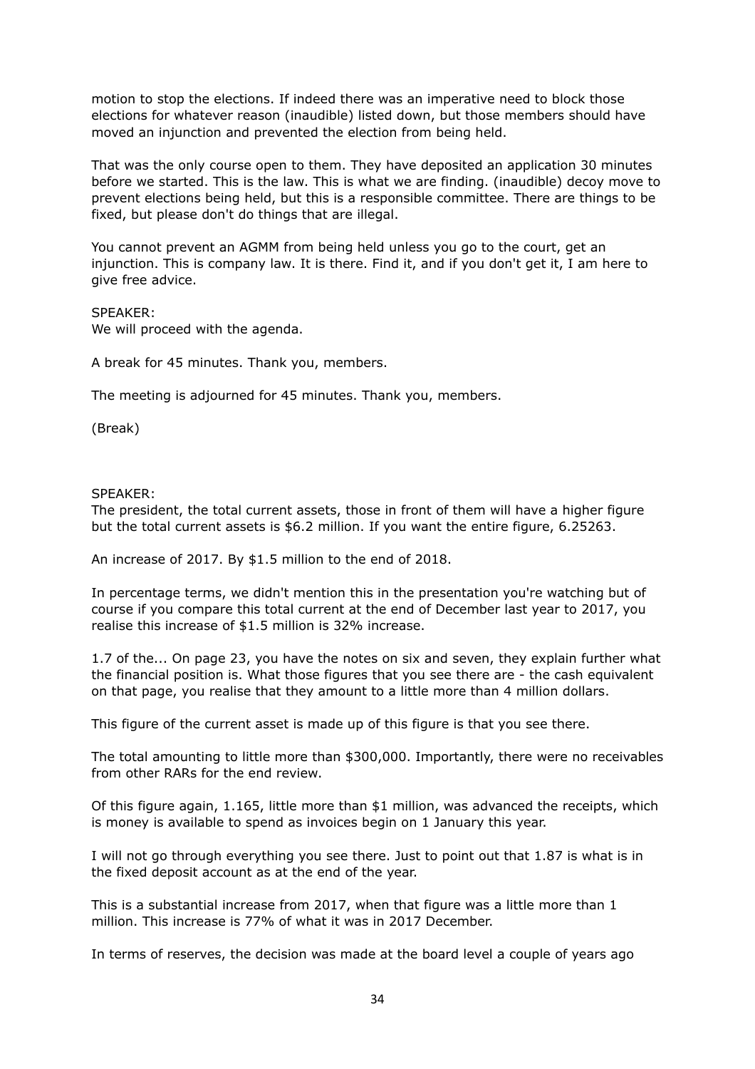motion to stop the elections. If indeed there was an imperative need to block those elections for whatever reason (inaudible) listed down, but those members should have moved an injunction and prevented the election from being held.

That was the only course open to them. They have deposited an application 30 minutes before we started. This is the law. This is what we are finding. (inaudible) decoy move to prevent elections being held, but this is a responsible committee. There are things to be fixed, but please don't do things that are illegal.

You cannot prevent an AGMM from being held unless you go to the court, get an injunction. This is company law. It is there. Find it, and if you don't get it, I am here to give free advice.

SPEAKER:
We will proceed with the agenda.

A break for 45 minutes. Thank you, members.

The meeting is adjourned for 45 minutes. Thank you, members.

(Break)

SPEAKER:
The president, the total current assets, those in front of them will have a higher figure but the total current assets is $6.2 million. If you want the entire figure, 6.25263.

An increase of 2017. By $1.5 million to the end of 2018.

In percentage terms, we didn't mention this in the presentation you're watching but of course if you compare this total current at the end of December last year to 2017, you realise this increase of $1.5 million is 32% increase.

1.7 of the... On page 23, you have the notes on six and seven, they explain further what the financial position is. What those figures that you see there are - the cash equivalent on that page, you realise that they amount to a little more than 4 million dollars.

This figure of the current asset is made up of this figure is that you see there.

The total amounting to little more than $300,000. Importantly, there were no receivables from other RARs for the end review.

Of this figure again, 1.165, little more than $1 million, was advanced the receipts, which is money is available to spend as invoices begin on 1 January this year.

I will not go through everything you see there. Just to point out that 1.87 is what is in the fixed deposit account as at the end of the year.

This is a substantial increase from 2017, when that figure was a little more than 1 million. This increase is 77% of what it was in 2017 December.

In terms of reserves, the decision was made at the board level a couple of years ago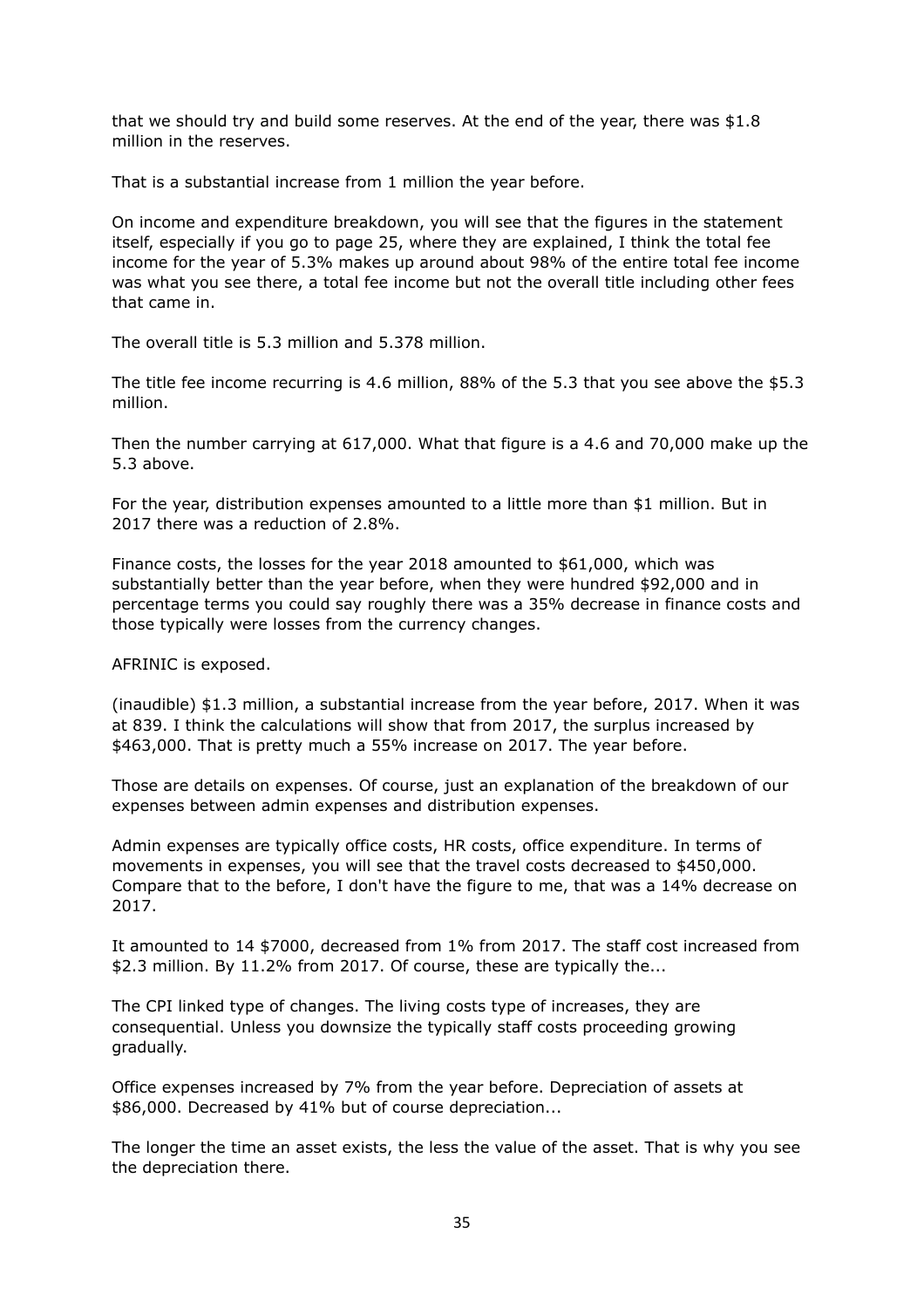that we should try and build some reserves. At the end of the year, there was $1.8 million in the reserves.

That is a substantial increase from 1 million the year before.

On income and expenditure breakdown, you will see that the figures in the statement itself, especially if you go to page 25, where they are explained, I think the total fee income for the year of 5.3% makes up around about 98% of the entire total fee income was what you see there, a total fee income but not the overall title including other fees that came in.

The overall title is 5.3 million and 5.378 million.

The title fee income recurring is 4.6 million, 88% of the 5.3 that you see above the $5.3 million.

Then the number carrying at 617,000. What that figure is a 4.6 and 70,000 make up the 5.3 above.

For the year, distribution expenses amounted to a little more than $1 million. But in 2017 there was a reduction of 2.8%.

Finance costs, the losses for the year 2018 amounted to $61,000, which was substantially better than the year before, when they were hundred $92,000 and in percentage terms you could say roughly there was a 35% decrease in finance costs and those typically were losses from the currency changes.

AFRINIC is exposed.

(inaudible) $1.3 million, a substantial increase from the year before, 2017. When it was at 839. I think the calculations will show that from 2017, the surplus increased by $463,000. That is pretty much a 55% increase on 2017. The year before.

Those are details on expenses. Of course, just an explanation of the breakdown of our expenses between admin expenses and distribution expenses.

Admin expenses are typically office costs, HR costs, office expenditure. In terms of movements in expenses, you will see that the travel costs decreased to $450,000. Compare that to the before, I don't have the figure to me, that was a 14% decrease on 2017.

It amounted to 14 $7000, decreased from 1% from 2017. The staff cost increased from $2.3 million. By 11.2% from 2017. Of course, these are typically the...

The CPI linked type of changes. The living costs type of increases, they are consequential. Unless you downsize the typically staff costs proceeding growing gradually.

Office expenses increased by 7% from the year before. Depreciation of assets at $86,000. Decreased by 41% but of course depreciation...

The longer the time an asset exists, the less the value of the asset. That is why you see the depreciation there.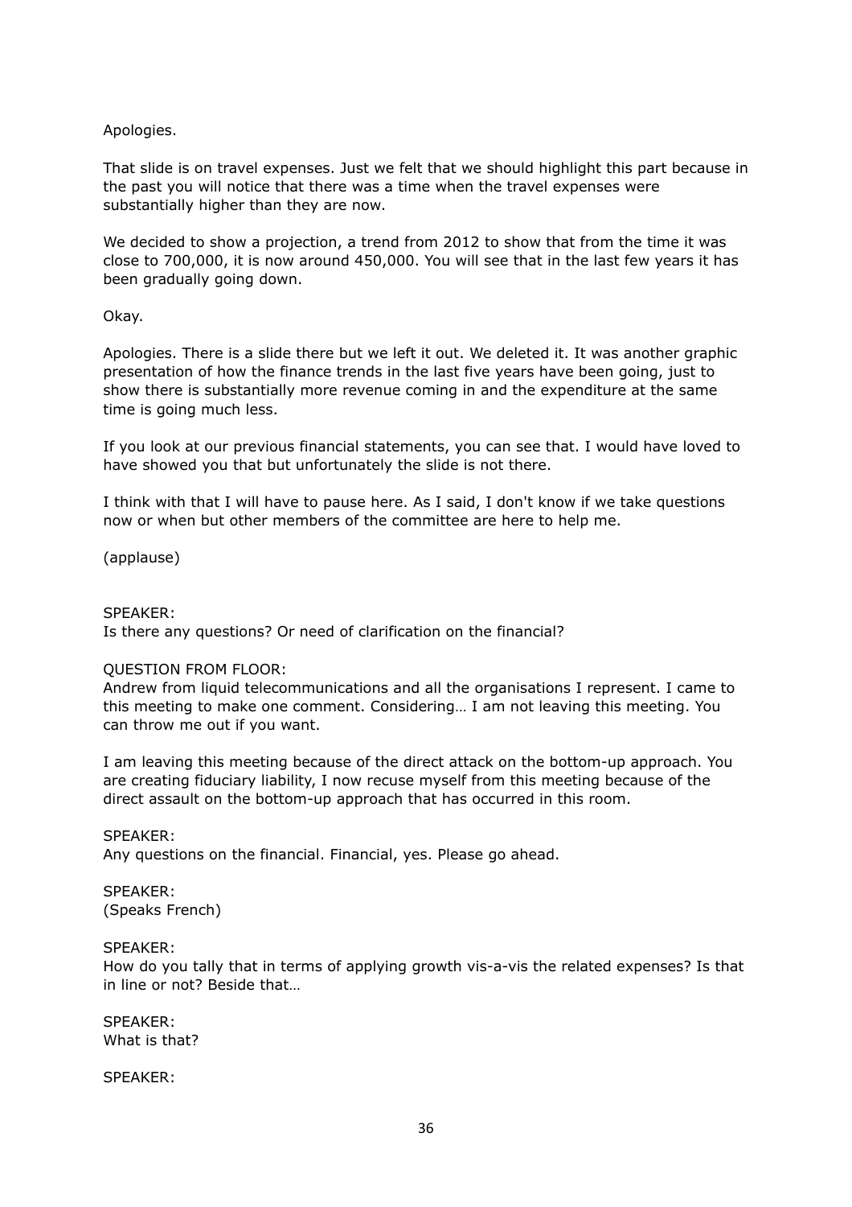Apologies.

That slide is on travel expenses. Just we felt that we should highlight this part because in the past you will notice that there was a time when the travel expenses were substantially higher than they are now.

We decided to show a projection, a trend from 2012 to show that from the time it was close to 700,000, it is now around 450,000. You will see that in the last few years it has been gradually going down.

Okay.

Apologies. There is a slide there but we left it out. We deleted it. It was another graphic presentation of how the finance trends in the last five years have been going, just to show there is substantially more revenue coming in and the expenditure at the same time is going much less.

If you look at our previous financial statements, you can see that. I would have loved to have showed you that but unfortunately the slide is not there.

I think with that I will have to pause here. As I said, I don't know if we take questions now or when but other members of the committee are here to help me.

(applause)

SPEAKER:
Is there any questions? Or need of clarification on the financial?

QUESTION FROM FLOOR:
Andrew from liquid telecommunications and all the organisations I represent. I came to this meeting to make one comment. Considering… I am not leaving this meeting. You can throw me out if you want.

I am leaving this meeting because of the direct attack on the bottom-up approach. You are creating fiduciary liability, I now recuse myself from this meeting because of the direct assault on the bottom-up approach that has occurred in this room.

SPEAKER:
Any questions on the financial. Financial, yes. Please go ahead.

SPEAKER:
(Speaks French)

SPEAKER:
How do you tally that in terms of applying growth vis-a-vis the related expenses? Is that in line or not? Beside that…

SPEAKER:
What is that?

SPEAKER: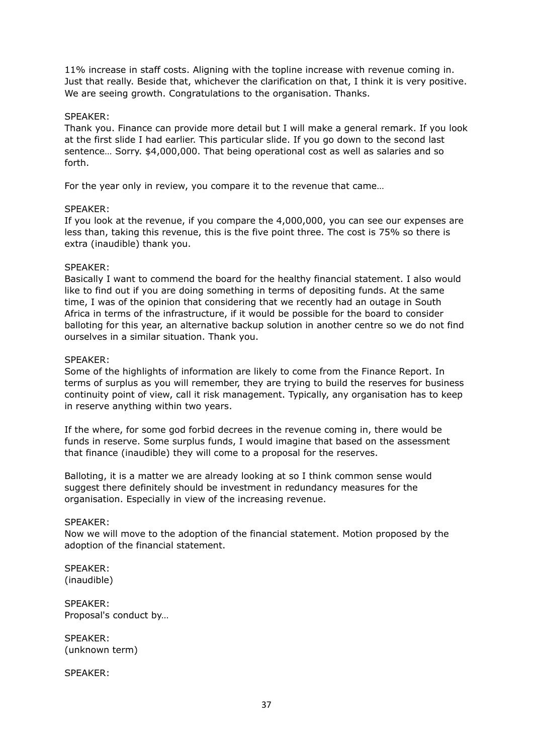11% increase in staff costs. Aligning with the topline increase with revenue coming in. Just that really. Beside that, whichever the clarification on that, I think it is very positive. We are seeing growth. Congratulations to the organisation. Thanks.

SPEAKER:
Thank you. Finance can provide more detail but I will make a general remark. If you look at the first slide I had earlier. This particular slide. If you go down to the second last sentence… Sorry. $4,000,000. That being operational cost as well as salaries and so forth.

For the year only in review, you compare it to the revenue that came…

SPEAKER:
If you look at the revenue, if you compare the 4,000,000, you can see our expenses are less than, taking this revenue, this is the five point three. The cost is 75% so there is extra (inaudible) thank you.

SPEAKER:
Basically I want to commend the board for the healthy financial statement. I also would like to find out if you are doing something in terms of depositing funds. At the same time, I was of the opinion that considering that we recently had an outage in South Africa in terms of the infrastructure, if it would be possible for the board to consider balloting for this year, an alternative backup solution in another centre so we do not find ourselves in a similar situation. Thank you.

SPEAKER:
Some of the highlights of information are likely to come from the Finance Report. In terms of surplus as you will remember, they are trying to build the reserves for business continuity point of view, call it risk management. Typically, any organisation has to keep in reserve anything within two years.

If the where, for some god forbid decrees in the revenue coming in, there would be funds in reserve. Some surplus funds, I would imagine that based on the assessment that finance (inaudible) they will come to a proposal for the reserves.

Balloting, it is a matter we are already looking at so I think common sense would suggest there definitely should be investment in redundancy measures for the organisation. Especially in view of the increasing revenue.

SPEAKER:
Now we will move to the adoption of the financial statement. Motion proposed by the adoption of the financial statement.

SPEAKER:
(inaudible)

SPEAKER:
Proposal's conduct by…

SPEAKER:
(unknown term)

SPEAKER: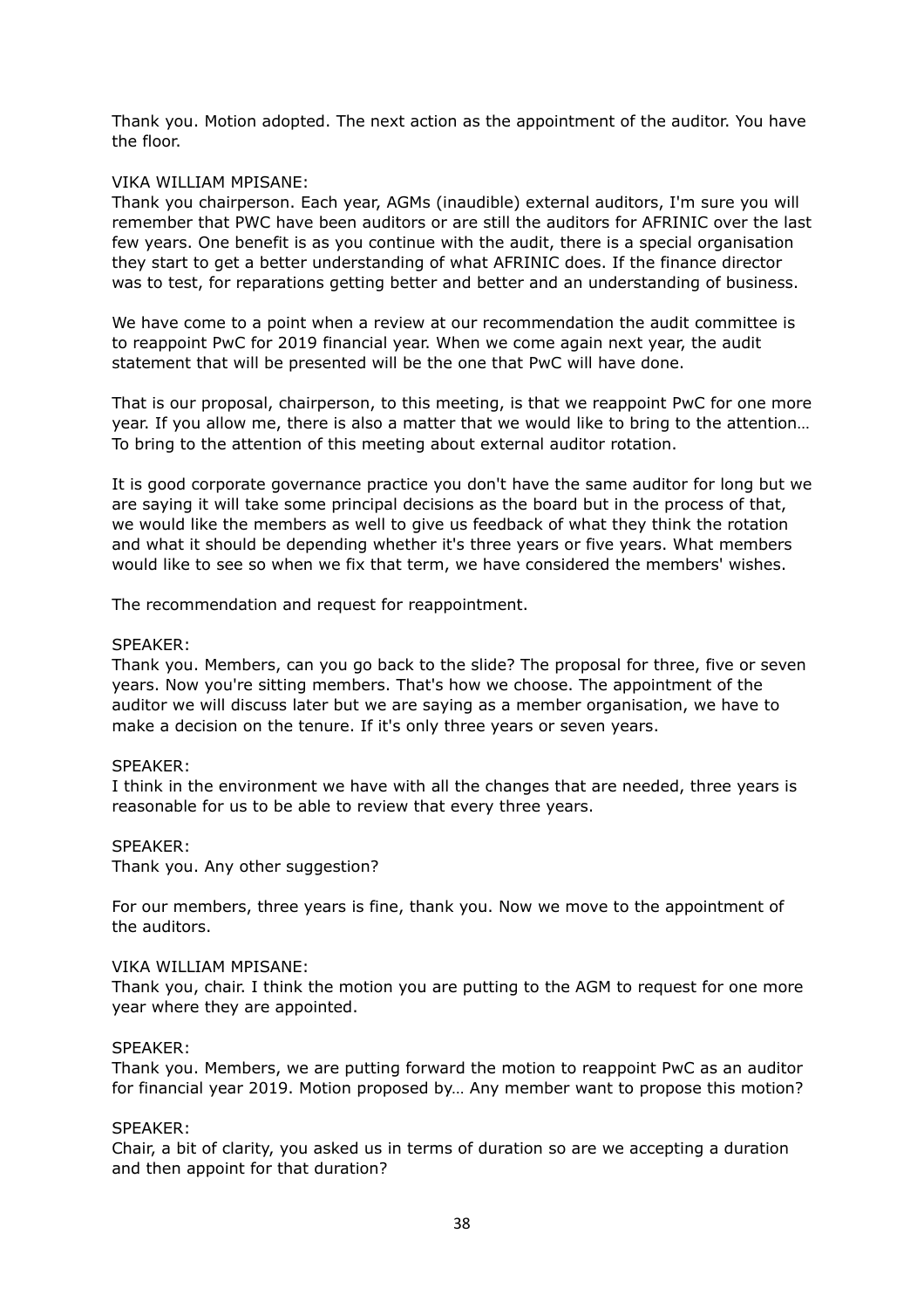Thank you. Motion adopted. The next action as the appointment of the auditor. You have the floor.

VIKA WILLIAM MPISANE:
Thank you chairperson. Each year, AGMs (inaudible) external auditors, I'm sure you will remember that PWC have been auditors or are still the auditors for AFRINIC over the last few years. One benefit is as you continue with the audit, there is a special organisation they start to get a better understanding of what AFRINIC does. If the finance director was to test, for reparations getting better and better and an understanding of business.

We have come to a point when a review at our recommendation the audit committee is to reappoint PwC for 2019 financial year. When we come again next year, the audit statement that will be presented will be the one that PwC will have done.

That is our proposal, chairperson, to this meeting, is that we reappoint PwC for one more year. If you allow me, there is also a matter that we would like to bring to the attention… To bring to the attention of this meeting about external auditor rotation.

It is good corporate governance practice you don't have the same auditor for long but we are saying it will take some principal decisions as the board but in the process of that, we would like the members as well to give us feedback of what they think the rotation and what it should be depending whether it's three years or five years. What members would like to see so when we fix that term, we have considered the members' wishes.

The recommendation and request for reappointment.

SPEAKER:
Thank you. Members, can you go back to the slide? The proposal for three, five or seven years. Now you're sitting members. That's how we choose. The appointment of the auditor we will discuss later but we are saying as a member organisation, we have to make a decision on the tenure. If it's only three years or seven years.

SPEAKER:
I think in the environment we have with all the changes that are needed, three years is reasonable for us to be able to review that every three years.

SPEAKER:
Thank you. Any other suggestion?

For our members, three years is fine, thank you. Now we move to the appointment of the auditors.

VIKA WILLIAM MPISANE:
Thank you, chair. I think the motion you are putting to the AGM to request for one more year where they are appointed.

SPEAKER:
Thank you. Members, we are putting forward the motion to reappoint PwC as an auditor for financial year 2019. Motion proposed by… Any member want to propose this motion?

SPEAKER:
Chair, a bit of clarity, you asked us in terms of duration so are we accepting a duration and then appoint for that duration?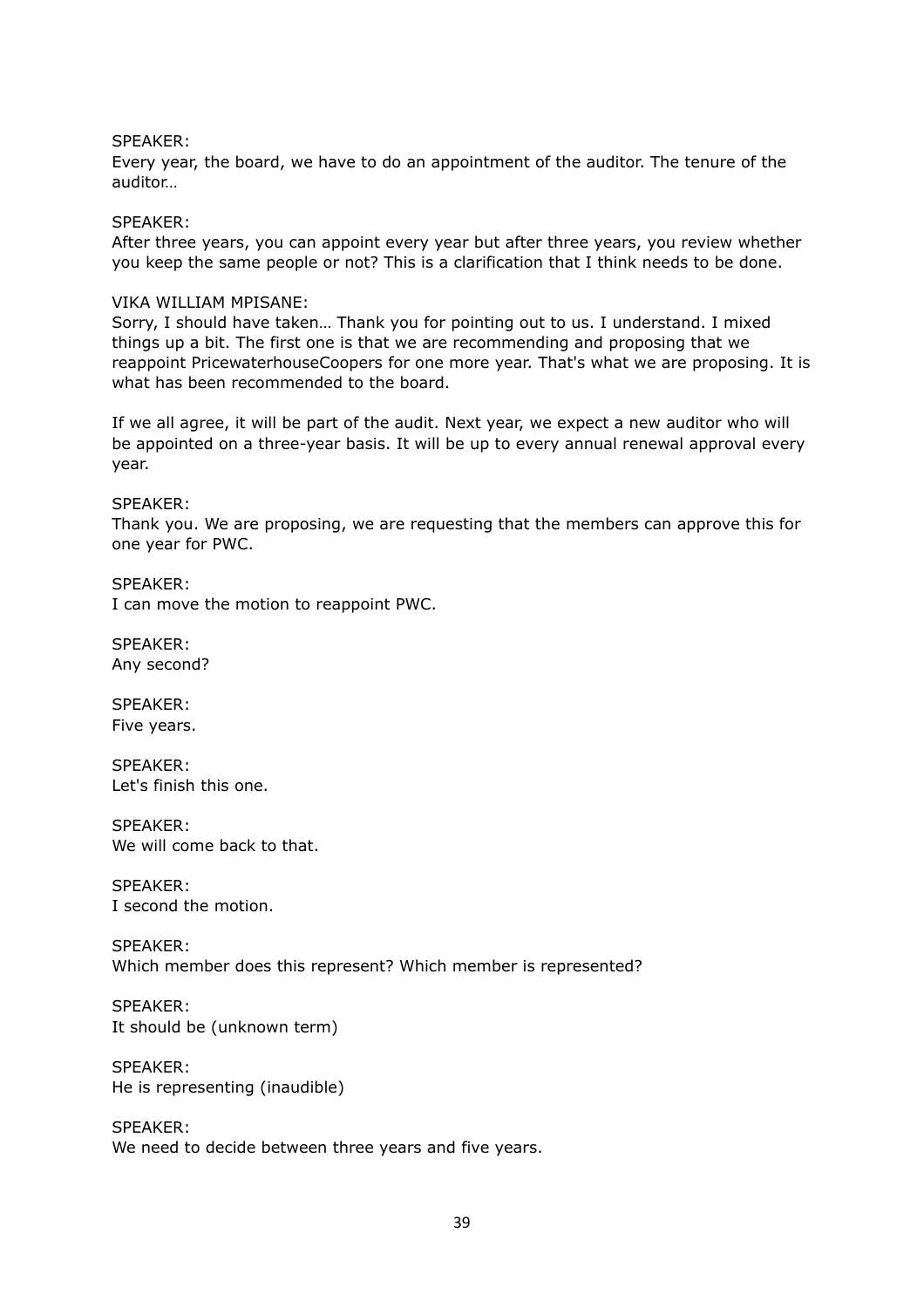SPEAKER:
Every year, the board, we have to do an appointment of the auditor. The tenure of the auditor…

SPEAKER:
After three years, you can appoint every year but after three years, you review whether you keep the same people or not? This is a clarification that I think needs to be done.

VIKA WILLIAM MPISANE:
Sorry, I should have taken… Thank you for pointing out to us. I understand. I mixed things up a bit. The first one is that we are recommending and proposing that we reappoint PricewaterhouseCoopers for one more year. That's what we are proposing. It is what has been recommended to the board.

If we all agree, it will be part of the audit. Next year, we expect a new auditor who will be appointed on a three-year basis. It will be up to every annual renewal approval every year.

SPEAKER:
Thank you. We are proposing, we are requesting that the members can approve this for one year for PWC.

SPEAKER:
I can move the motion to reappoint PWC.

SPEAKER:
Any second?

SPEAKER:
Five years.

SPEAKER:
Let's finish this one.

SPEAKER:
We will come back to that.

SPEAKER:
I second the motion.

SPEAKER:
Which member does this represent? Which member is represented?

SPEAKER:
It should be (unknown term)

SPEAKER:
He is representing (inaudible)

SPEAKER:
We need to decide between three years and five years.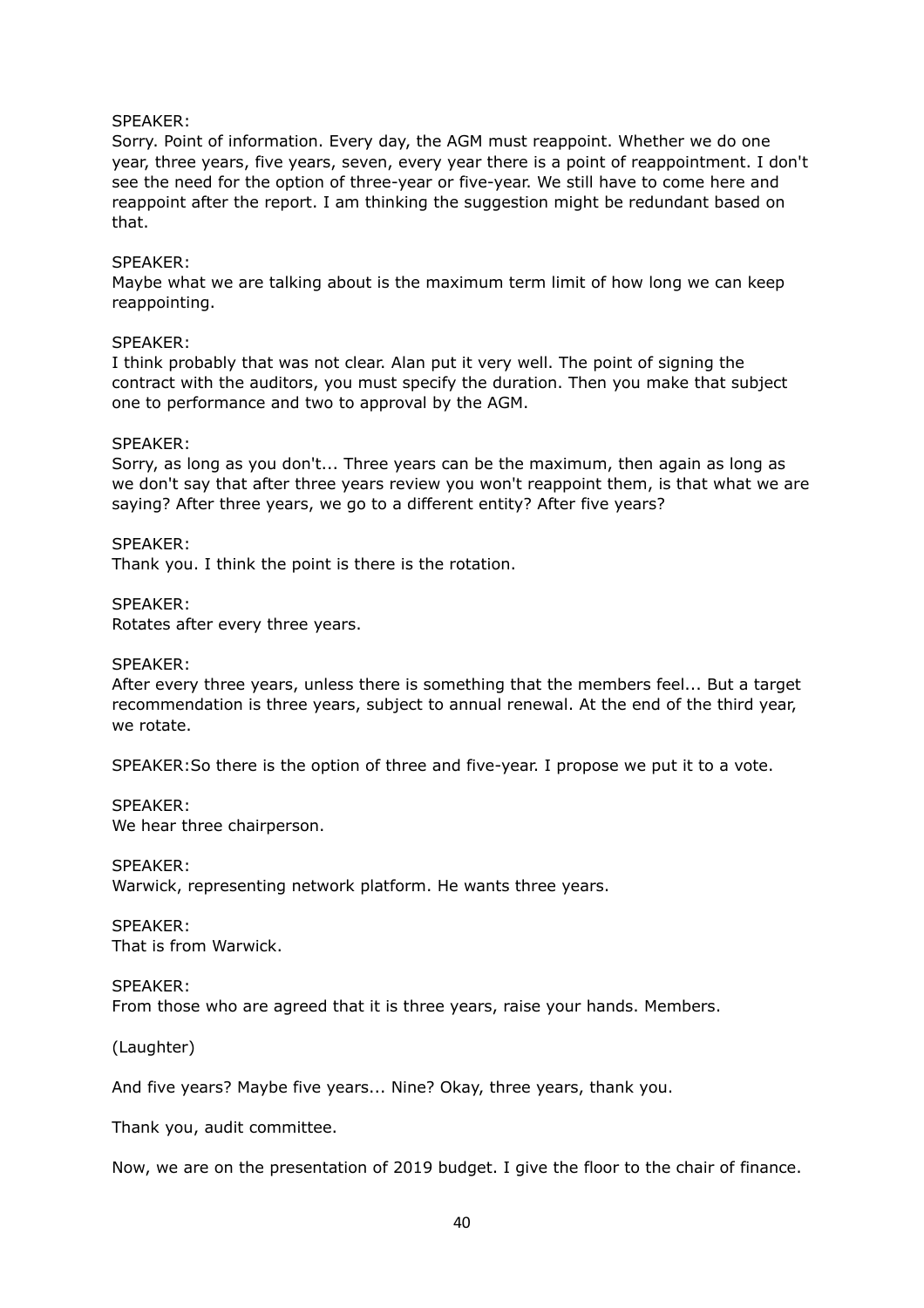SPEAKER:
Sorry. Point of information. Every day, the AGM must reappoint. Whether we do one year, three years, five years, seven, every year there is a point of reappointment. I don't see the need for the option of three-year or five-year. We still have to come here and reappoint after the report. I am thinking the suggestion might be redundant based on that.

SPEAKER:
Maybe what we are talking about is the maximum term limit of how long we can keep reappointing.

SPEAKER:
I think probably that was not clear. Alan put it very well. The point of signing the contract with the auditors, you must specify the duration. Then you make that subject one to performance and two to approval by the AGM.

SPEAKER:
Sorry, as long as you don't... Three years can be the maximum, then again as long as we don't say that after three years review you won't reappoint them, is that what we are saying? After three years, we go to a different entity? After five years?

SPEAKER:
Thank you. I think the point is there is the rotation.

SPEAKER:
Rotates after every three years.

SPEAKER:
After every three years, unless there is something that the members feel... But a target recommendation is three years, subject to annual renewal. At the end of the third year, we rotate.

SPEAKER:So there is the option of three and five-year. I propose we put it to a vote.

SPEAKER:
We hear three chairperson.

SPEAKER:
Warwick, representing network platform. He wants three years.

SPEAKER:
That is from Warwick.

SPEAKER:
From those who are agreed that it is three years, raise your hands. Members.

(Laughter)

And five years? Maybe five years... Nine? Okay, three years, thank you.

Thank you, audit committee.

Now, we are on the presentation of 2019 budget. I give the floor to the chair of finance.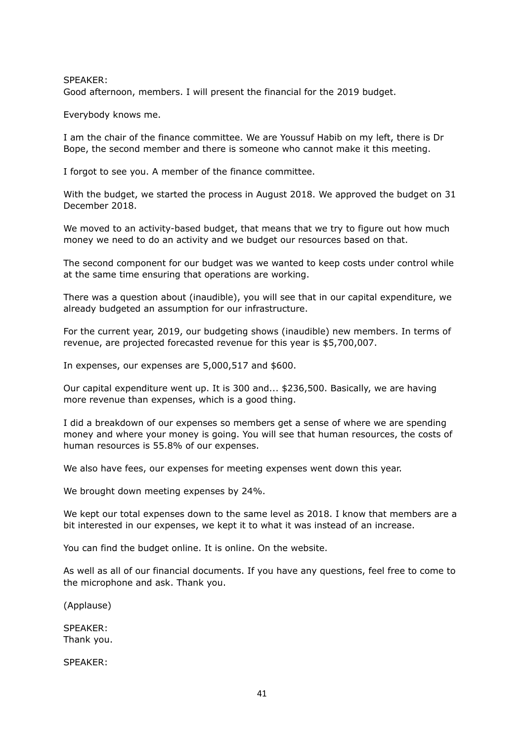SPEAKER:
Good afternoon, members. I will present the financial for the 2019 budget.

Everybody knows me.

I am the chair of the finance committee. We are Youssuf Habib on my left, there is Dr Bope, the second member and there is someone who cannot make it this meeting.

I forgot to see you. A member of the finance committee.

With the budget, we started the process in August 2018. We approved the budget on 31 December 2018.

We moved to an activity-based budget, that means that we try to figure out how much money we need to do an activity and we budget our resources based on that.

The second component for our budget was we wanted to keep costs under control while at the same time ensuring that operations are working.

There was a question about (inaudible), you will see that in our capital expenditure, we already budgeted an assumption for our infrastructure.

For the current year, 2019, our budgeting shows (inaudible) new members. In terms of revenue, are projected forecasted revenue for this year is $5,700,007.

In expenses, our expenses are 5,000,517 and $600.

Our capital expenditure went up. It is 300 and... $236,500. Basically, we are having more revenue than expenses, which is a good thing.

I did a breakdown of our expenses so members get a sense of where we are spending money and where your money is going. You will see that human resources, the costs of human resources is 55.8% of our expenses.

We also have fees, our expenses for meeting expenses went down this year.

We brought down meeting expenses by 24%.

We kept our total expenses down to the same level as 2018. I know that members are a bit interested in our expenses, we kept it to what it was instead of an increase.

You can find the budget online. It is online. On the website.

As well as all of our financial documents. If you have any questions, feel free to come to the microphone and ask. Thank you.

(Applause)

SPEAKER:
Thank you.

SPEAKER: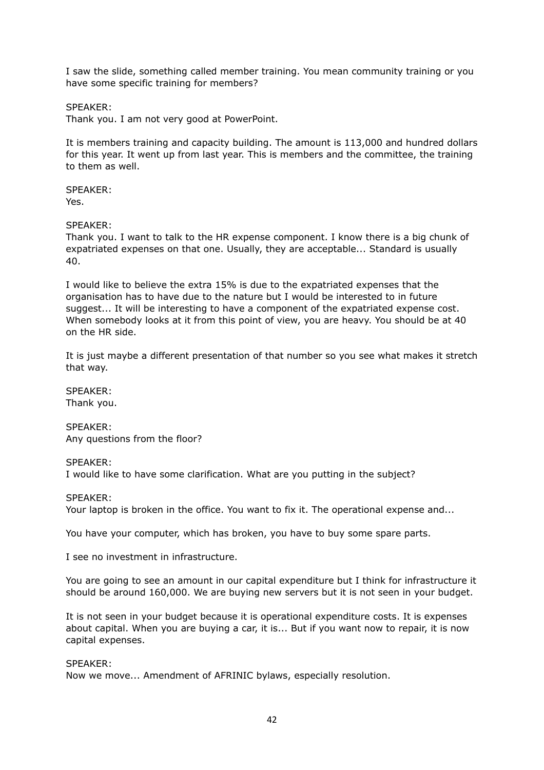I saw the slide, something called member training. You mean community training or you have some specific training for members?

SPEAKER:
Thank you. I am not very good at PowerPoint.

It is members training and capacity building. The amount is 113,000 and hundred dollars for this year. It went up from last year. This is members and the committee, the training to them as well.

SPEAKER:
Yes.

SPEAKER:
Thank you. I want to talk to the HR expense component. I know there is a big chunk of expatriated expenses on that one. Usually, they are acceptable... Standard is usually 40.

I would like to believe the extra 15% is due to the expatriated expenses that the organisation has to have due to the nature but I would be interested to in future suggest... It will be interesting to have a component of the expatriated expense cost. When somebody looks at it from this point of view, you are heavy. You should be at 40 on the HR side.

It is just maybe a different presentation of that number so you see what makes it stretch that way.

SPEAKER:
Thank you.

SPEAKER:
Any questions from the floor?

SPEAKER:
I would like to have some clarification. What are you putting in the subject?

SPEAKER:
Your laptop is broken in the office. You want to fix it. The operational expense and...

You have your computer, which has broken, you have to buy some spare parts.

I see no investment in infrastructure.

You are going to see an amount in our capital expenditure but I think for infrastructure it should be around 160,000. We are buying new servers but it is not seen in your budget.

It is not seen in your budget because it is operational expenditure costs. It is expenses about capital. When you are buying a car, it is... But if you want now to repair, it is now capital expenses.

SPEAKER:
Now we move... Amendment of AFRINIC bylaws, especially resolution.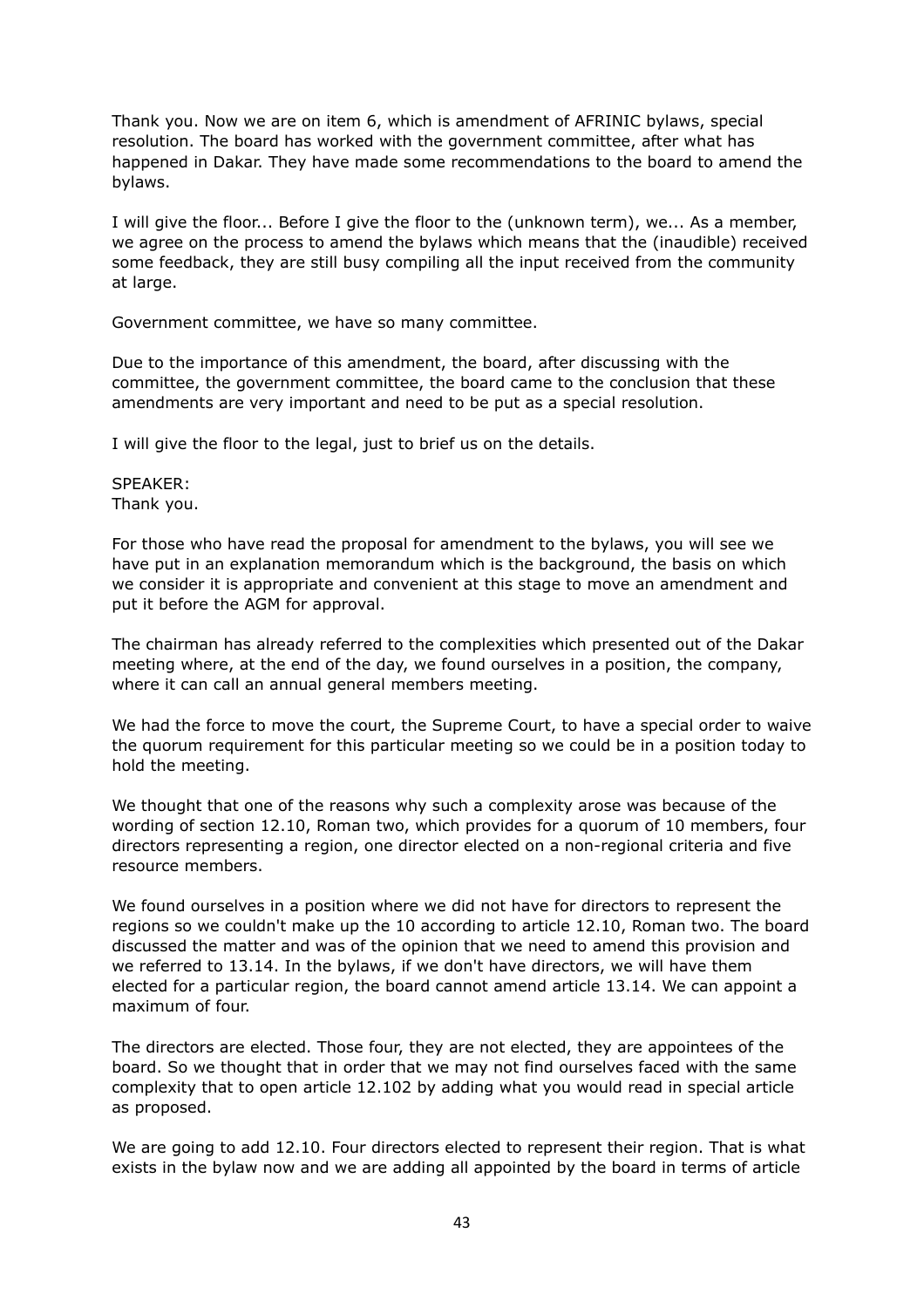Thank you. Now we are on item 6, which is amendment of AFRINIC bylaws, special resolution. The board has worked with the government committee, after what has happened in Dakar. They have made some recommendations to the board to amend the bylaws.

I will give the floor... Before I give the floor to the (unknown term), we... As a member, we agree on the process to amend the bylaws which means that the (inaudible) received some feedback, they are still busy compiling all the input received from the community at large.

Government committee, we have so many committee.

Due to the importance of this amendment, the board, after discussing with the committee, the government committee, the board came to the conclusion that these amendments are very important and need to be put as a special resolution.

I will give the floor to the legal, just to brief us on the details.

SPEAKER:
Thank you.

For those who have read the proposal for amendment to the bylaws, you will see we have put in an explanation memorandum which is the background, the basis on which we consider it is appropriate and convenient at this stage to move an amendment and put it before the AGM for approval.

The chairman has already referred to the complexities which presented out of the Dakar meeting where, at the end of the day, we found ourselves in a position, the company, where it can call an annual general members meeting.

We had the force to move the court, the Supreme Court, to have a special order to waive the quorum requirement for this particular meeting so we could be in a position today to hold the meeting.

We thought that one of the reasons why such a complexity arose was because of the wording of section 12.10, Roman two, which provides for a quorum of 10 members, four directors representing a region, one director elected on a non-regional criteria and five resource members.

We found ourselves in a position where we did not have for directors to represent the regions so we couldn't make up the 10 according to article 12.10, Roman two. The board discussed the matter and was of the opinion that we need to amend this provision and we referred to 13.14. In the bylaws, if we don't have directors, we will have them elected for a particular region, the board cannot amend article 13.14. We can appoint a maximum of four.

The directors are elected. Those four, they are not elected, they are appointees of the board. So we thought that in order that we may not find ourselves faced with the same complexity that to open article 12.102 by adding what you would read in special article as proposed.

We are going to add 12.10. Four directors elected to represent their region. That is what exists in the bylaw now and we are adding all appointed by the board in terms of article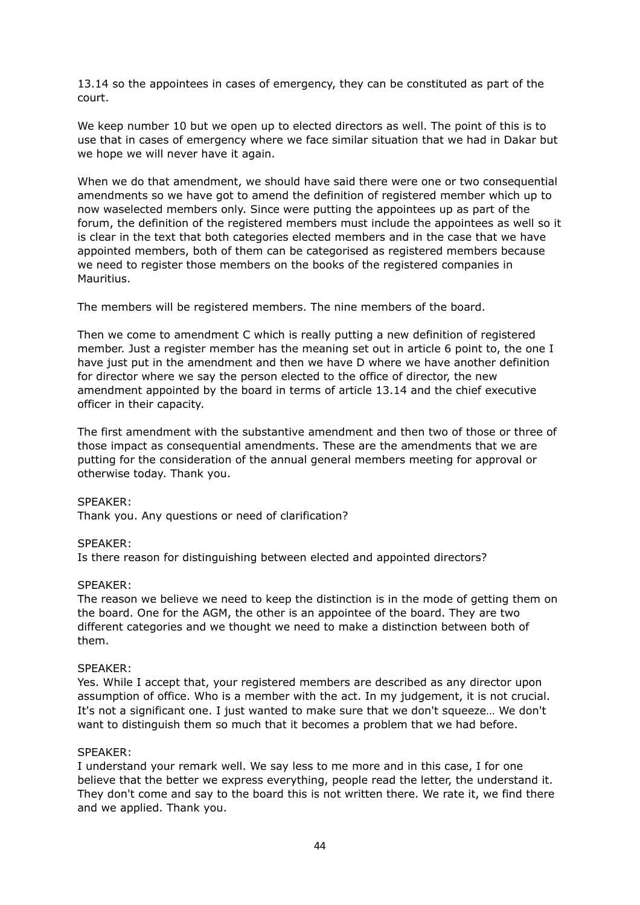13.14 so the appointees in cases of emergency, they can be constituted as part of the court.

We keep number 10 but we open up to elected directors as well. The point of this is to use that in cases of emergency where we face similar situation that we had in Dakar but we hope we will never have it again.

When we do that amendment, we should have said there were one or two consequential amendments so we have got to amend the definition of registered member which up to now waselected members only. Since were putting the appointees up as part of the forum, the definition of the registered members must include the appointees as well so it is clear in the text that both categories elected members and in the case that we have appointed members, both of them can be categorised as registered members because we need to register those members on the books of the registered companies in Mauritius.

The members will be registered members. The nine members of the board.

Then we come to amendment C which is really putting a new definition of registered member. Just a register member has the meaning set out in article 6 point to, the one I have just put in the amendment and then we have D where we have another definition for director where we say the person elected to the office of director, the new amendment appointed by the board in terms of article 13.14 and the chief executive officer in their capacity.

The first amendment with the substantive amendment and then two of those or three of those impact as consequential amendments. These are the amendments that we are putting for the consideration of the annual general members meeting for approval or otherwise today. Thank you.

SPEAKER:
Thank you. Any questions or need of clarification?

SPEAKER:
Is there reason for distinguishing between elected and appointed directors?

SPEAKER:
The reason we believe we need to keep the distinction is in the mode of getting them on the board. One for the AGM, the other is an appointee of the board. They are two different categories and we thought we need to make a distinction between both of them.

SPEAKER:
Yes. While I accept that, your registered members are described as any director upon assumption of office. Who is a member with the act. In my judgement, it is not crucial. It's not a significant one. I just wanted to make sure that we don't squeeze… We don't want to distinguish them so much that it becomes a problem that we had before.

SPEAKER:
I understand your remark well. We say less to me more and in this case, I for one believe that the better we express everything, people read the letter, the understand it. They don't come and say to the board this is not written there. We rate it, we find there and we applied. Thank you.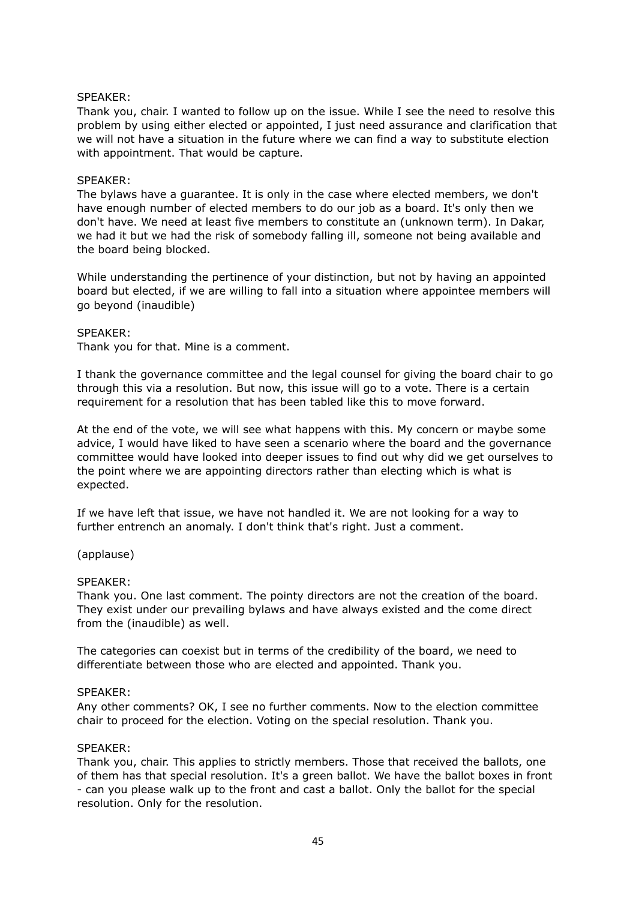SPEAKER:
Thank you, chair. I wanted to follow up on the issue. While I see the need to resolve this problem by using either elected or appointed, I just need assurance and clarification that we will not have a situation in the future where we can find a way to substitute election with appointment. That would be capture.

SPEAKER:
The bylaws have a guarantee. It is only in the case where elected members, we don't have enough number of elected members to do our job as a board. It's only then we don't have. We need at least five members to constitute an (unknown term). In Dakar, we had it but we had the risk of somebody falling ill, someone not being available and the board being blocked.

While understanding the pertinence of your distinction, but not by having an appointed board but elected, if we are willing to fall into a situation where appointee members will go beyond (inaudible)

SPEAKER:
Thank you for that. Mine is a comment.

I thank the governance committee and the legal counsel for giving the board chair to go through this via a resolution. But now, this issue will go to a vote. There is a certain requirement for a resolution that has been tabled like this to move forward.

At the end of the vote, we will see what happens with this. My concern or maybe some advice, I would have liked to have seen a scenario where the board and the governance committee would have looked into deeper issues to find out why did we get ourselves to the point where we are appointing directors rather than electing which is what is expected.

If we have left that issue, we have not handled it. We are not looking for a way to further entrench an anomaly. I don't think that's right. Just a comment.

(applause)

SPEAKER:
Thank you. One last comment. The pointy directors are not the creation of the board. They exist under our prevailing bylaws and have always existed and the come direct from the (inaudible) as well.

The categories can coexist but in terms of the credibility of the board, we need to differentiate between those who are elected and appointed. Thank you.

SPEAKER:
Any other comments? OK, I see no further comments. Now to the election committee chair to proceed for the election. Voting on the special resolution. Thank you.

SPEAKER:
Thank you, chair. This applies to strictly members. Those that received the ballots, one of them has that special resolution. It's a green ballot. We have the ballot boxes in front - can you please walk up to the front and cast a ballot. Only the ballot for the special resolution. Only for the resolution.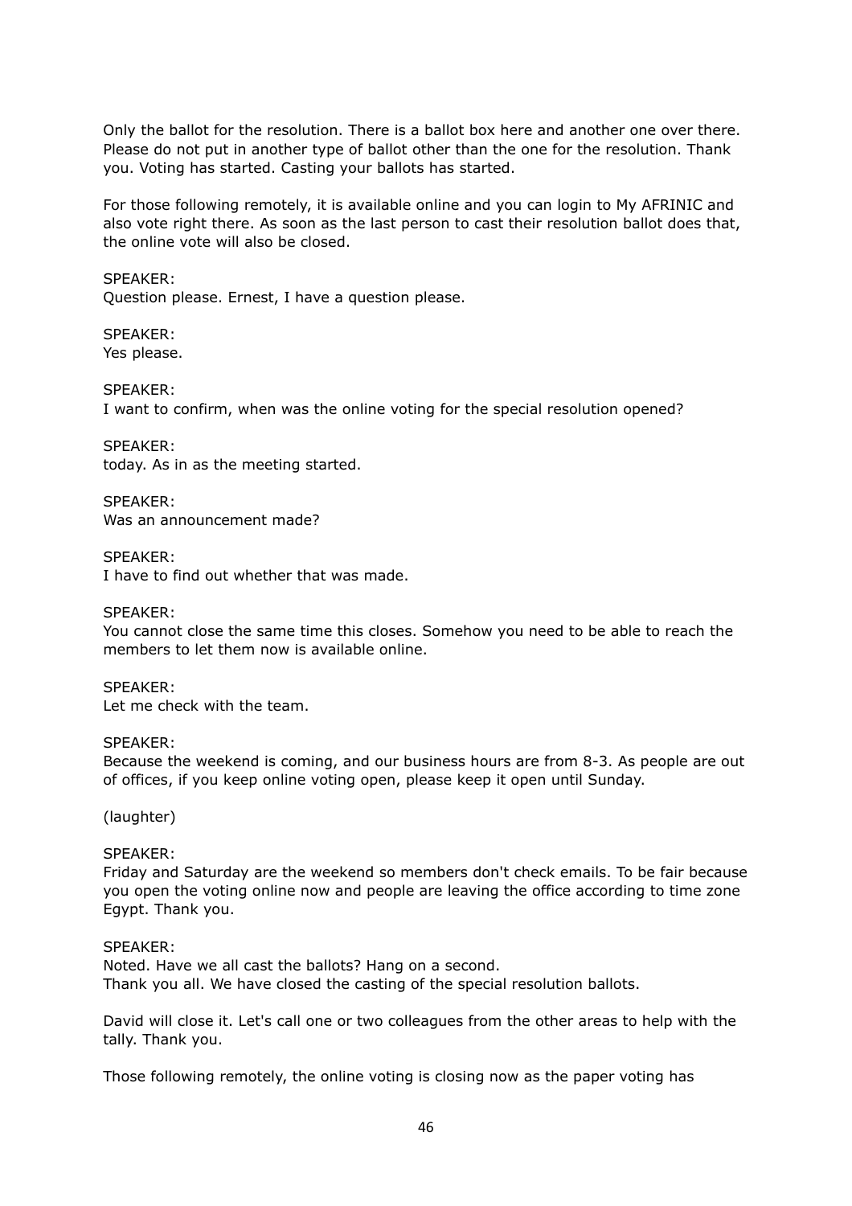Only the ballot for the resolution. There is a ballot box here and another one over there. Please do not put in another type of ballot other than the one for the resolution. Thank you. Voting has started. Casting your ballots has started.

For those following remotely, it is available online and you can login to My AFRINIC and also vote right there. As soon as the last person to cast their resolution ballot does that, the online vote will also be closed.

SPEAKER:
Question please. Ernest, I have a question please.

SPEAKER:
Yes please.

SPEAKER:
I want to confirm, when was the online voting for the special resolution opened?

SPEAKER:
today. As in as the meeting started.

SPEAKER:
Was an announcement made?

SPEAKER:
I have to find out whether that was made.

SPEAKER:
You cannot close the same time this closes. Somehow you need to be able to reach the members to let them now is available online.

SPEAKER:
Let me check with the team.

SPEAKER:
Because the weekend is coming, and our business hours are from 8-3. As people are out of offices, if you keep online voting open, please keep it open until Sunday.

(laughter)

SPEAKER:
Friday and Saturday are the weekend so members don't check emails. To be fair because you open the voting online now and people are leaving the office according to time zone Egypt. Thank you.

SPEAKER:
Noted. Have we all cast the ballots? Hang on a second.
Thank you all. We have closed the casting of the special resolution ballots.

David will close it. Let's call one or two colleagues from the other areas to help with the tally. Thank you.

Those following remotely, the online voting is closing now as the paper voting has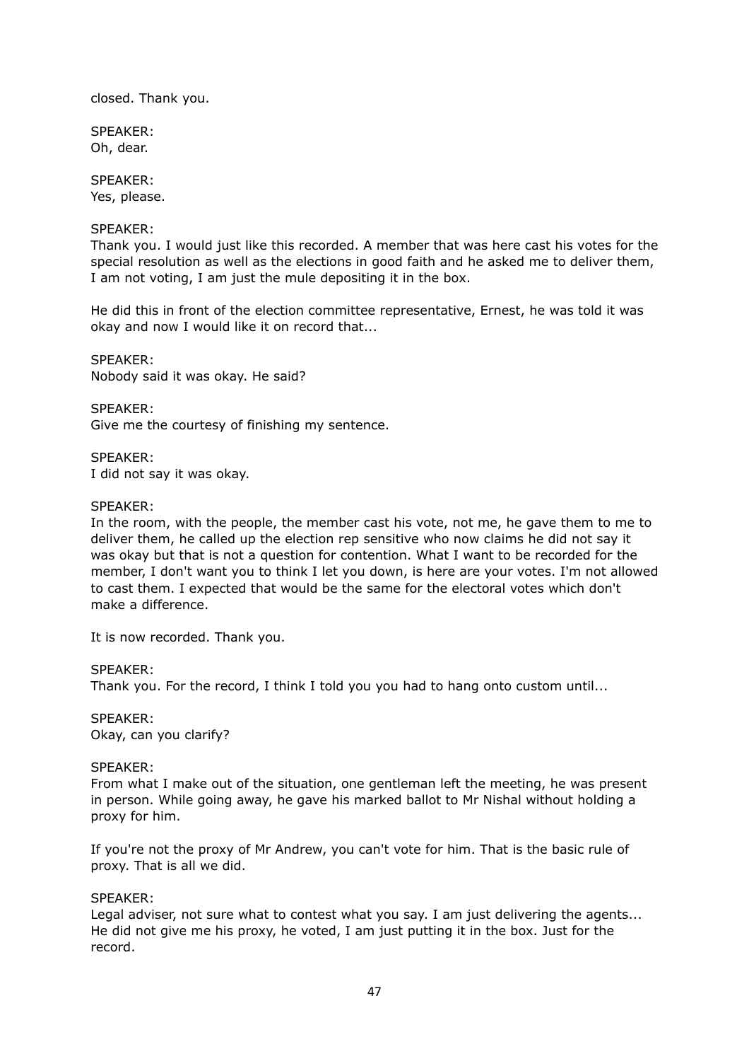closed. Thank you.

SPEAKER:
Oh, dear.

SPEAKER:
Yes, please.

SPEAKER:
Thank you. I would just like this recorded. A member that was here cast his votes for the special resolution as well as the elections in good faith and he asked me to deliver them, I am not voting, I am just the mule depositing it in the box.

He did this in front of the election committee representative, Ernest, he was told it was okay and now I would like it on record that...

SPEAKER:
Nobody said it was okay. He said?

SPEAKER:
Give me the courtesy of finishing my sentence.

SPEAKER:
I did not say it was okay.

SPEAKER:
In the room, with the people, the member cast his vote, not me, he gave them to me to deliver them, he called up the election rep sensitive who now claims he did not say it was okay but that is not a question for contention. What I want to be recorded for the member, I don't want you to think I let you down, is here are your votes. I'm not allowed to cast them. I expected that would be the same for the electoral votes which don't make a difference.

It is now recorded. Thank you.

SPEAKER:
Thank you. For the record, I think I told you you had to hang onto custom until...

SPEAKER:
Okay, can you clarify?

SPEAKER:
From what I make out of the situation, one gentleman left the meeting, he was present in person. While going away, he gave his marked ballot to Mr Nishal without holding a proxy for him.

If you're not the proxy of Mr Andrew, you can't vote for him. That is the basic rule of proxy. That is all we did.

SPEAKER:
Legal adviser, not sure what to contest what you say. I am just delivering the agents... He did not give me his proxy, he voted, I am just putting it in the box. Just for the record.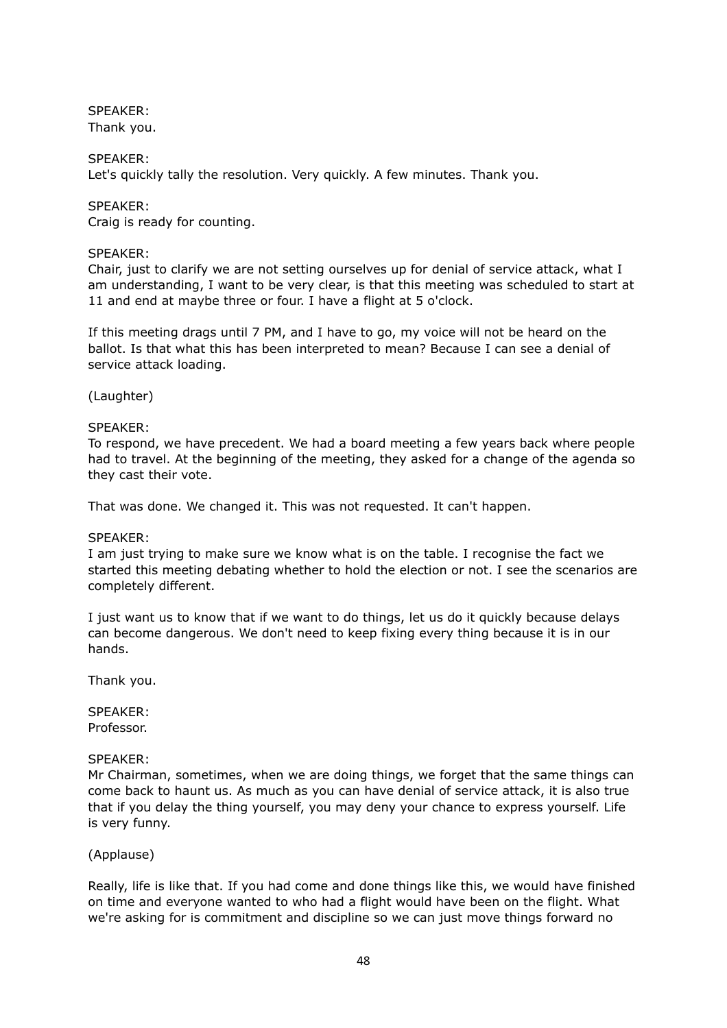SPEAKER:
Thank you.

SPEAKER:
Let's quickly tally the resolution. Very quickly. A few minutes. Thank you.

SPEAKER:
Craig is ready for counting.

SPEAKER:
Chair, just to clarify we are not setting ourselves up for denial of service attack, what I am understanding, I want to be very clear, is that this meeting was scheduled to start at 11 and end at maybe three or four. I have a flight at 5 o'clock.

If this meeting drags until 7 PM, and I have to go, my voice will not be heard on the ballot. Is that what this has been interpreted to mean? Because I can see a denial of service attack loading.

(Laughter)

SPEAKER:
To respond, we have precedent. We had a board meeting a few years back where people had to travel. At the beginning of the meeting, they asked for a change of the agenda so they cast their vote.

That was done. We changed it. This was not requested. It can't happen.

SPEAKER:
I am just trying to make sure we know what is on the table. I recognise the fact we started this meeting debating whether to hold the election or not. I see the scenarios are completely different.

I just want us to know that if we want to do things, let us do it quickly because delays can become dangerous. We don't need to keep fixing every thing because it is in our hands.

Thank you.

SPEAKER:
Professor.

SPEAKER:
Mr Chairman, sometimes, when we are doing things, we forget that the same things can come back to haunt us. As much as you can have denial of service attack, it is also true that if you delay the thing yourself, you may deny your chance to express yourself. Life is very funny.

(Applause)

Really, life is like that. If you had come and done things like this, we would have finished on time and everyone wanted to who had a flight would have been on the flight. What we're asking for is commitment and discipline so we can just move things forward no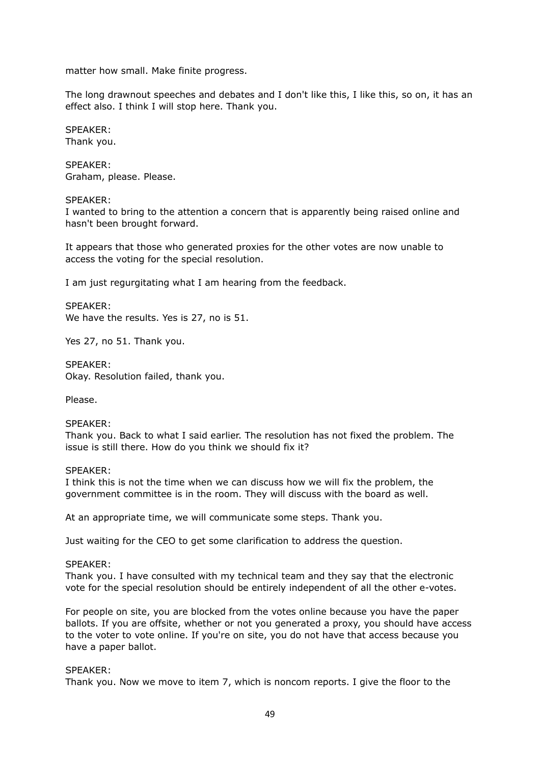matter how small. Make finite progress.

The long drawnout speeches and debates and I don't like this, I like this, so on, it has an effect also. I think I will stop here. Thank you.

SPEAKER:
Thank you.

SPEAKER:
Graham, please. Please.

SPEAKER:
I wanted to bring to the attention a concern that is apparently being raised online and hasn't been brought forward.

It appears that those who generated proxies for the other votes are now unable to access the voting for the special resolution.

I am just regurgitating what I am hearing from the feedback.

SPEAKER:
We have the results. Yes is 27, no is 51.

Yes 27, no 51. Thank you.

SPEAKER:
Okay. Resolution failed, thank you.

Please.

SPEAKER:
Thank you. Back to what I said earlier. The resolution has not fixed the problem. The issue is still there. How do you think we should fix it?

SPEAKER:
I think this is not the time when we can discuss how we will fix the problem, the government committee is in the room. They will discuss with the board as well.

At an appropriate time, we will communicate some steps. Thank you.

Just waiting for the CEO to get some clarification to address the question.

SPEAKER:
Thank you. I have consulted with my technical team and they say that the electronic vote for the special resolution should be entirely independent of all the other e-votes.

For people on site, you are blocked from the votes online because you have the paper ballots. If you are offsite, whether or not you generated a proxy, you should have access to the voter to vote online. If you're on site, you do not have that access because you have a paper ballot.

SPEAKER:
Thank you. Now we move to item 7, which is noncom reports. I give the floor to the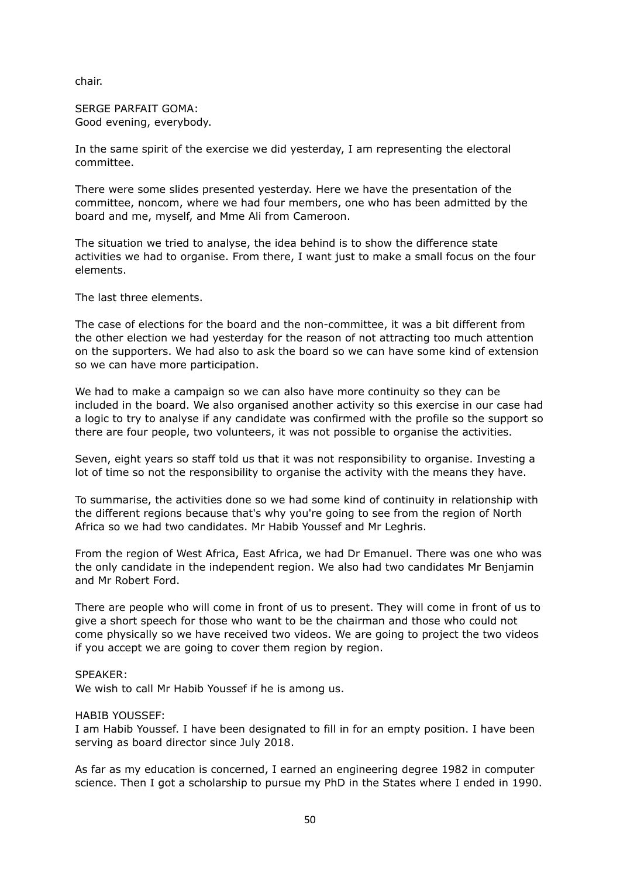chair.

SERGE PARFAIT GOMA:
Good evening, everybody.

In the same spirit of the exercise we did yesterday, I am representing the electoral committee.

There were some slides presented yesterday. Here we have the presentation of the committee, noncom, where we had four members, one who has been admitted by the board and me, myself, and Mme Ali from Cameroon.

The situation we tried to analyse, the idea behind is to show the difference state activities we had to organise. From there, I want just to make a small focus on the four elements.

The last three elements.

The case of elections for the board and the non-committee, it was a bit different from the other election we had yesterday for the reason of not attracting too much attention on the supporters. We had also to ask the board so we can have some kind of extension so we can have more participation.

We had to make a campaign so we can also have more continuity so they can be included in the board. We also organised another activity so this exercise in our case had a logic to try to analyse if any candidate was confirmed with the profile so the support so there are four people, two volunteers, it was not possible to organise the activities.

Seven, eight years so staff told us that it was not responsibility to organise. Investing a lot of time so not the responsibility to organise the activity with the means they have.

To summarise, the activities done so we had some kind of continuity in relationship with the different regions because that's why you're going to see from the region of North Africa so we had two candidates. Mr Habib Youssef and Mr Leghris.

From the region of West Africa, East Africa, we had Dr Emanuel. There was one who was the only candidate in the independent region. We also had two candidates Mr Benjamin and Mr Robert Ford.

There are people who will come in front of us to present. They will come in front of us to give a short speech for those who want to be the chairman and those who could not come physically so we have received two videos. We are going to project the two videos if you accept we are going to cover them region by region.

SPEAKER:
We wish to call Mr Habib Youssef if he is among us.

HABIB YOUSSEF:
I am Habib Youssef. I have been designated to fill in for an empty position. I have been serving as board director since July 2018.

As far as my education is concerned, I earned an engineering degree 1982 in computer science. Then I got a scholarship to pursue my PhD in the States where I ended in 1990.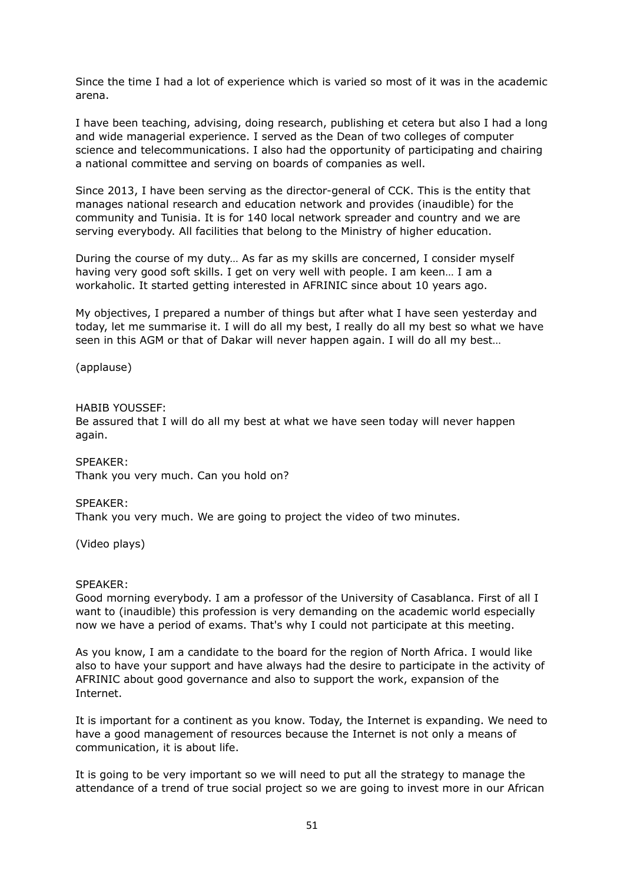Since the time I had a lot of experience which is varied so most of it was in the academic arena.

I have been teaching, advising, doing research, publishing et cetera but also I had a long and wide managerial experience. I served as the Dean of two colleges of computer science and telecommunications. I also had the opportunity of participating and chairing a national committee and serving on boards of companies as well.

Since 2013, I have been serving as the director-general of CCK. This is the entity that manages national research and education network and provides (inaudible) for the community and Tunisia. It is for 140 local network spreader and country and we are serving everybody. All facilities that belong to the Ministry of higher education.

During the course of my duty… As far as my skills are concerned, I consider myself having very good soft skills. I get on very well with people. I am keen… I am a workaholic. It started getting interested in AFRINIC since about 10 years ago.

My objectives, I prepared a number of things but after what I have seen yesterday and today, let me summarise it. I will do all my best, I really do all my best so what we have seen in this AGM or that of Dakar will never happen again. I will do all my best…

(applause)

HABIB YOUSSEF:
Be assured that I will do all my best at what we have seen today will never happen again.

SPEAKER:
Thank you very much. Can you hold on?

SPEAKER:
Thank you very much. We are going to project the video of two minutes.

(Video plays)

SPEAKER:
Good morning everybody. I am a professor of the University of Casablanca. First of all I want to (inaudible) this profession is very demanding on the academic world especially now we have a period of exams. That's why I could not participate at this meeting.

As you know, I am a candidate to the board for the region of North Africa. I would like also to have your support and have always had the desire to participate in the activity of AFRINIC about good governance and also to support the work, expansion of the Internet.

It is important for a continent as you know. Today, the Internet is expanding. We need to have a good management of resources because the Internet is not only a means of communication, it is about life.

It is going to be very important so we will need to put all the strategy to manage the attendance of a trend of true social project so we are going to invest more in our African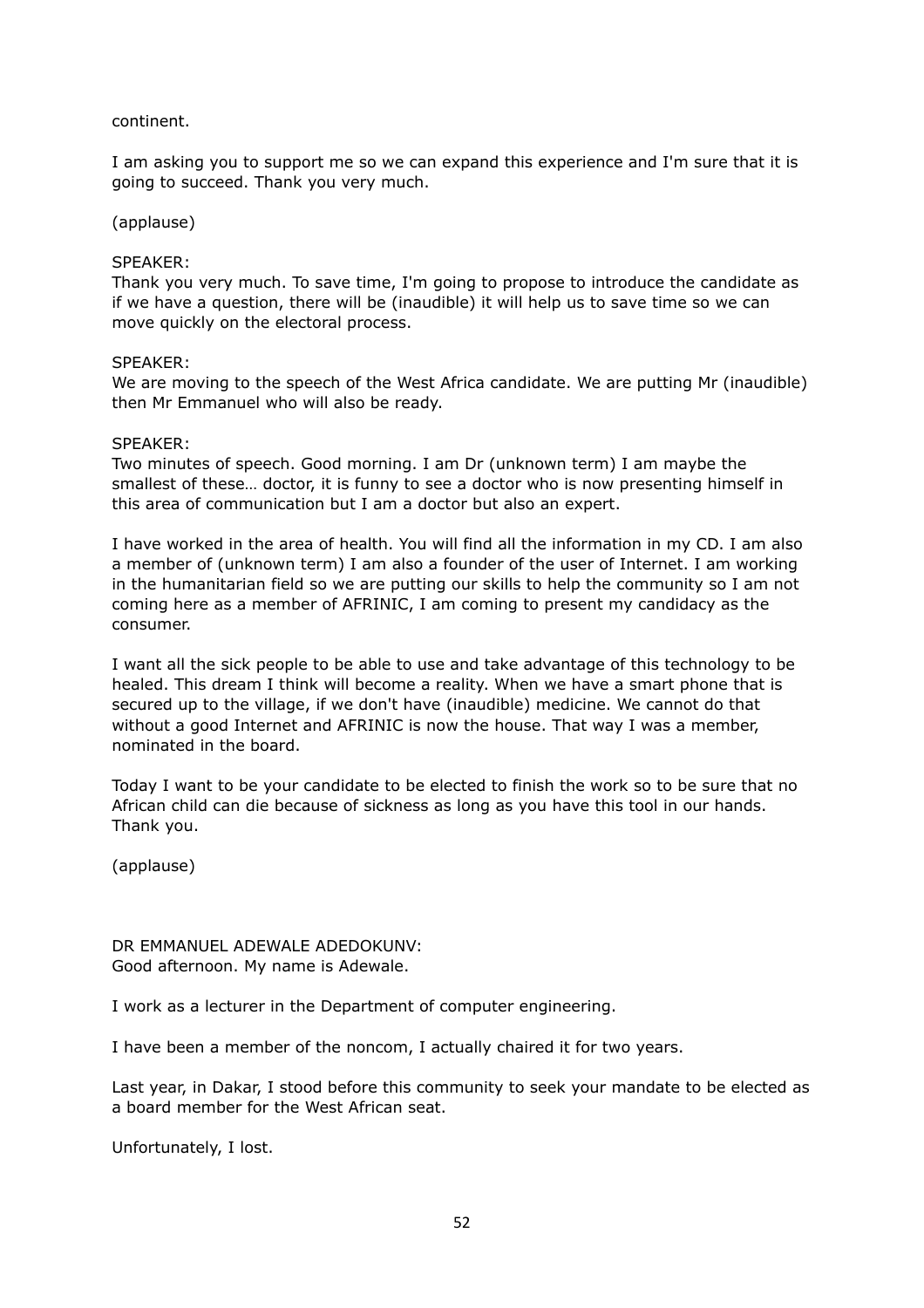continent.

I am asking you to support me so we can expand this experience and I'm sure that it is going to succeed. Thank you very much.

(applause)

SPEAKER:
Thank you very much. To save time, I'm going to propose to introduce the candidate as if we have a question, there will be (inaudible) it will help us to save time so we can move quickly on the electoral process.

SPEAKER:
We are moving to the speech of the West Africa candidate. We are putting Mr (inaudible) then Mr Emmanuel who will also be ready.

SPEAKER:
Two minutes of speech. Good morning. I am Dr (unknown term) I am maybe the smallest of these… doctor, it is funny to see a doctor who is now presenting himself in this area of communication but I am a doctor but also an expert.

I have worked in the area of health. You will find all the information in my CD. I am also a member of (unknown term) I am also a founder of the user of Internet. I am working in the humanitarian field so we are putting our skills to help the community so I am not coming here as a member of AFRINIC, I am coming to present my candidacy as the consumer.

I want all the sick people to be able to use and take advantage of this technology to be healed. This dream I think will become a reality. When we have a smart phone that is secured up to the village, if we don't have (inaudible) medicine. We cannot do that without a good Internet and AFRINIC is now the house. That way I was a member, nominated in the board.

Today I want to be your candidate to be elected to finish the work so to be sure that no African child can die because of sickness as long as you have this tool in our hands. Thank you.

(applause)

DR EMMANUEL ADEWALE ADEDOKUNV:
Good afternoon. My name is Adewale.

I work as a lecturer in the Department of computer engineering.

I have been a member of the noncom, I actually chaired it for two years.

Last year, in Dakar, I stood before this community to seek your mandate to be elected as a board member for the West African seat.

Unfortunately, I lost.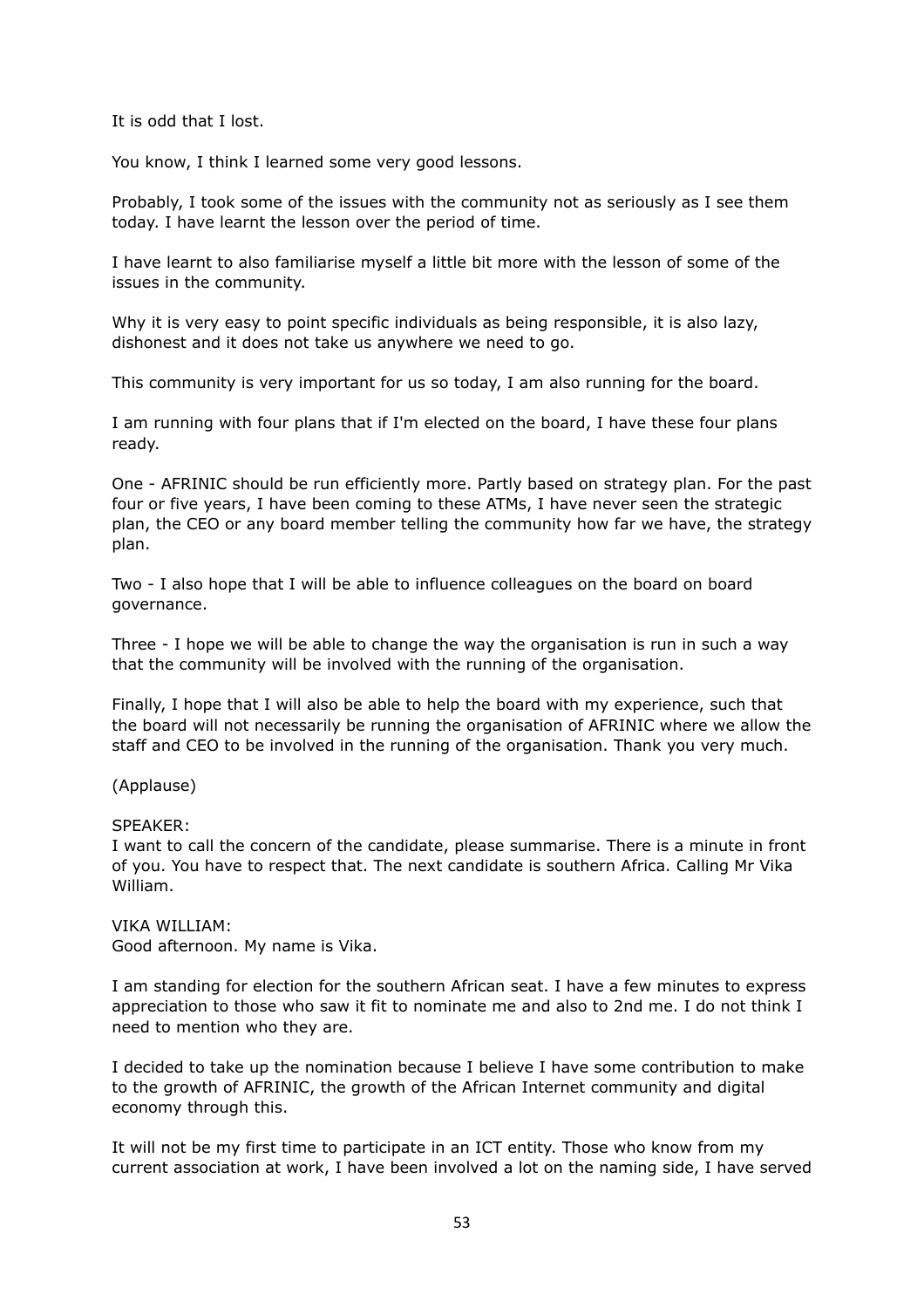It is odd that I lost.

You know, I think I learned some very good lessons.

Probably, I took some of the issues with the community not as seriously as I see them today. I have learnt the lesson over the period of time.

I have learnt to also familiarise myself a little bit more with the lesson of some of the issues in the community.

Why it is very easy to point specific individuals as being responsible, it is also lazy, dishonest and it does not take us anywhere we need to go.

This community is very important for us so today, I am also running for the board.

I am running with four plans that if I'm elected on the board, I have these four plans ready.

One - AFRINIC should be run efficiently more. Partly based on strategy plan. For the past four or five years, I have been coming to these ATMs, I have never seen the strategic plan, the CEO or any board member telling the community how far we have, the strategy plan.

Two - I also hope that I will be able to influence colleagues on the board on board governance.

Three - I hope we will be able to change the way the organisation is run in such a way that the community will be involved with the running of the organisation.

Finally, I hope that I will also be able to help the board with my experience, such that the board will not necessarily be running the organisation of AFRINIC where we allow the staff and CEO to be involved in the running of the organisation. Thank you very much.

(Applause)

SPEAKER:
I want to call the concern of the candidate, please summarise. There is a minute in front of you. You have to respect that. The next candidate is southern Africa. Calling Mr Vika William.

VIKA WILLIAM:
Good afternoon. My name is Vika.

I am standing for election for the southern African seat. I have a few minutes to express appreciation to those who saw it fit to nominate me and also to 2nd me. I do not think I need to mention who they are.

I decided to take up the nomination because I believe I have some contribution to make to the growth of AFRINIC, the growth of the African Internet community and digital economy through this.

It will not be my first time to participate in an ICT entity. Those who know from my current association at work, I have been involved a lot on the naming side, I have served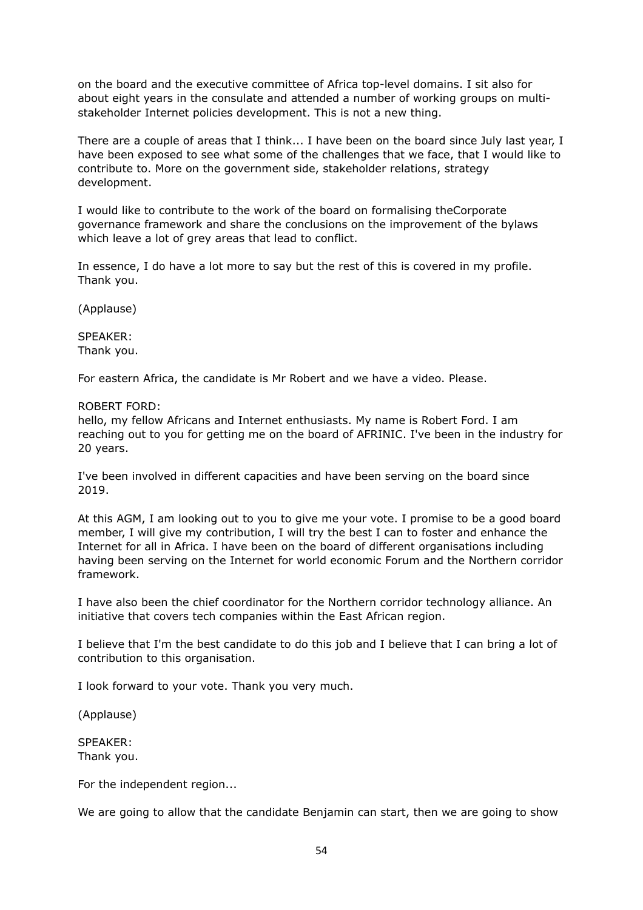on the board and the executive committee of Africa top-level domains. I sit also for about eight years in the consulate and attended a number of working groups on multi-stakeholder Internet policies development. This is not a new thing.

There are a couple of areas that I think... I have been on the board since July last year, I have been exposed to see what some of the challenges that we face, that I would like to contribute to. More on the government side, stakeholder relations, strategy development.

I would like to contribute to the work of the board on formalising theCorporate governance framework and share the conclusions on the improvement of the bylaws which leave a lot of grey areas that lead to conflict.

In essence, I do have a lot more to say but the rest of this is covered in my profile. Thank you.

(Applause)

SPEAKER:
Thank you.

For eastern Africa, the candidate is Mr Robert and we have a video. Please.

ROBERT FORD:
hello, my fellow Africans and Internet enthusiasts. My name is Robert Ford. I am reaching out to you for getting me on the board of AFRINIC. I've been in the industry for 20 years.

I've been involved in different capacities and have been serving on the board since 2019.

At this AGM, I am looking out to you to give me your vote. I promise to be a good board member, I will give my contribution, I will try the best I can to foster and enhance the Internet for all in Africa. I have been on the board of different organisations including having been serving on the Internet for world economic Forum and the Northern corridor framework.

I have also been the chief coordinator for the Northern corridor technology alliance. An initiative that covers tech companies within the East African region.

I believe that I'm the best candidate to do this job and I believe that I can bring a lot of contribution to this organisation.

I look forward to your vote. Thank you very much.

(Applause)

SPEAKER:
Thank you.

For the independent region...

We are going to allow that the candidate Benjamin can start, then we are going to show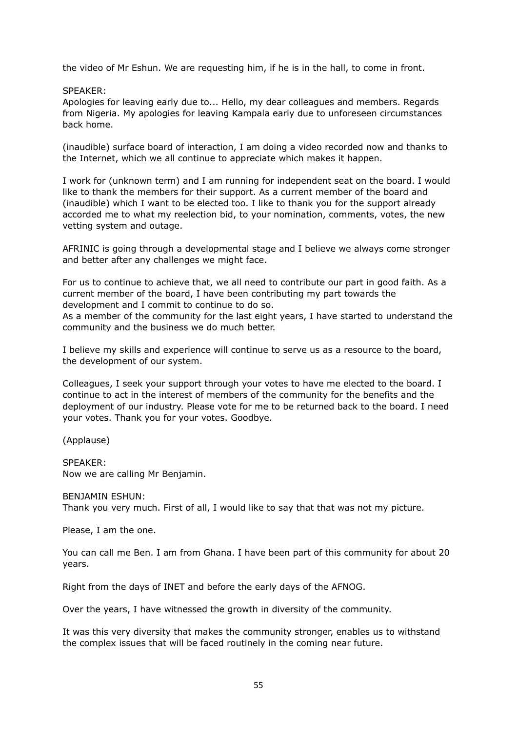the video of Mr Eshun. We are requesting him, if he is in the hall, to come in front.

SPEAKER:
Apologies for leaving early due to... Hello, my dear colleagues and members. Regards from Nigeria. My apologies for leaving Kampala early due to unforeseen circumstances back home.

(inaudible) surface board of interaction, I am doing a video recorded now and thanks to the Internet, which we all continue to appreciate which makes it happen.

I work for (unknown term) and I am running for independent seat on the board. I would like to thank the members for their support. As a current member of the board and (inaudible) which I want to be elected too. I like to thank you for the support already accorded me to what my reelection bid, to your nomination, comments, votes, the new vetting system and outage.

AFRINIC is going through a developmental stage and I believe we always come stronger and better after any challenges we might face.

For us to continue to achieve that, we all need to contribute our part in good faith. As a current member of the board, I have been contributing my part towards the development and I commit to continue to do so.
As a member of the community for the last eight years, I have started to understand the community and the business we do much better.

I believe my skills and experience will continue to serve us as a resource to the board, the development of our system.

Colleagues, I seek your support through your votes to have me elected to the board. I continue to act in the interest of members of the community for the benefits and the deployment of our industry. Please vote for me to be returned back to the board. I need your votes. Thank you for your votes. Goodbye.

(Applause)

SPEAKER:
Now we are calling Mr Benjamin.

BENJAMIN ESHUN:
Thank you very much. First of all, I would like to say that that was not my picture.

Please, I am the one.

You can call me Ben. I am from Ghana. I have been part of this community for about 20 years.

Right from the days of INET and before the early days of the AFNOG.

Over the years, I have witnessed the growth in diversity of the community.

It was this very diversity that makes the community stronger, enables us to withstand the complex issues that will be faced routinely in the coming near future.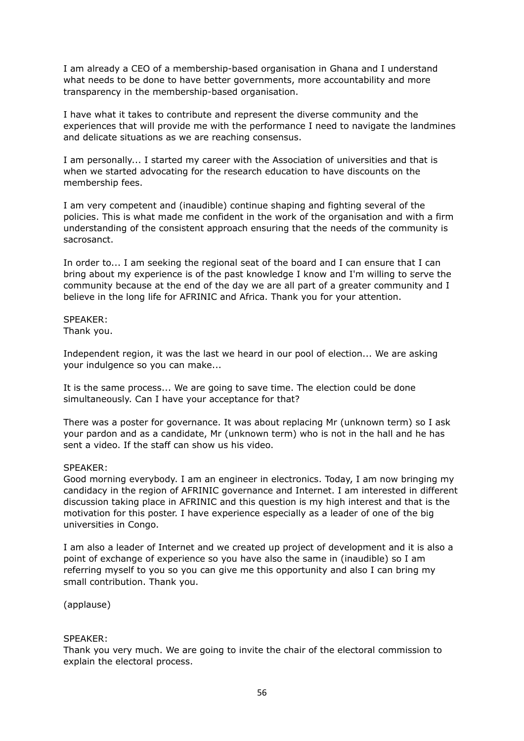I am already a CEO of a membership-based organisation in Ghana and I understand what needs to be done to have better governments, more accountability and more transparency in the membership-based organisation.

I have what it takes to contribute and represent the diverse community and the experiences that will provide me with the performance I need to navigate the landmines and delicate situations as we are reaching consensus.

I am personally... I started my career with the Association of universities and that is when we started advocating for the research education to have discounts on the membership fees.

I am very competent and (inaudible) continue shaping and fighting several of the policies. This is what made me confident in the work of the organisation and with a firm understanding of the consistent approach ensuring that the needs of the community is sacrosanct.

In order to... I am seeking the regional seat of the board and I can ensure that I can bring about my experience is of the past knowledge I know and I'm willing to serve the community because at the end of the day we are all part of a greater community and I believe in the long life for AFRINIC and Africa. Thank you for your attention.

SPEAKER:
Thank you.

Independent region, it was the last we heard in our pool of election... We are asking your indulgence so you can make...

It is the same process... We are going to save time. The election could be done simultaneously. Can I have your acceptance for that?

There was a poster for governance. It was about replacing Mr (unknown term) so I ask your pardon and as a candidate, Mr (unknown term) who is not in the hall and he has sent a video. If the staff can show us his video.

SPEAKER:
Good morning everybody. I am an engineer in electronics. Today, I am now bringing my candidacy in the region of AFRINIC governance and Internet. I am interested in different discussion taking place in AFRINIC and this question is my high interest and that is the motivation for this poster. I have experience especially as a leader of one of the big universities in Congo.

I am also a leader of Internet and we created up project of development and it is also a point of exchange of experience so you have also the same in (inaudible) so I am referring myself to you so you can give me this opportunity and also I can bring my small contribution. Thank you.

(applause)

SPEAKER:
Thank you very much. We are going to invite the chair of the electoral commission to explain the electoral process.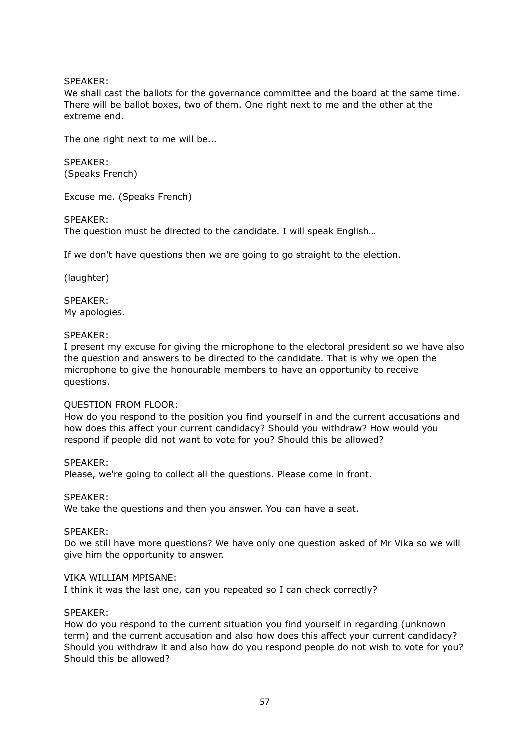SPEAKER:
We shall cast the ballots for the governance committee and the board at the same time. There will be ballot boxes, two of them. One right next to me and the other at the extreme end.

The one right next to me will be...

SPEAKER:
(Speaks French)

Excuse me. (Speaks French)

SPEAKER:
The question must be directed to the candidate. I will speak English…

If we don't have questions then we are going to go straight to the election.

(laughter)

SPEAKER:
My apologies.

SPEAKER:
I present my excuse for giving the microphone to the electoral president so we have also the question and answers to be directed to the candidate. That is why we open the microphone to give the honourable members to have an opportunity to receive questions.

QUESTION FROM FLOOR:
How do you respond to the position you find yourself in and the current accusations and how does this affect your current candidacy? Should you withdraw? How would you respond if people did not want to vote for you? Should this be allowed?

SPEAKER:
Please, we're going to collect all the questions. Please come in front.

SPEAKER:
We take the questions and then you answer. You can have a seat.

SPEAKER:
Do we still have more questions? We have only one question asked of Mr Vika so we will give him the opportunity to answer.

VIKA WILLIAM MPISANE:
I think it was the last one, can you repeated so I can check correctly?

SPEAKER:
How do you respond to the current situation you find yourself in regarding (unknown term) and the current accusation and also how does this affect your current candidacy? Should you withdraw it and also how do you respond people do not wish to vote for you? Should this be allowed?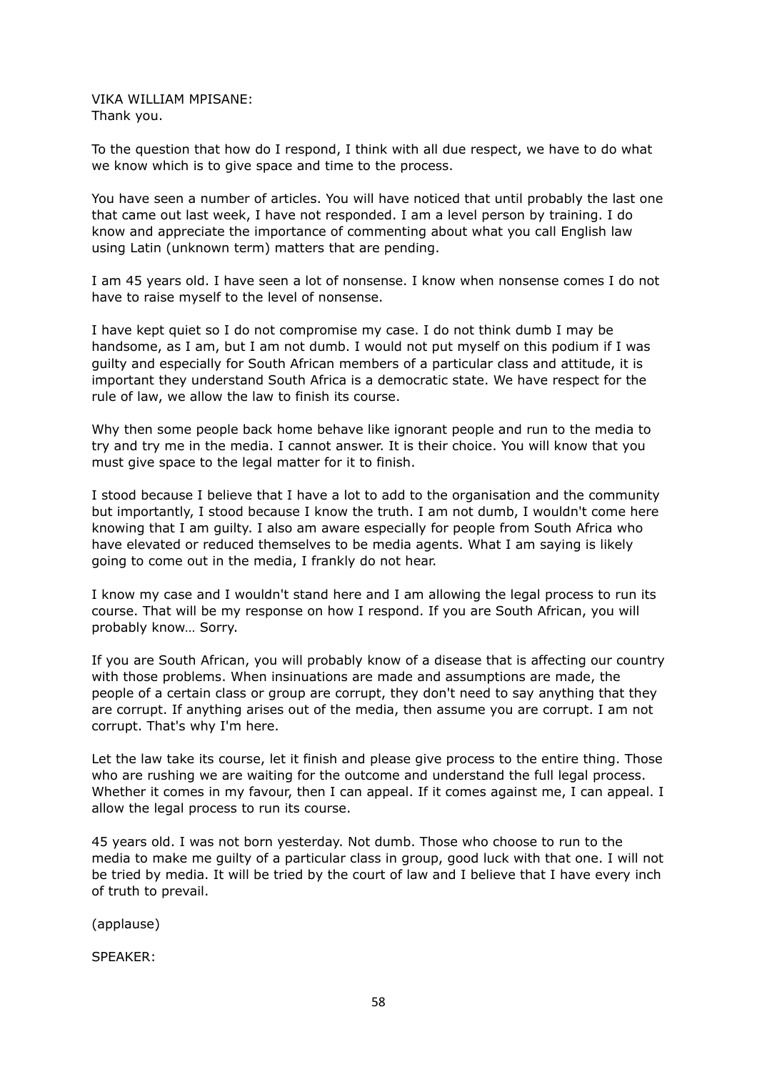VIKA WILLIAM MPISANE:
Thank you.

To the question that how do I respond, I think with all due respect, we have to do what we know which is to give space and time to the process.

You have seen a number of articles. You will have noticed that until probably the last one that came out last week, I have not responded. I am a level person by training. I do know and appreciate the importance of commenting about what you call English law using Latin (unknown term) matters that are pending.

I am 45 years old. I have seen a lot of nonsense. I know when nonsense comes I do not have to raise myself to the level of nonsense.

I have kept quiet so I do not compromise my case. I do not think dumb I may be handsome, as I am, but I am not dumb. I would not put myself on this podium if I was guilty and especially for South African members of a particular class and attitude, it is important they understand South Africa is a democratic state. We have respect for the rule of law, we allow the law to finish its course.

Why then some people back home behave like ignorant people and run to the media to try and try me in the media. I cannot answer. It is their choice. You will know that you must give space to the legal matter for it to finish.

I stood because I believe that I have a lot to add to the organisation and the community but importantly, I stood because I know the truth. I am not dumb, I wouldn't come here knowing that I am guilty. I also am aware especially for people from South Africa who have elevated or reduced themselves to be media agents. What I am saying is likely going to come out in the media, I frankly do not hear.

I know my case and I wouldn't stand here and I am allowing the legal process to run its course. That will be my response on how I respond. If you are South African, you will probably know… Sorry.

If you are South African, you will probably know of a disease that is affecting our country with those problems. When insinuations are made and assumptions are made, the people of a certain class or group are corrupt, they don't need to say anything that they are corrupt. If anything arises out of the media, then assume you are corrupt. I am not corrupt. That's why I'm here.

Let the law take its course, let it finish and please give process to the entire thing. Those who are rushing we are waiting for the outcome and understand the full legal process. Whether it comes in my favour, then I can appeal. If it comes against me, I can appeal. I allow the legal process to run its course.

45 years old. I was not born yesterday. Not dumb. Those who choose to run to the media to make me guilty of a particular class in group, good luck with that one. I will not be tried by media. It will be tried by the court of law and I believe that I have every inch of truth to prevail.

(applause)

SPEAKER: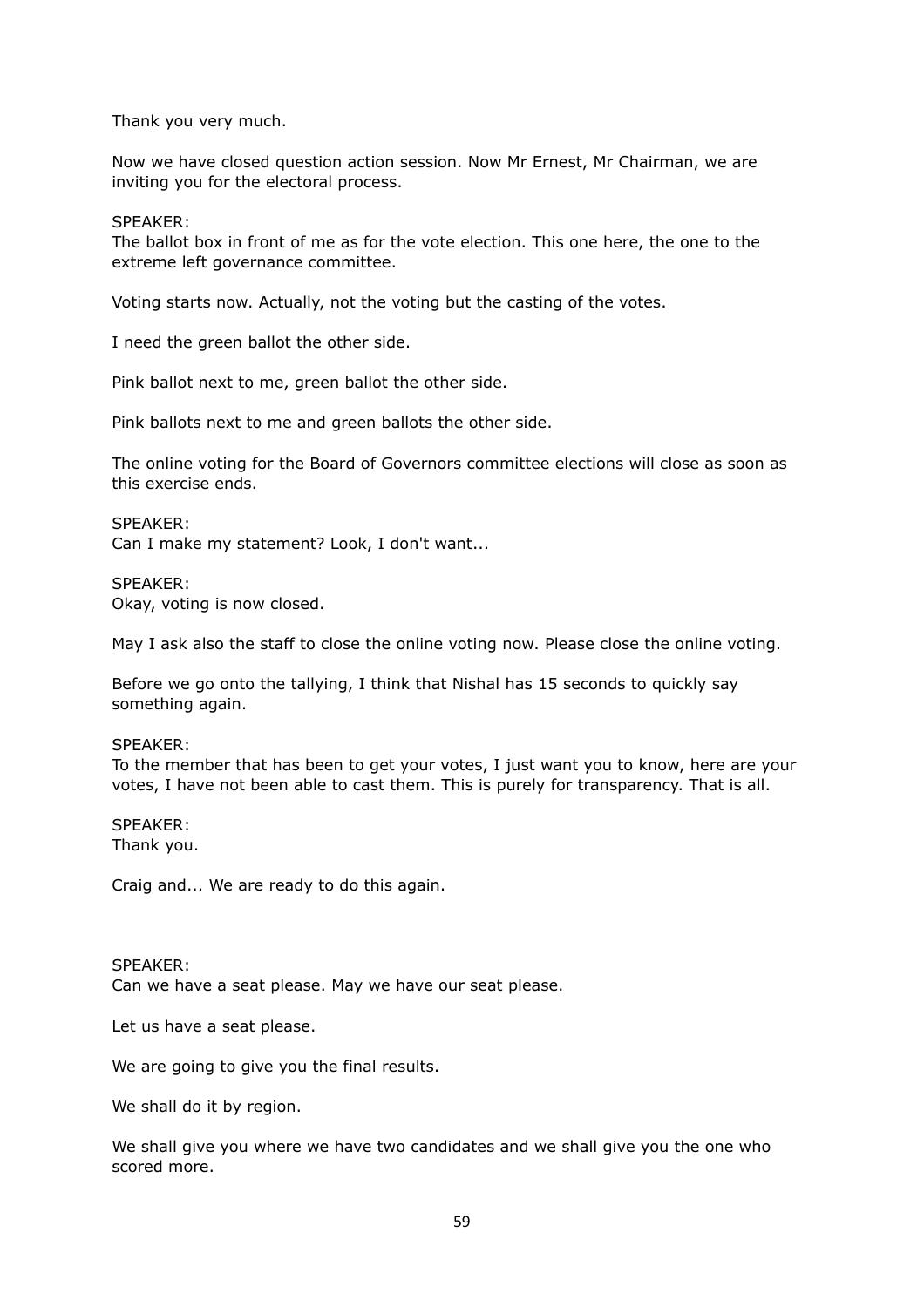Thank you very much.

Now we have closed question action session. Now Mr Ernest, Mr Chairman, we are inviting you for the electoral process.

SPEAKER:
The ballot box in front of me as for the vote election. This one here, the one to the extreme left governance committee.

Voting starts now. Actually, not the voting but the casting of the votes.

I need the green ballot the other side.

Pink ballot next to me, green ballot the other side.

Pink ballots next to me and green ballots the other side.

The online voting for the Board of Governors committee elections will close as soon as this exercise ends.

SPEAKER:
Can I make my statement? Look, I don't want...

SPEAKER:
Okay, voting is now closed.

May I ask also the staff to close the online voting now. Please close the online voting.

Before we go onto the tallying, I think that Nishal has 15 seconds to quickly say something again.

SPEAKER:
To the member that has been to get your votes, I just want you to know, here are your votes, I have not been able to cast them. This is purely for transparency. That is all.

SPEAKER:
Thank you.

Craig and... We are ready to do this again.

SPEAKER:
Can we have a seat please. May we have our seat please.

Let us have a seat please.

We are going to give you the final results.

We shall do it by region.

We shall give you where we have two candidates and we shall give you the one who scored more.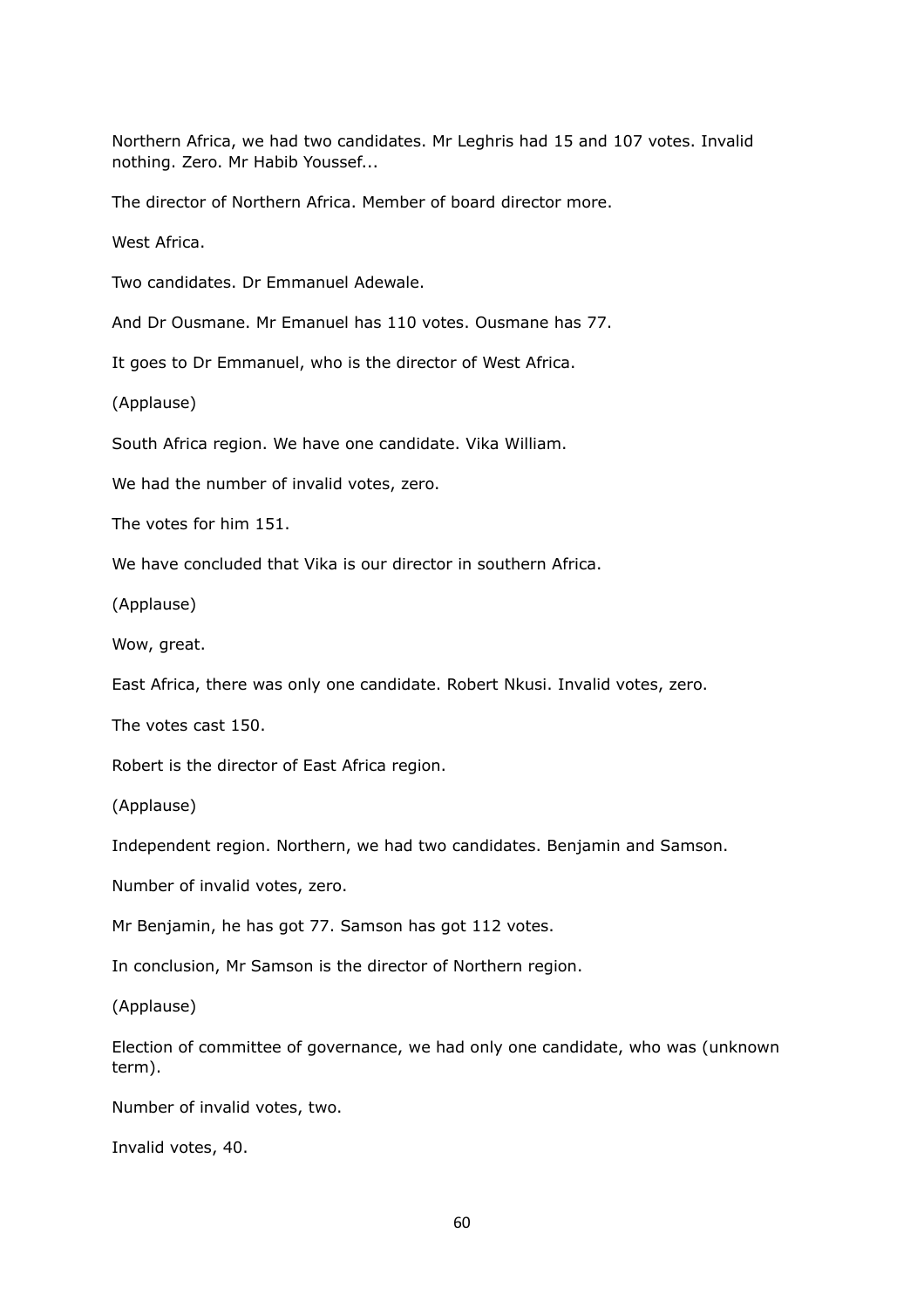Northern Africa, we had two candidates. Mr Leghris had 15 and 107 votes. Invalid nothing. Zero. Mr Habib Youssef...

The director of Northern Africa. Member of board director more.

West Africa.

Two candidates. Dr Emmanuel Adewale.

And Dr Ousmane. Mr Emanuel has 110 votes. Ousmane has 77.

It goes to Dr Emmanuel, who is the director of West Africa.

(Applause)

South Africa region. We have one candidate. Vika William.

We had the number of invalid votes, zero.

The votes for him 151.

We have concluded that Vika is our director in southern Africa.

(Applause)

Wow, great.

East Africa, there was only one candidate. Robert Nkusi. Invalid votes, zero.

The votes cast 150.

Robert is the director of East Africa region.

(Applause)

Independent region. Northern, we had two candidates. Benjamin and Samson.

Number of invalid votes, zero.

Mr Benjamin, he has got 77. Samson has got 112 votes.

In conclusion, Mr Samson is the director of Northern region.

(Applause)

Election of committee of governance, we had only one candidate, who was (unknown term).

Number of invalid votes, two.

Invalid votes, 40.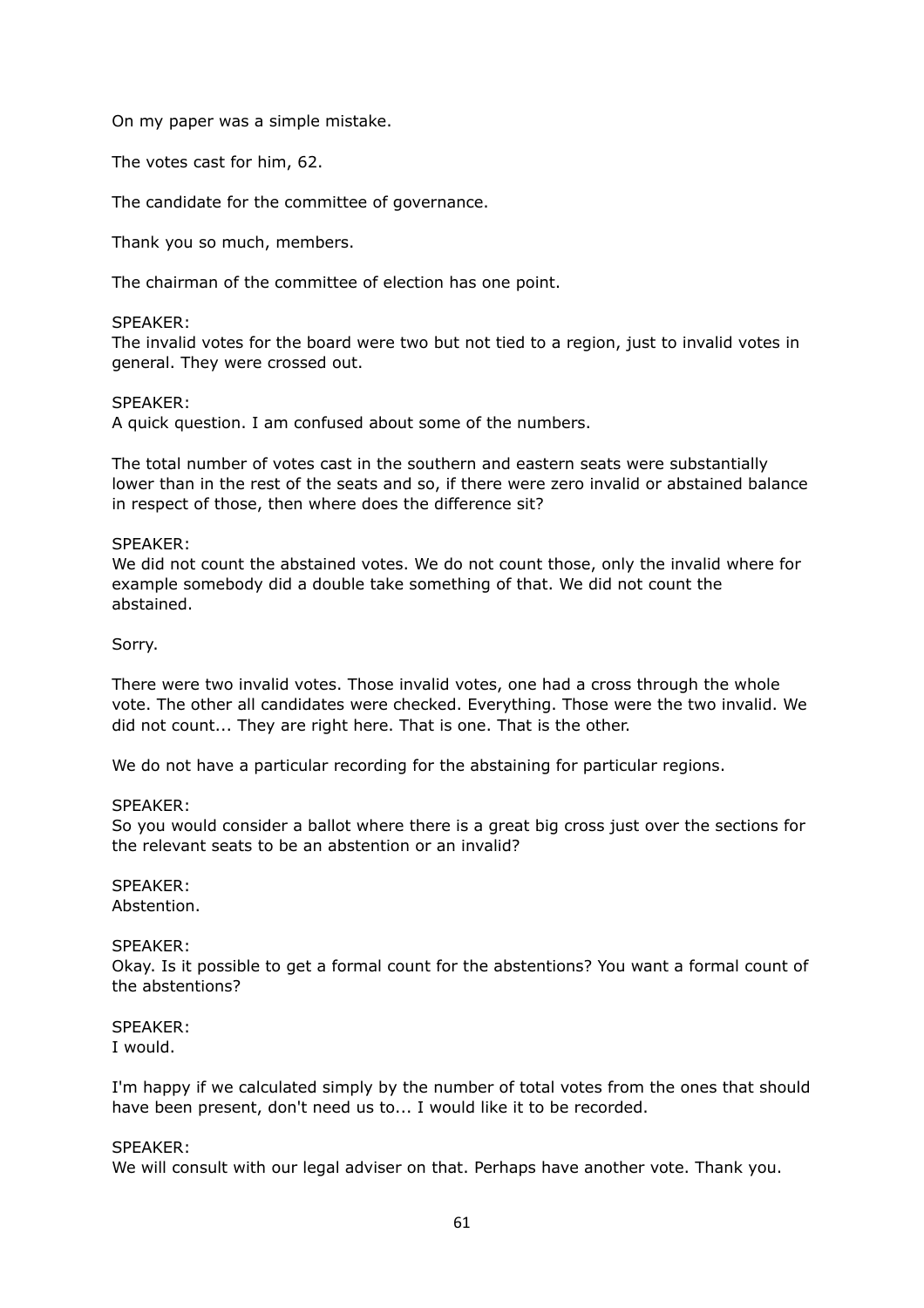On my paper was a simple mistake.

The votes cast for him, 62.

The candidate for the committee of governance.

Thank you so much, members.

The chairman of the committee of election has one point.

SPEAKER:
The invalid votes for the board were two but not tied to a region, just to invalid votes in general. They were crossed out.

SPEAKER:
A quick question. I am confused about some of the numbers.

The total number of votes cast in the southern and eastern seats were substantially lower than in the rest of the seats and so, if there were zero invalid or abstained balance in respect of those, then where does the difference sit?

SPEAKER:
We did not count the abstained votes. We do not count those, only the invalid where for example somebody did a double take something of that. We did not count the abstained.

Sorry.

There were two invalid votes. Those invalid votes, one had a cross through the whole vote. The other all candidates were checked. Everything. Those were the two invalid. We did not count... They are right here. That is one. That is the other.

We do not have a particular recording for the abstaining for particular regions.

SPEAKER:
So you would consider a ballot where there is a great big cross just over the sections for the relevant seats to be an abstention or an invalid?

SPEAKER:
Abstention.

SPEAKER:
Okay. Is it possible to get a formal count for the abstentions? You want a formal count of the abstentions?

SPEAKER:
I would.

I'm happy if we calculated simply by the number of total votes from the ones that should have been present, don't need us to... I would like it to be recorded.

SPEAKER:
We will consult with our legal adviser on that. Perhaps have another vote. Thank you.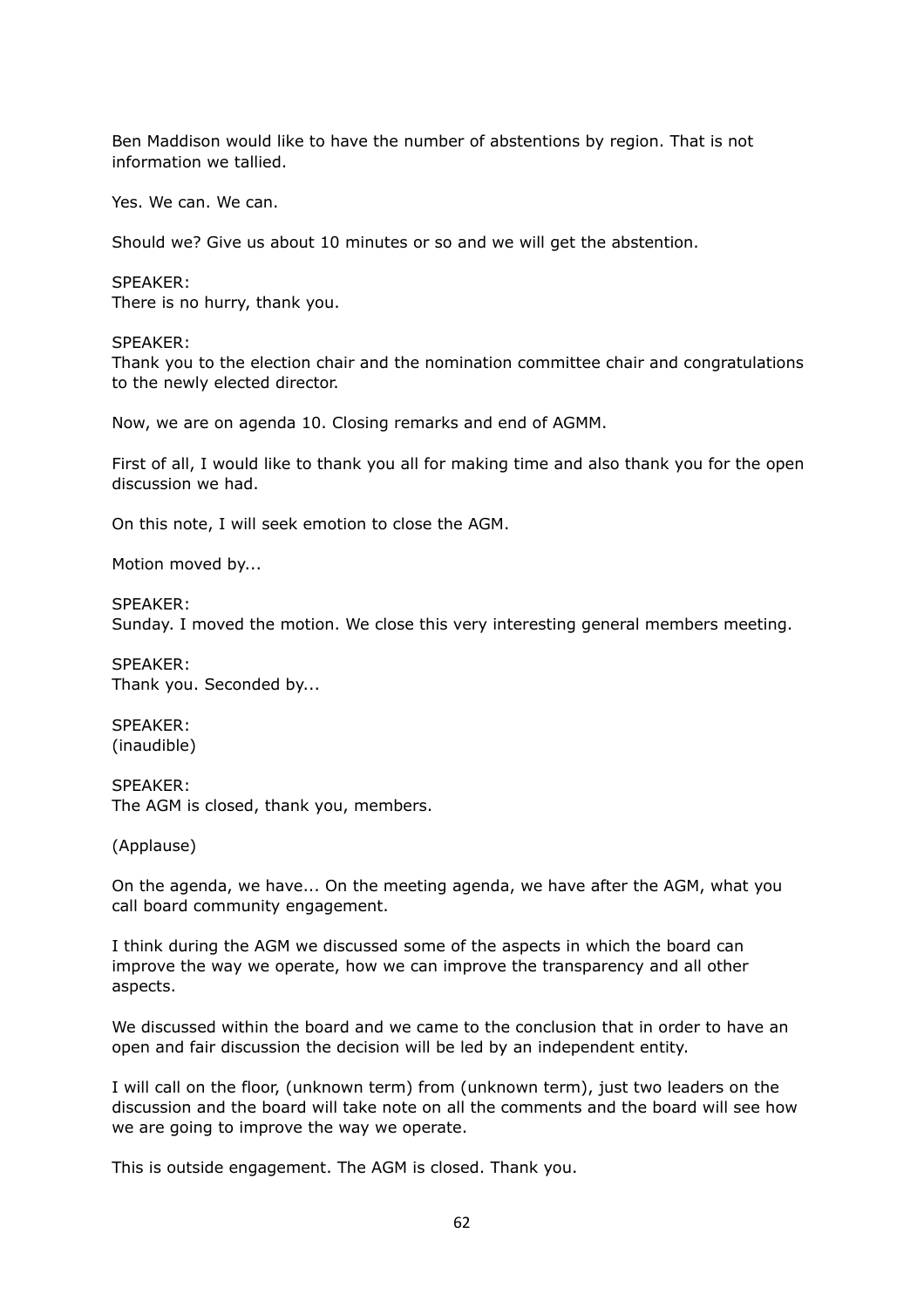Ben Maddison would like to have the number of abstentions by region. That is not information we tallied.

Yes. We can. We can.

Should we? Give us about 10 minutes or so and we will get the abstention.

SPEAKER:
There is no hurry, thank you.

SPEAKER:
Thank you to the election chair and the nomination committee chair and congratulations to the newly elected director.

Now, we are on agenda 10. Closing remarks and end of AGMM.

First of all, I would like to thank you all for making time and also thank you for the open discussion we had.

On this note, I will seek emotion to close the AGM.

Motion moved by...

SPEAKER:
Sunday. I moved the motion. We close this very interesting general members meeting.

SPEAKER:
Thank you. Seconded by...

SPEAKER:
(inaudible)

SPEAKER:
The AGM is closed, thank you, members.

(Applause)

On the agenda, we have... On the meeting agenda, we have after the AGM, what you call board community engagement.

I think during the AGM we discussed some of the aspects in which the board can improve the way we operate, how we can improve the transparency and all other aspects.

We discussed within the board and we came to the conclusion that in order to have an open and fair discussion the decision will be led by an independent entity.

I will call on the floor, (unknown term) from (unknown term), just two leaders on the discussion and the board will take note on all the comments and the board will see how we are going to improve the way we operate.

This is outside engagement. The AGM is closed. Thank you.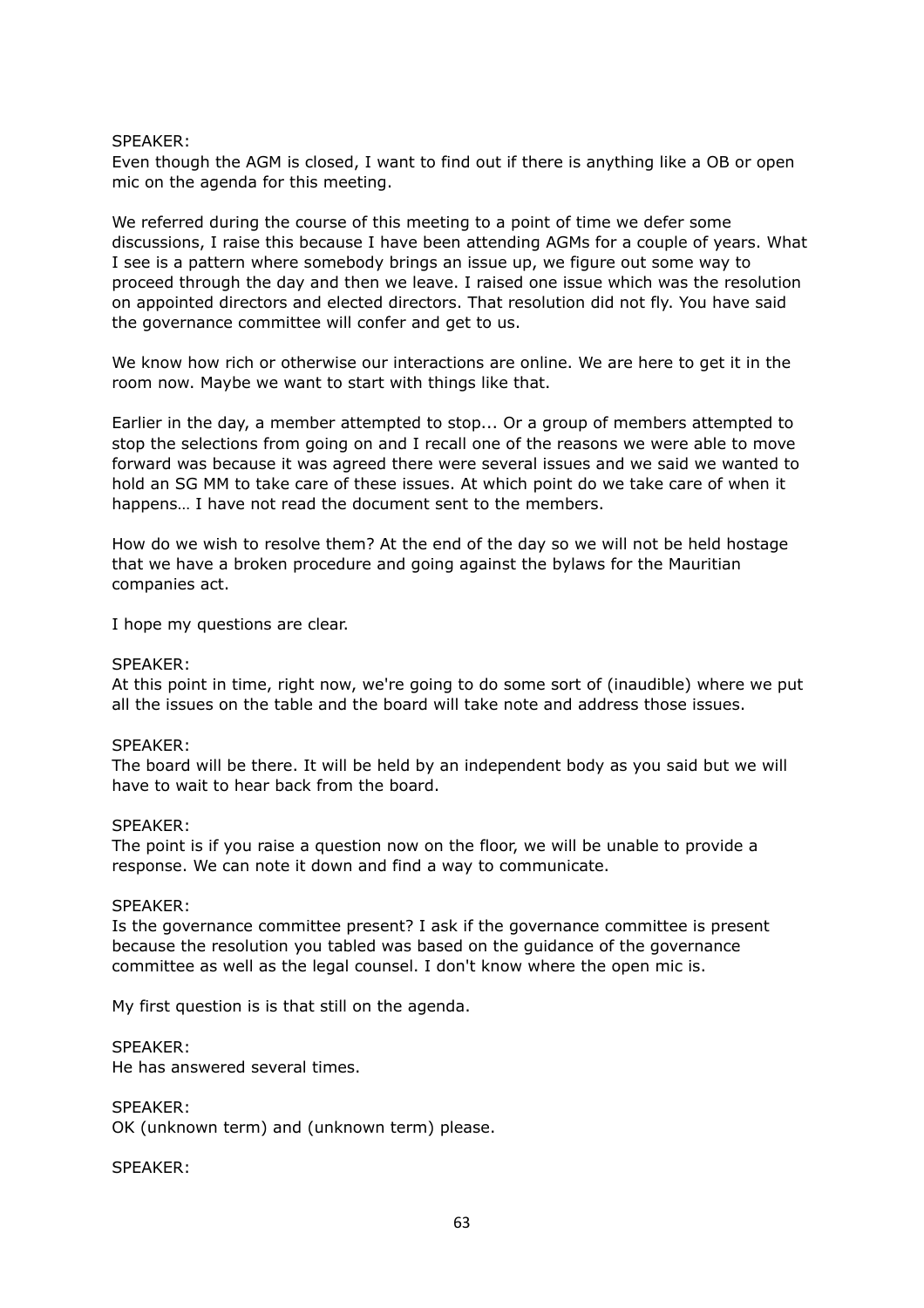SPEAKER:
Even though the AGM is closed, I want to find out if there is anything like a OB or open mic on the agenda for this meeting.

We referred during the course of this meeting to a point of time we defer some discussions, I raise this because I have been attending AGMs for a couple of years. What I see is a pattern where somebody brings an issue up, we figure out some way to proceed through the day and then we leave. I raised one issue which was the resolution on appointed directors and elected directors. That resolution did not fly. You have said the governance committee will confer and get to us.

We know how rich or otherwise our interactions are online. We are here to get it in the room now. Maybe we want to start with things like that.

Earlier in the day, a member attempted to stop... Or a group of members attempted to stop the selections from going on and I recall one of the reasons we were able to move forward was because it was agreed there were several issues and we said we wanted to hold an SG MM to take care of these issues. At which point do we take care of when it happens… I have not read the document sent to the members.

How do we wish to resolve them? At the end of the day so we will not be held hostage that we have a broken procedure and going against the bylaws for the Mauritian companies act.

I hope my questions are clear.

SPEAKER:
At this point in time, right now, we're going to do some sort of (inaudible) where we put all the issues on the table and the board will take note and address those issues.

SPEAKER:
The board will be there. It will be held by an independent body as you said but we will have to wait to hear back from the board.

SPEAKER:
The point is if you raise a question now on the floor, we will be unable to provide a response. We can note it down and find a way to communicate.

SPEAKER:
Is the governance committee present? I ask if the governance committee is present because the resolution you tabled was based on the guidance of the governance committee as well as the legal counsel. I don't know where the open mic is.

My first question is is that still on the agenda.

SPEAKER:
He has answered several times.

SPEAKER:
OK (unknown term) and (unknown term) please.

SPEAKER: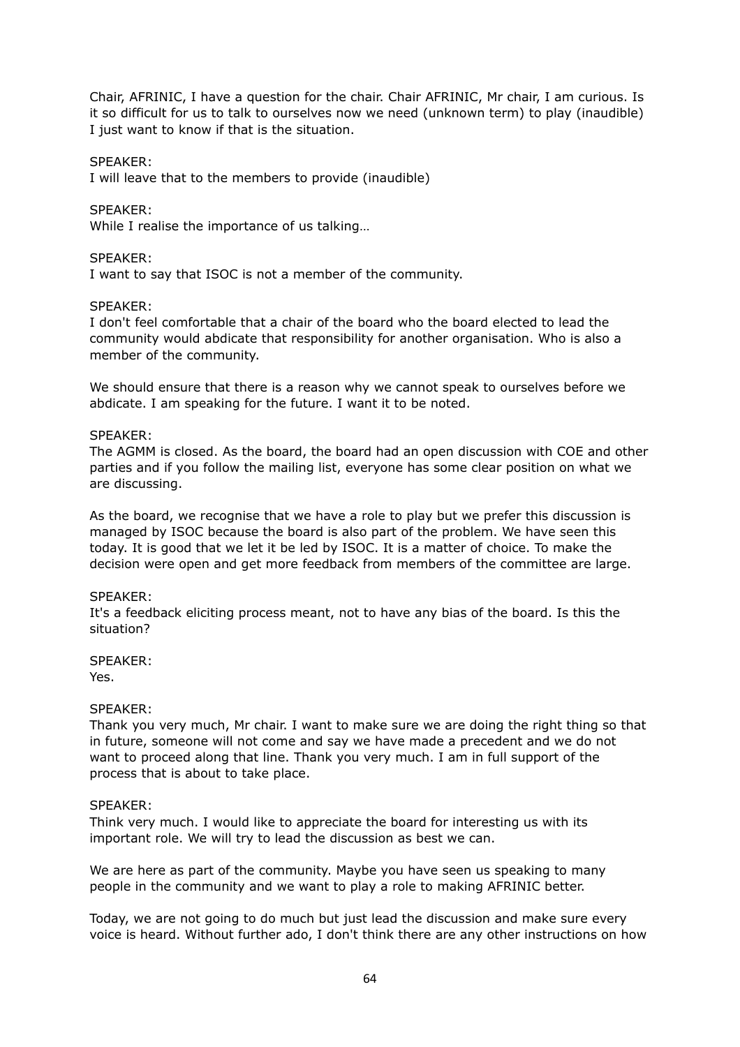Chair, AFRINIC, I have a question for the chair. Chair AFRINIC, Mr chair, I am curious. Is it so difficult for us to talk to ourselves now we need (unknown term) to play (inaudible) I just want to know if that is the situation.

SPEAKER:
I will leave that to the members to provide (inaudible)

SPEAKER:
While I realise the importance of us talking…

SPEAKER:
I want to say that ISOC is not a member of the community.

SPEAKER:
I don't feel comfortable that a chair of the board who the board elected to lead the community would abdicate that responsibility for another organisation. Who is also a member of the community.

We should ensure that there is a reason why we cannot speak to ourselves before we abdicate. I am speaking for the future. I want it to be noted.

SPEAKER:
The AGMM is closed. As the board, the board had an open discussion with COE and other parties and if you follow the mailing list, everyone has some clear position on what we are discussing.

As the board, we recognise that we have a role to play but we prefer this discussion is managed by ISOC because the board is also part of the problem. We have seen this today. It is good that we let it be led by ISOC. It is a matter of choice. To make the decision were open and get more feedback from members of the committee are large.

SPEAKER:
It's a feedback eliciting process meant, not to have any bias of the board. Is this the situation?

SPEAKER:
Yes.

SPEAKER:
Thank you very much, Mr chair. I want to make sure we are doing the right thing so that in future, someone will not come and say we have made a precedent and we do not want to proceed along that line. Thank you very much. I am in full support of the process that is about to take place.

SPEAKER:
Think very much. I would like to appreciate the board for interesting us with its important role. We will try to lead the discussion as best we can.

We are here as part of the community. Maybe you have seen us speaking to many people in the community and we want to play a role to making AFRINIC better.

Today, we are not going to do much but just lead the discussion and make sure every voice is heard. Without further ado, I don't think there are any other instructions on how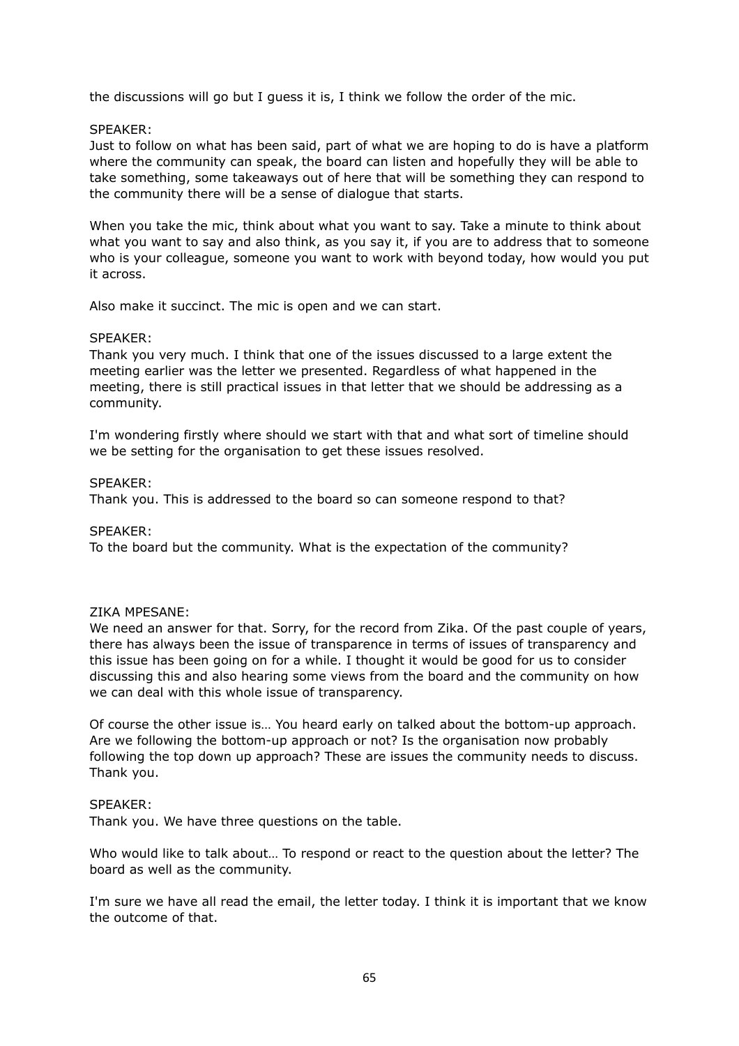the discussions will go but I guess it is, I think we follow the order of the mic.

SPEAKER:
Just to follow on what has been said, part of what we are hoping to do is have a platform where the community can speak, the board can listen and hopefully they will be able to take something, some takeaways out of here that will be something they can respond to the community there will be a sense of dialogue that starts.

When you take the mic, think about what you want to say. Take a minute to think about what you want to say and also think, as you say it, if you are to address that to someone who is your colleague, someone you want to work with beyond today, how would you put it across.

Also make it succinct. The mic is open and we can start.

SPEAKER:
Thank you very much. I think that one of the issues discussed to a large extent the meeting earlier was the letter we presented. Regardless of what happened in the meeting, there is still practical issues in that letter that we should be addressing as a community.

I'm wondering firstly where should we start with that and what sort of timeline should we be setting for the organisation to get these issues resolved.

SPEAKER:
Thank you. This is addressed to the board so can someone respond to that?

SPEAKER:
To the board but the community. What is the expectation of the community?

ZIKA MPESANE:
We need an answer for that. Sorry, for the record from Zika. Of the past couple of years, there has always been the issue of transparence in terms of issues of transparency and this issue has been going on for a while. I thought it would be good for us to consider discussing this and also hearing some views from the board and the community on how we can deal with this whole issue of transparency.

Of course the other issue is… You heard early on talked about the bottom-up approach. Are we following the bottom-up approach or not? Is the organisation now probably following the top down up approach? These are issues the community needs to discuss. Thank you.

SPEAKER:
Thank you. We have three questions on the table.

Who would like to talk about… To respond or react to the question about the letter? The board as well as the community.

I'm sure we have all read the email, the letter today. I think it is important that we know the outcome of that.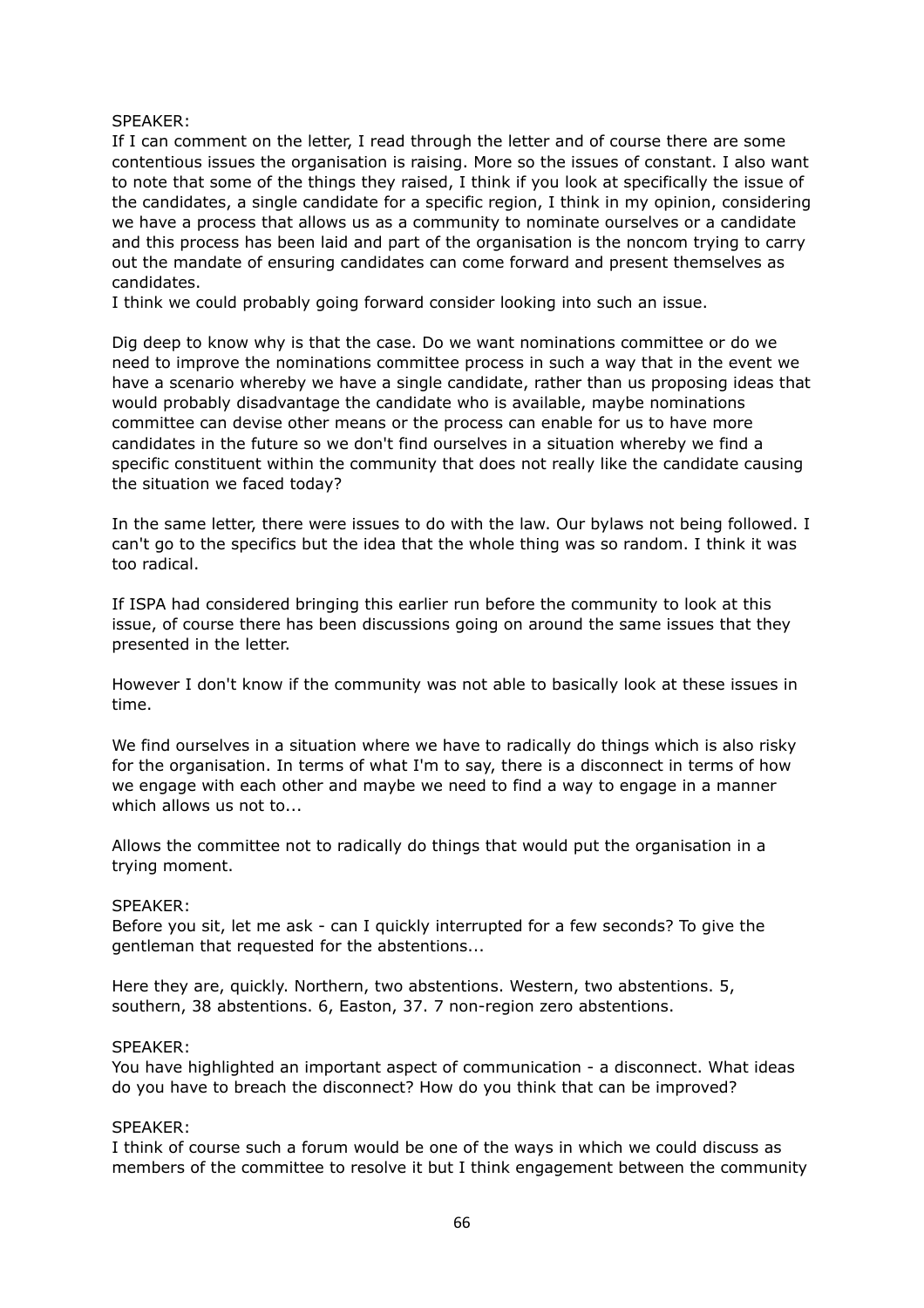SPEAKER:
If I can comment on the letter, I read through the letter and of course there are some contentious issues the organisation is raising. More so the issues of constant. I also want to note that some of the things they raised, I think if you look at specifically the issue of the candidates, a single candidate for a specific region, I think in my opinion, considering we have a process that allows us as a community to nominate ourselves or a candidate and this process has been laid and part of the organisation is the noncom trying to carry out the mandate of ensuring candidates can come forward and present themselves as candidates.
I think we could probably going forward consider looking into such an issue.

Dig deep to know why is that the case. Do we want nominations committee or do we need to improve the nominations committee process in such a way that in the event we have a scenario whereby we have a single candidate, rather than us proposing ideas that would probably disadvantage the candidate who is available, maybe nominations committee can devise other means or the process can enable for us to have more candidates in the future so we don't find ourselves in a situation whereby we find a specific constituent within the community that does not really like the candidate causing the situation we faced today?

In the same letter, there were issues to do with the law. Our bylaws not being followed. I can't go to the specifics but the idea that the whole thing was so random. I think it was too radical.

If ISPA had considered bringing this earlier run before the community to look at this issue, of course there has been discussions going on around the same issues that they presented in the letter.

However I don't know if the community was not able to basically look at these issues in time.

We find ourselves in a situation where we have to radically do things which is also risky for the organisation. In terms of what I'm to say, there is a disconnect in terms of how we engage with each other and maybe we need to find a way to engage in a manner which allows us not to...

Allows the committee not to radically do things that would put the organisation in a trying moment.

SPEAKER:
Before you sit, let me ask - can I quickly interrupted for a few seconds? To give the gentleman that requested for the abstentions...

Here they are, quickly. Northern, two abstentions. Western, two abstentions. 5, southern, 38 abstentions. 6, Easton, 37. 7 non-region zero abstentions.

SPEAKER:
You have highlighted an important aspect of communication - a disconnect. What ideas do you have to breach the disconnect? How do you think that can be improved?

SPEAKER:
I think of course such a forum would be one of the ways in which we could discuss as members of the committee to resolve it but I think engagement between the community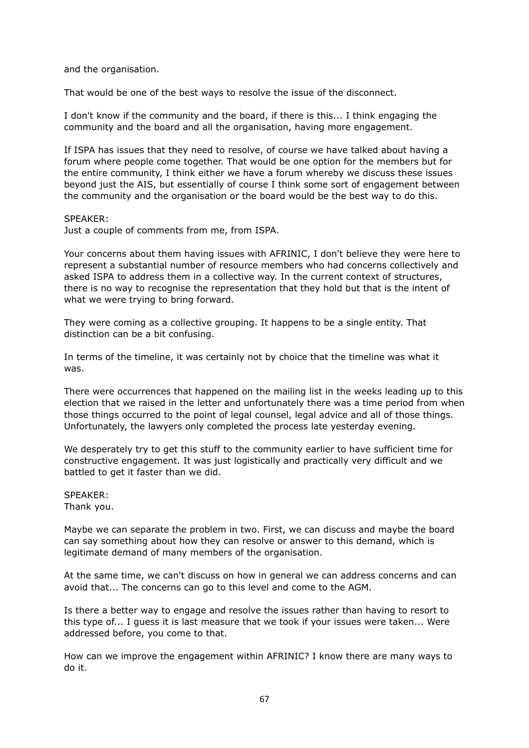and the organisation.

That would be one of the best ways to resolve the issue of the disconnect.

I don't know if the community and the board, if there is this... I think engaging the community and the board and all the organisation, having more engagement.

If ISPA has issues that they need to resolve, of course we have talked about having a forum where people come together. That would be one option for the members but for the entire community, I think either we have a forum whereby we discuss these issues beyond just the AIS, but essentially of course I think some sort of engagement between the community and the organisation or the board would be the best way to do this.

SPEAKER:
Just a couple of comments from me, from ISPA.

Your concerns about them having issues with AFRINIC, I don't believe they were here to represent a substantial number of resource members who had concerns collectively and asked ISPA to address them in a collective way. In the current context of structures, there is no way to recognise the representation that they hold but that is the intent of what we were trying to bring forward.

They were coming as a collective grouping. It happens to be a single entity. That distinction can be a bit confusing.

In terms of the timeline, it was certainly not by choice that the timeline was what it was.

There were occurrences that happened on the mailing list in the weeks leading up to this election that we raised in the letter and unfortunately there was a time period from when those things occurred to the point of legal counsel, legal advice and all of those things. Unfortunately, the lawyers only completed the process late yesterday evening.

We desperately try to get this stuff to the community earlier to have sufficient time for constructive engagement. It was just logistically and practically very difficult and we battled to get it faster than we did.

SPEAKER:
Thank you.

Maybe we can separate the problem in two. First, we can discuss and maybe the board can say something about how they can resolve or answer to this demand, which is legitimate demand of many members of the organisation.

At the same time, we can't discuss on how in general we can address concerns and can avoid that... The concerns can go to this level and come to the AGM.

Is there a better way to engage and resolve the issues rather than having to resort to this type of... I guess it is last measure that we took if your issues were taken... Were addressed before, you come to that.

How can we improve the engagement within AFRINIC? I know there are many ways to do it.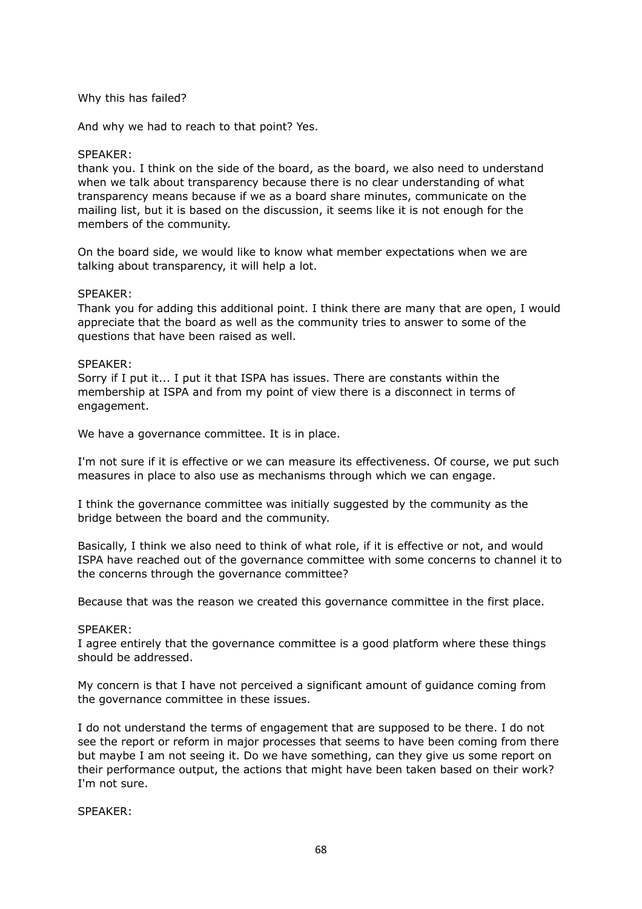Why this has failed?

And why we had to reach to that point? Yes.

SPEAKER:
thank you. I think on the side of the board, as the board, we also need to understand when we talk about transparency because there is no clear understanding of what transparency means because if we as a board share minutes, communicate on the mailing list, but it is based on the discussion, it seems like it is not enough for the members of the community.

On the board side, we would like to know what member expectations when we are talking about transparency, it will help a lot.

SPEAKER:
Thank you for adding this additional point. I think there are many that are open, I would appreciate that the board as well as the community tries to answer to some of the questions that have been raised as well.

SPEAKER:
Sorry if I put it... I put it that ISPA has issues. There are constants within the membership at ISPA and from my point of view there is a disconnect in terms of engagement.

We have a governance committee. It is in place.

I'm not sure if it is effective or we can measure its effectiveness. Of course, we put such measures in place to also use as mechanisms through which we can engage.

I think the governance committee was initially suggested by the community as the bridge between the board and the community.

Basically, I think we also need to think of what role, if it is effective or not, and would ISPA have reached out of the governance committee with some concerns to channel it to the concerns through the governance committee?

Because that was the reason we created this governance committee in the first place.

SPEAKER:
I agree entirely that the governance committee is a good platform where these things should be addressed.

My concern is that I have not perceived a significant amount of guidance coming from the governance committee in these issues.

I do not understand the terms of engagement that are supposed to be there. I do not see the report or reform in major processes that seems to have been coming from there but maybe I am not seeing it. Do we have something, can they give us some report on their performance output, the actions that might have been taken based on their work? I'm not sure.

SPEAKER: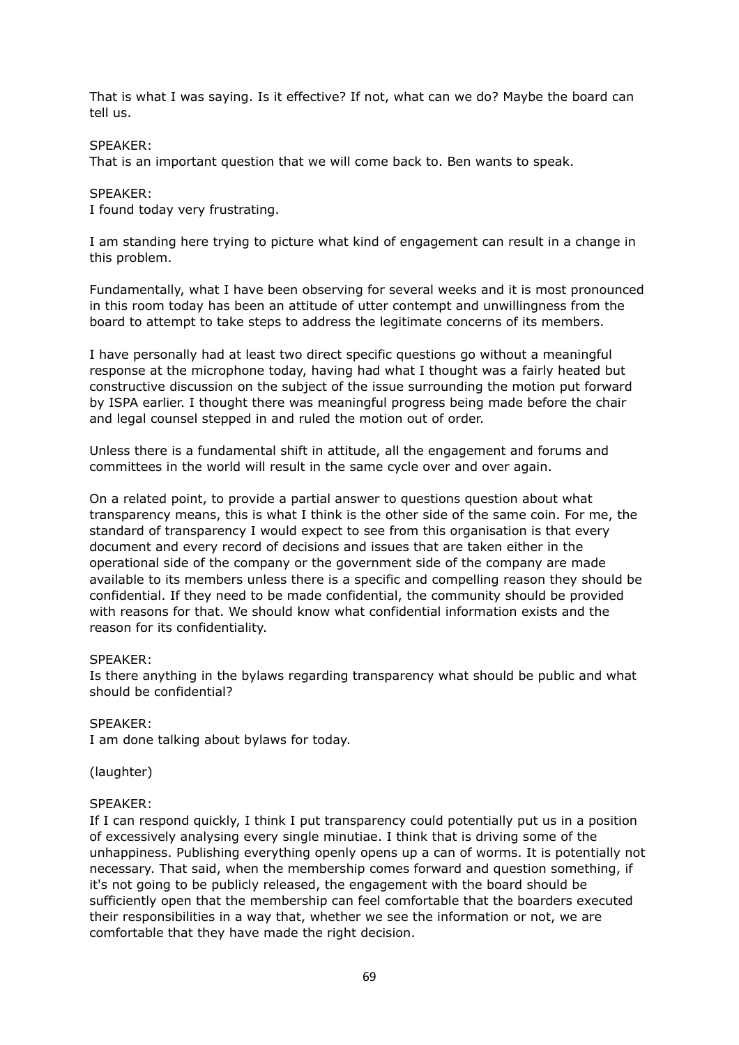That is what I was saying. Is it effective? If not, what can we do? Maybe the board can tell us.

SPEAKER:
That is an important question that we will come back to. Ben wants to speak.

SPEAKER:
I found today very frustrating.

I am standing here trying to picture what kind of engagement can result in a change in this problem.

Fundamentally, what I have been observing for several weeks and it is most pronounced in this room today has been an attitude of utter contempt and unwillingness from the board to attempt to take steps to address the legitimate concerns of its members.

I have personally had at least two direct specific questions go without a meaningful response at the microphone today, having had what I thought was a fairly heated but constructive discussion on the subject of the issue surrounding the motion put forward by ISPA earlier. I thought there was meaningful progress being made before the chair and legal counsel stepped in and ruled the motion out of order.

Unless there is a fundamental shift in attitude, all the engagement and forums and committees in the world will result in the same cycle over and over again.

On a related point, to provide a partial answer to questions question about what transparency means, this is what I think is the other side of the same coin. For me, the standard of transparency I would expect to see from this organisation is that every document and every record of decisions and issues that are taken either in the operational side of the company or the government side of the company are made available to its members unless there is a specific and compelling reason they should be confidential. If they need to be made confidential, the community should be provided with reasons for that. We should know what confidential information exists and the reason for its confidentiality.

SPEAKER:
Is there anything in the bylaws regarding transparency what should be public and what should be confidential?

SPEAKER:
I am done talking about bylaws for today.

(laughter)

SPEAKER:
If I can respond quickly, I think I put transparency could potentially put us in a position of excessively analysing every single minutiae. I think that is driving some of the unhappiness. Publishing everything openly opens up a can of worms. It is potentially not necessary. That said, when the membership comes forward and question something, if it's not going to be publicly released, the engagement with the board should be sufficiently open that the membership can feel comfortable that the boarders executed their responsibilities in a way that, whether we see the information or not, we are comfortable that they have made the right decision.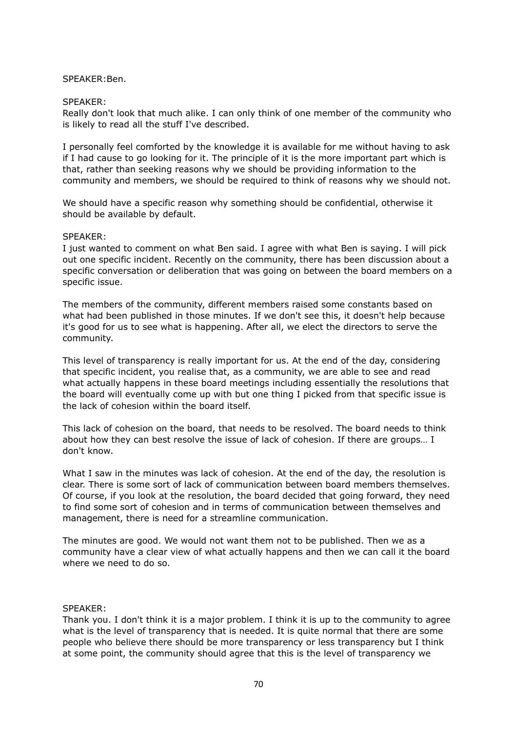SPEAKER:Ben.

SPEAKER:
Really don't look that much alike. I can only think of one member of the community who is likely to read all the stuff I've described.

I personally feel comforted by the knowledge it is available for me without having to ask if I had cause to go looking for it. The principle of it is the more important part which is that, rather than seeking reasons why we should be providing information to the community and members, we should be required to think of reasons why we should not.

We should have a specific reason why something should be confidential, otherwise it should be available by default.

SPEAKER:
I just wanted to comment on what Ben said. I agree with what Ben is saying. I will pick out one specific incident. Recently on the community, there has been discussion about a specific conversation or deliberation that was going on between the board members on a specific issue.

The members of the community, different members raised some constants based on what had been published in those minutes. If we don't see this, it doesn't help because it's good for us to see what is happening. After all, we elect the directors to serve the community.

This level of transparency is really important for us. At the end of the day, considering that specific incident, you realise that, as a community, we are able to see and read what actually happens in these board meetings including essentially the resolutions that the board will eventually come up with but one thing I picked from that specific issue is the lack of cohesion within the board itself.

This lack of cohesion on the board, that needs to be resolved. The board needs to think about how they can best resolve the issue of lack of cohesion. If there are groups… I don't know.

What I saw in the minutes was lack of cohesion. At the end of the day, the resolution is clear. There is some sort of lack of communication between board members themselves. Of course, if you look at the resolution, the board decided that going forward, they need to find some sort of cohesion and in terms of communication between themselves and management, there is need for a streamline communication.

The minutes are good. We would not want them not to be published. Then we as a community have a clear view of what actually happens and then we can call it the board where we need to do so.

SPEAKER:
Thank you. I don't think it is a major problem. I think it is up to the community to agree what is the level of transparency that is needed. It is quite normal that there are some people who believe there should be more transparency or less transparency but I think at some point, the community should agree that this is the level of transparency we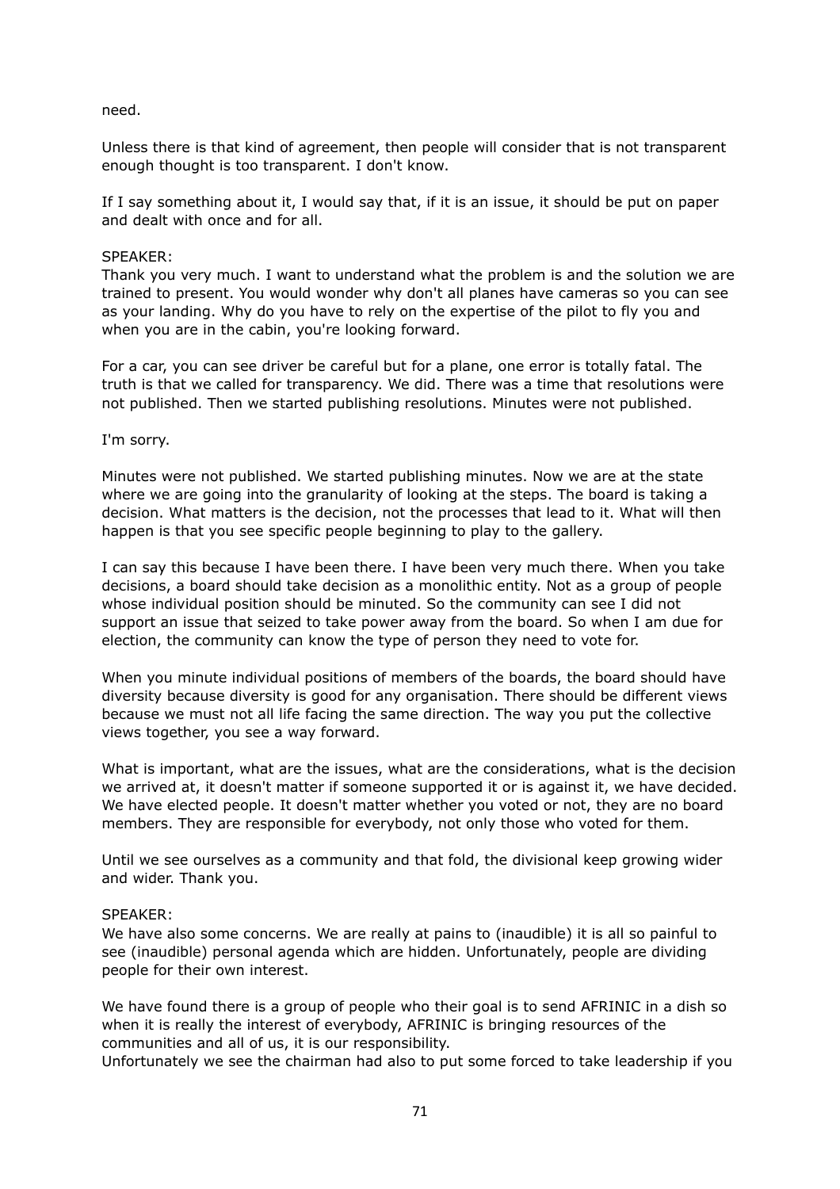need.

Unless there is that kind of agreement, then people will consider that is not transparent enough thought is too transparent. I don't know.

If I say something about it, I would say that, if it is an issue, it should be put on paper and dealt with once and for all.

SPEAKER:
Thank you very much. I want to understand what the problem is and the solution we are trained to present. You would wonder why don't all planes have cameras so you can see as your landing. Why do you have to rely on the expertise of the pilot to fly you and when you are in the cabin, you're looking forward.

For a car, you can see driver be careful but for a plane, one error is totally fatal. The truth is that we called for transparency. We did. There was a time that resolutions were not published. Then we started publishing resolutions. Minutes were not published.

I'm sorry.

Minutes were not published. We started publishing minutes. Now we are at the state where we are going into the granularity of looking at the steps. The board is taking a decision. What matters is the decision, not the processes that lead to it. What will then happen is that you see specific people beginning to play to the gallery.

I can say this because I have been there. I have been very much there. When you take decisions, a board should take decision as a monolithic entity. Not as a group of people whose individual position should be minuted. So the community can see I did not support an issue that seized to take power away from the board. So when I am due for election, the community can know the type of person they need to vote for.

When you minute individual positions of members of the boards, the board should have diversity because diversity is good for any organisation. There should be different views because we must not all life facing the same direction. The way you put the collective views together, you see a way forward.

What is important, what are the issues, what are the considerations, what is the decision we arrived at, it doesn't matter if someone supported it or is against it, we have decided. We have elected people. It doesn't matter whether you voted or not, they are no board members. They are responsible for everybody, not only those who voted for them.

Until we see ourselves as a community and that fold, the divisional keep growing wider and wider. Thank you.

SPEAKER:
We have also some concerns. We are really at pains to (inaudible) it is all so painful to see (inaudible) personal agenda which are hidden. Unfortunately, people are dividing people for their own interest.

We have found there is a group of people who their goal is to send AFRINIC in a dish so when it is really the interest of everybody, AFRINIC is bringing resources of the communities and all of us, it is our responsibility.
Unfortunately we see the chairman had also to put some forced to take leadership if you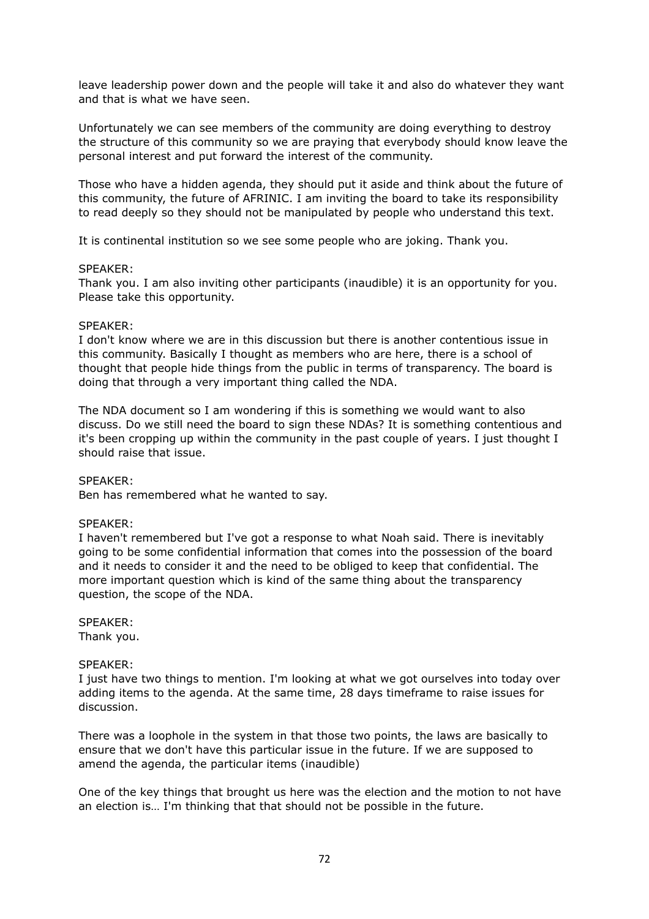leave leadership power down and the people will take it and also do whatever they want and that is what we have seen.

Unfortunately we can see members of the community are doing everything to destroy the structure of this community so we are praying that everybody should know leave the personal interest and put forward the interest of the community.

Those who have a hidden agenda, they should put it aside and think about the future of this community, the future of AFRINIC. I am inviting the board to take its responsibility to read deeply so they should not be manipulated by people who understand this text.

It is continental institution so we see some people who are joking. Thank you.

SPEAKER:
Thank you. I am also inviting other participants (inaudible) it is an opportunity for you. Please take this opportunity.

SPEAKER:
I don't know where we are in this discussion but there is another contentious issue in this community. Basically I thought as members who are here, there is a school of thought that people hide things from the public in terms of transparency. The board is doing that through a very important thing called the NDA.

The NDA document so I am wondering if this is something we would want to also discuss. Do we still need the board to sign these NDAs? It is something contentious and it's been cropping up within the community in the past couple of years. I just thought I should raise that issue.

SPEAKER:
Ben has remembered what he wanted to say.

SPEAKER:
I haven't remembered but I've got a response to what Noah said. There is inevitably going to be some confidential information that comes into the possession of the board and it needs to consider it and the need to be obliged to keep that confidential. The more important question which is kind of the same thing about the transparency question, the scope of the NDA.

SPEAKER:
Thank you.

SPEAKER:
I just have two things to mention. I'm looking at what we got ourselves into today over adding items to the agenda. At the same time, 28 days timeframe to raise issues for discussion.

There was a loophole in the system in that those two points, the laws are basically to ensure that we don't have this particular issue in the future. If we are supposed to amend the agenda, the particular items (inaudible)

One of the key things that brought us here was the election and the motion to not have an election is… I'm thinking that that should not be possible in the future.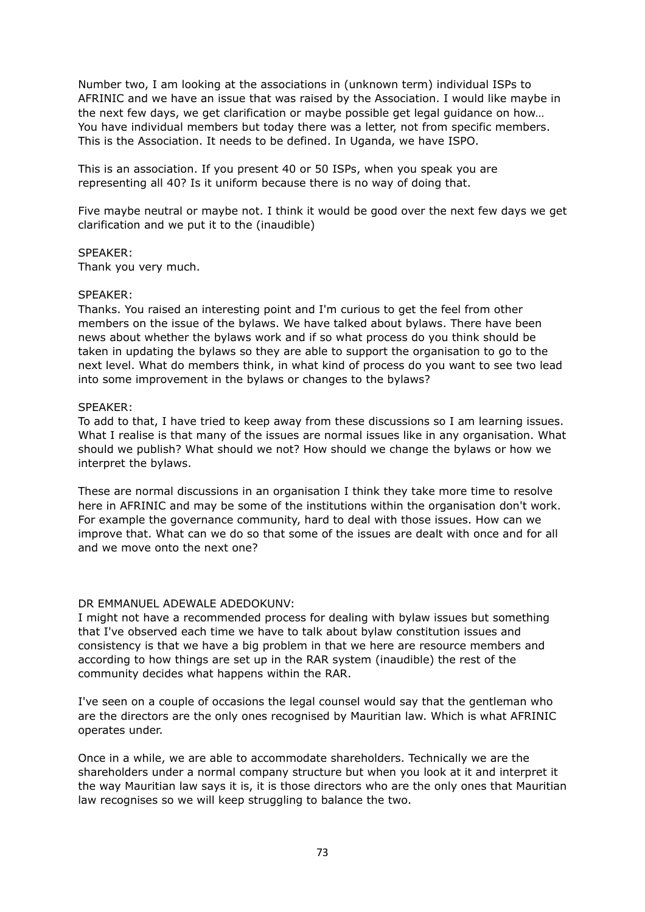Number two, I am looking at the associations in (unknown term) individual ISPs to AFRINIC and we have an issue that was raised by the Association. I would like maybe in the next few days, we get clarification or maybe possible get legal guidance on how… You have individual members but today there was a letter, not from specific members. This is the Association. It needs to be defined. In Uganda, we have ISPO.

This is an association. If you present 40 or 50 ISPs, when you speak you are representing all 40? Is it uniform because there is no way of doing that.

Five maybe neutral or maybe not. I think it would be good over the next few days we get clarification and we put it to the (inaudible)

SPEAKER:
Thank you very much.

SPEAKER:
Thanks. You raised an interesting point and I'm curious to get the feel from other members on the issue of the bylaws. We have talked about bylaws. There have been news about whether the bylaws work and if so what process do you think should be taken in updating the bylaws so they are able to support the organisation to go to the next level. What do members think, in what kind of process do you want to see two lead into some improvement in the bylaws or changes to the bylaws?

SPEAKER:
To add to that, I have tried to keep away from these discussions so I am learning issues. What I realise is that many of the issues are normal issues like in any organisation. What should we publish? What should we not? How should we change the bylaws or how we interpret the bylaws.

These are normal discussions in an organisation I think they take more time to resolve here in AFRINIC and may be some of the institutions within the organisation don't work. For example the governance community, hard to deal with those issues. How can we improve that. What can we do so that some of the issues are dealt with once and for all and we move onto the next one?

DR EMMANUEL ADEWALE ADEDOKUNV:
I might not have a recommended process for dealing with bylaw issues but something that I've observed each time we have to talk about bylaw constitution issues and consistency is that we have a big problem in that we here are resource members and according to how things are set up in the RAR system (inaudible) the rest of the community decides what happens within the RAR.

I've seen on a couple of occasions the legal counsel would say that the gentleman who are the directors are the only ones recognised by Mauritian law. Which is what AFRINIC operates under.

Once in a while, we are able to accommodate shareholders. Technically we are the shareholders under a normal company structure but when you look at it and interpret it the way Mauritian law says it is, it is those directors who are the only ones that Mauritian law recognises so we will keep struggling to balance the two.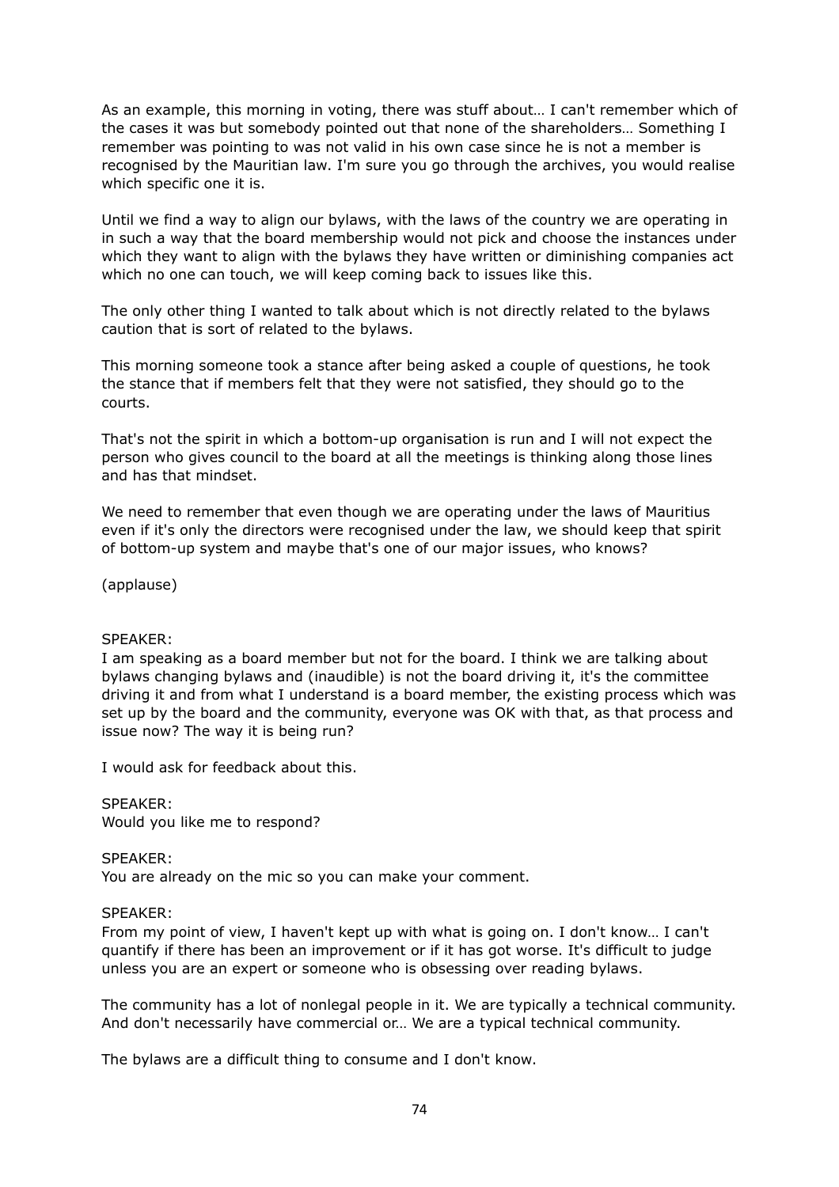As an example, this morning in voting, there was stuff about… I can't remember which of the cases it was but somebody pointed out that none of the shareholders… Something I remember was pointing to was not valid in his own case since he is not a member is recognised by the Mauritian law. I'm sure you go through the archives, you would realise which specific one it is.

Until we find a way to align our bylaws, with the laws of the country we are operating in in such a way that the board membership would not pick and choose the instances under which they want to align with the bylaws they have written or diminishing companies act which no one can touch, we will keep coming back to issues like this.

The only other thing I wanted to talk about which is not directly related to the bylaws caution that is sort of related to the bylaws.

This morning someone took a stance after being asked a couple of questions, he took the stance that if members felt that they were not satisfied, they should go to the courts.

That's not the spirit in which a bottom-up organisation is run and I will not expect the person who gives council to the board at all the meetings is thinking along those lines and has that mindset.

We need to remember that even though we are operating under the laws of Mauritius even if it's only the directors were recognised under the law, we should keep that spirit of bottom-up system and maybe that's one of our major issues, who knows?

(applause)

SPEAKER:
I am speaking as a board member but not for the board. I think we are talking about bylaws changing bylaws and (inaudible) is not the board driving it, it's the committee driving it and from what I understand is a board member, the existing process which was set up by the board and the community, everyone was OK with that, as that process and issue now? The way it is being run?

I would ask for feedback about this.

SPEAKER:
Would you like me to respond?

SPEAKER:
You are already on the mic so you can make your comment.

SPEAKER:
From my point of view, I haven't kept up with what is going on. I don't know… I can't quantify if there has been an improvement or if it has got worse. It's difficult to judge unless you are an expert or someone who is obsessing over reading bylaws.

The community has a lot of nonlegal people in it. We are typically a technical community. And don't necessarily have commercial or… We are a typical technical community.

The bylaws are a difficult thing to consume and I don't know.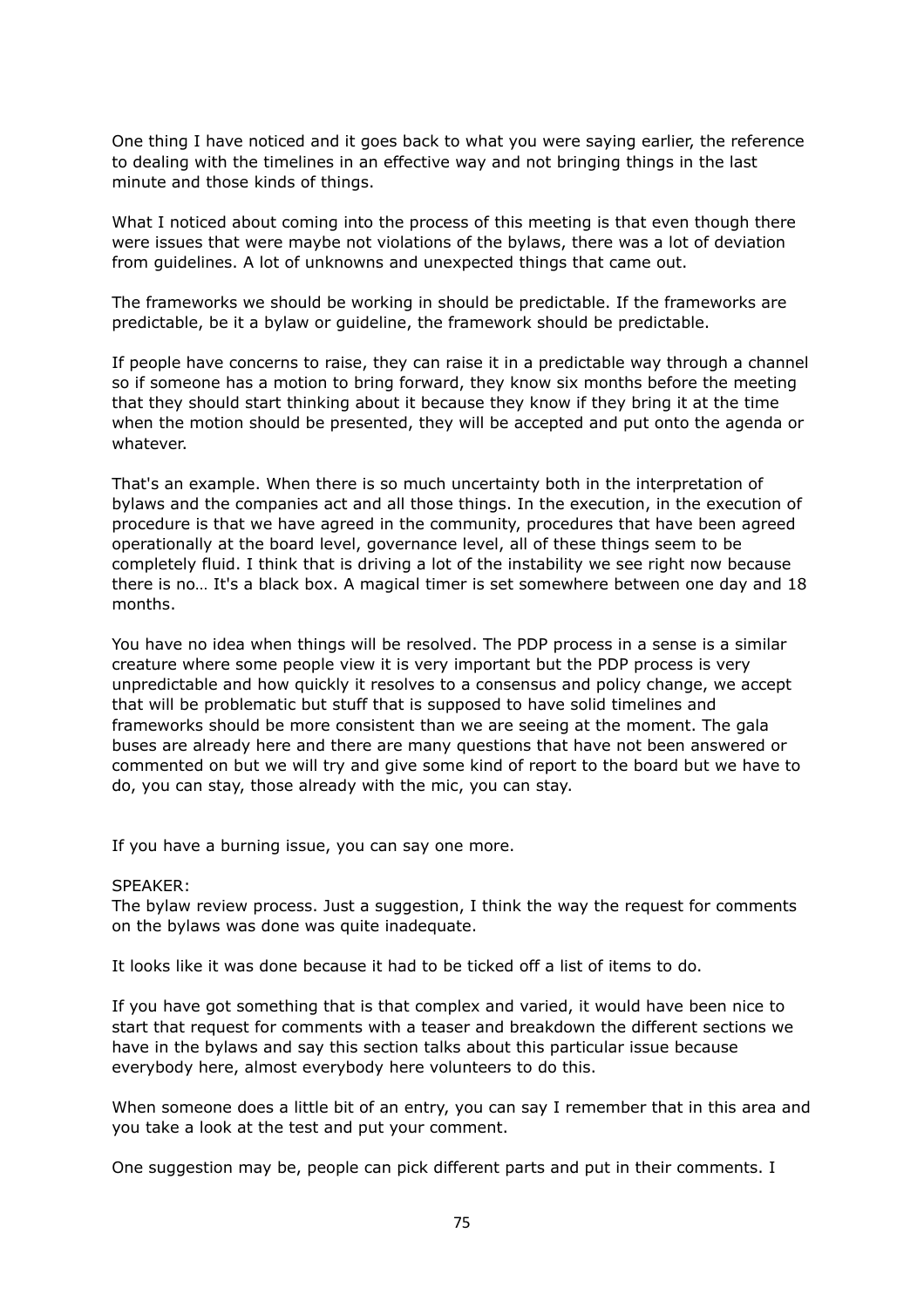One thing I have noticed and it goes back to what you were saying earlier, the reference to dealing with the timelines in an effective way and not bringing things in the last minute and those kinds of things.

What I noticed about coming into the process of this meeting is that even though there were issues that were maybe not violations of the bylaws, there was a lot of deviation from guidelines. A lot of unknowns and unexpected things that came out.

The frameworks we should be working in should be predictable. If the frameworks are predictable, be it a bylaw or guideline, the framework should be predictable.

If people have concerns to raise, they can raise it in a predictable way through a channel so if someone has a motion to bring forward, they know six months before the meeting that they should start thinking about it because they know if they bring it at the time when the motion should be presented, they will be accepted and put onto the agenda or whatever.

That's an example. When there is so much uncertainty both in the interpretation of bylaws and the companies act and all those things. In the execution, in the execution of procedure is that we have agreed in the community, procedures that have been agreed operationally at the board level, governance level, all of these things seem to be completely fluid. I think that is driving a lot of the instability we see right now because there is no… It's a black box. A magical timer is set somewhere between one day and 18 months.

You have no idea when things will be resolved. The PDP process in a sense is a similar creature where some people view it is very important but the PDP process is very unpredictable and how quickly it resolves to a consensus and policy change, we accept that will be problematic but stuff that is supposed to have solid timelines and frameworks should be more consistent than we are seeing at the moment. The gala buses are already here and there are many questions that have not been answered or commented on but we will try and give some kind of report to the board but we have to do, you can stay, those already with the mic, you can stay.

If you have a burning issue, you can say one more.

SPEAKER:
The bylaw review process. Just a suggestion, I think the way the request for comments on the bylaws was done was quite inadequate.

It looks like it was done because it had to be ticked off a list of items to do.

If you have got something that is that complex and varied, it would have been nice to start that request for comments with a teaser and breakdown the different sections we have in the bylaws and say this section talks about this particular issue because everybody here, almost everybody here volunteers to do this.

When someone does a little bit of an entry, you can say I remember that in this area and you take a look at the test and put your comment.

One suggestion may be, people can pick different parts and put in their comments. I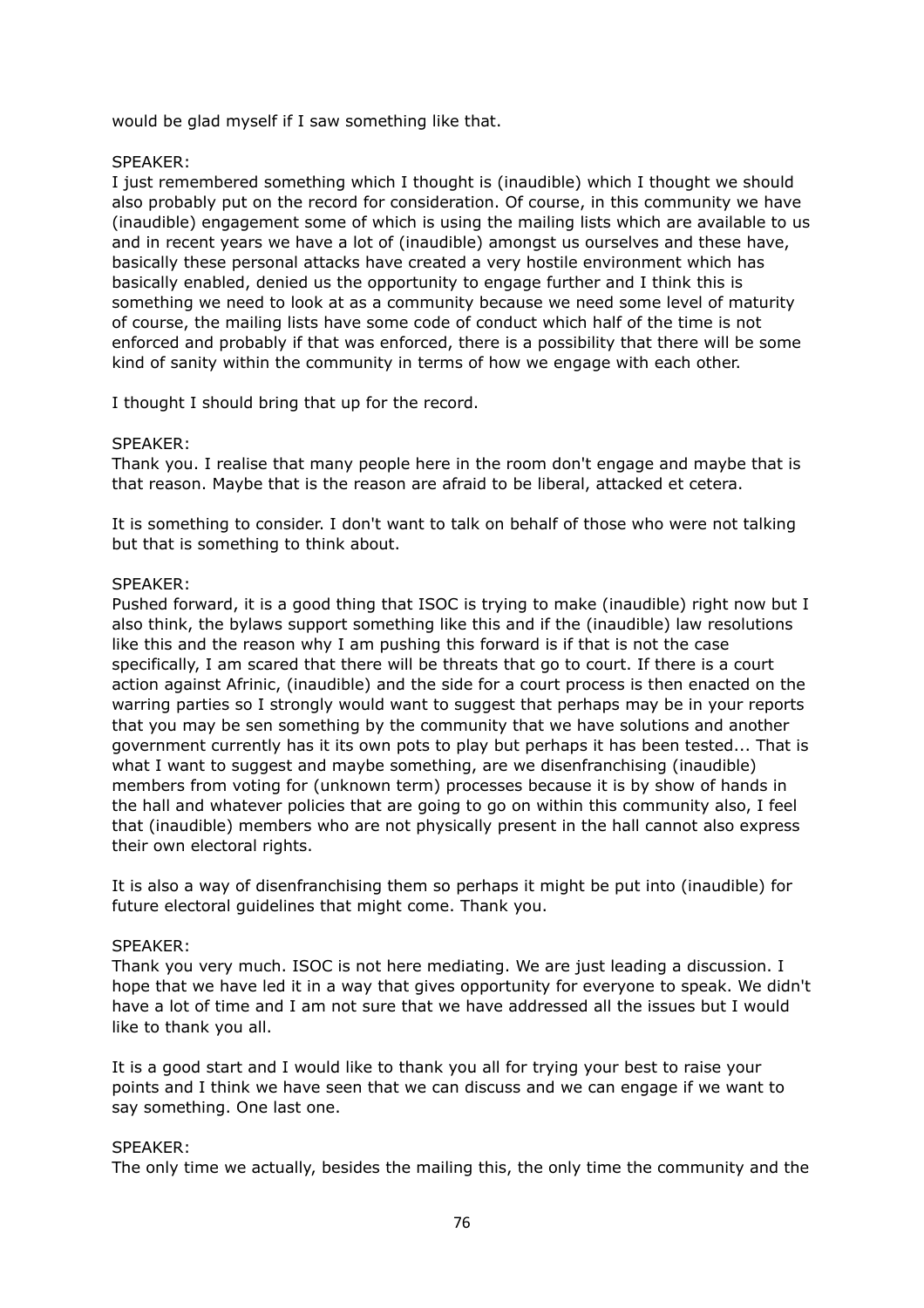would be glad myself if I saw something like that.

SPEAKER:
I just remembered something which I thought is (inaudible) which I thought we should also probably put on the record for consideration. Of course, in this community we have (inaudible) engagement some of which is using the mailing lists which are available to us and in recent years we have a lot of (inaudible) amongst us ourselves and these have, basically these personal attacks have created a very hostile environment which has basically enabled, denied us the opportunity to engage further and I think this is something we need to look at as a community because we need some level of maturity of course, the mailing lists have some code of conduct which half of the time is not enforced and probably if that was enforced, there is a possibility that there will be some kind of sanity within the community in terms of how we engage with each other.

I thought I should bring that up for the record.

SPEAKER:
Thank you. I realise that many people here in the room don't engage and maybe that is that reason. Maybe that is the reason are afraid to be liberal, attacked et cetera.

It is something to consider. I don't want to talk on behalf of those who were not talking but that is something to think about.

SPEAKER:
Pushed forward, it is a good thing that ISOC is trying to make (inaudible) right now but I also think, the bylaws support something like this and if the (inaudible) law resolutions like this and the reason why I am pushing this forward is if that is not the case specifically, I am scared that there will be threats that go to court. If there is a court action against Afrinic, (inaudible) and the side for a court process is then enacted on the warring parties so I strongly would want to suggest that perhaps may be in your reports that you may be sen something by the community that we have solutions and another government currently has it its own pots to play but perhaps it has been tested... That is what I want to suggest and maybe something, are we disenfranchising (inaudible) members from voting for (unknown term) processes because it is by show of hands in the hall and whatever policies that are going to go on within this community also, I feel that (inaudible) members who are not physically present in the hall cannot also express their own electoral rights.

It is also a way of disenfranchising them so perhaps it might be put into (inaudible) for future electoral guidelines that might come. Thank you.

SPEAKER:
Thank you very much. ISOC is not here mediating. We are just leading a discussion. I hope that we have led it in a way that gives opportunity for everyone to speak. We didn't have a lot of time and I am not sure that we have addressed all the issues but I would like to thank you all.

It is a good start and I would like to thank you all for trying your best to raise your points and I think we have seen that we can discuss and we can engage if we want to say something. One last one.

SPEAKER:
The only time we actually, besides the mailing this, the only time the community and the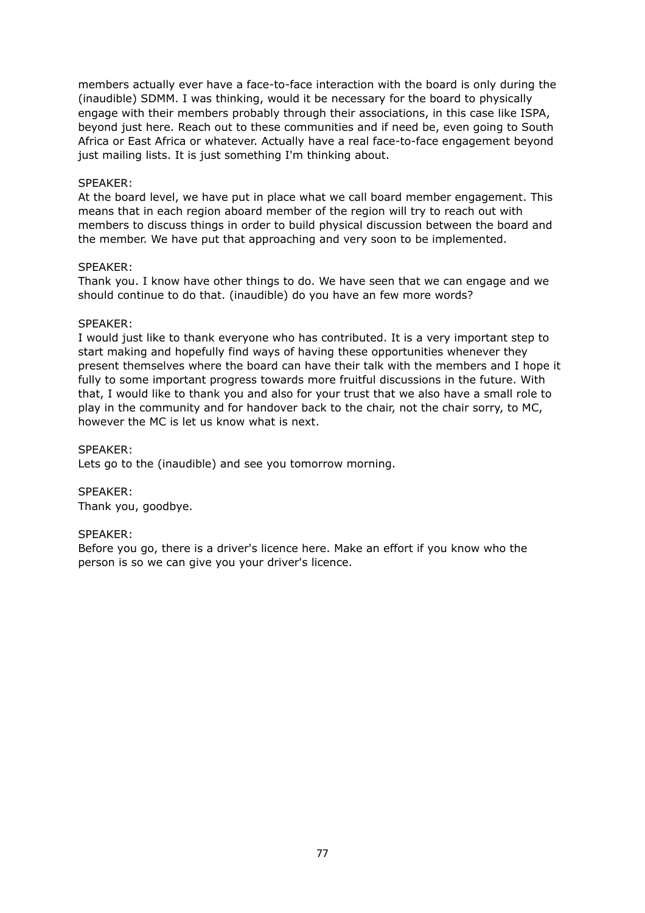members actually ever have a face-to-face interaction with the board is only during the (inaudible) SDMM. I was thinking, would it be necessary for the board to physically engage with their members probably through their associations, in this case like ISPA, beyond just here. Reach out to these communities and if need be, even going to South Africa or East Africa or whatever. Actually have a real face-to-face engagement beyond just mailing lists. It is just something I'm thinking about.

SPEAKER:
At the board level, we have put in place what we call board member engagement. This means that in each region aboard member of the region will try to reach out with members to discuss things in order to build physical discussion between the board and the member. We have put that approaching and very soon to be implemented.

SPEAKER:
Thank you. I know have other things to do. We have seen that we can engage and we should continue to do that. (inaudible) do you have an few more words?

SPEAKER:
I would just like to thank everyone who has contributed. It is a very important step to start making and hopefully find ways of having these opportunities whenever they present themselves where the board can have their talk with the members and I hope it fully to some important progress towards more fruitful discussions in the future. With that, I would like to thank you and also for your trust that we also have a small role to play in the community and for handover back to the chair, not the chair sorry, to MC, however the MC is let us know what is next.

SPEAKER:
Lets go to the (inaudible) and see you tomorrow morning.

SPEAKER:
Thank you, goodbye.

SPEAKER:
Before you go, there is a driver's licence here. Make an effort if you know who the person is so we can give you your driver's licence.